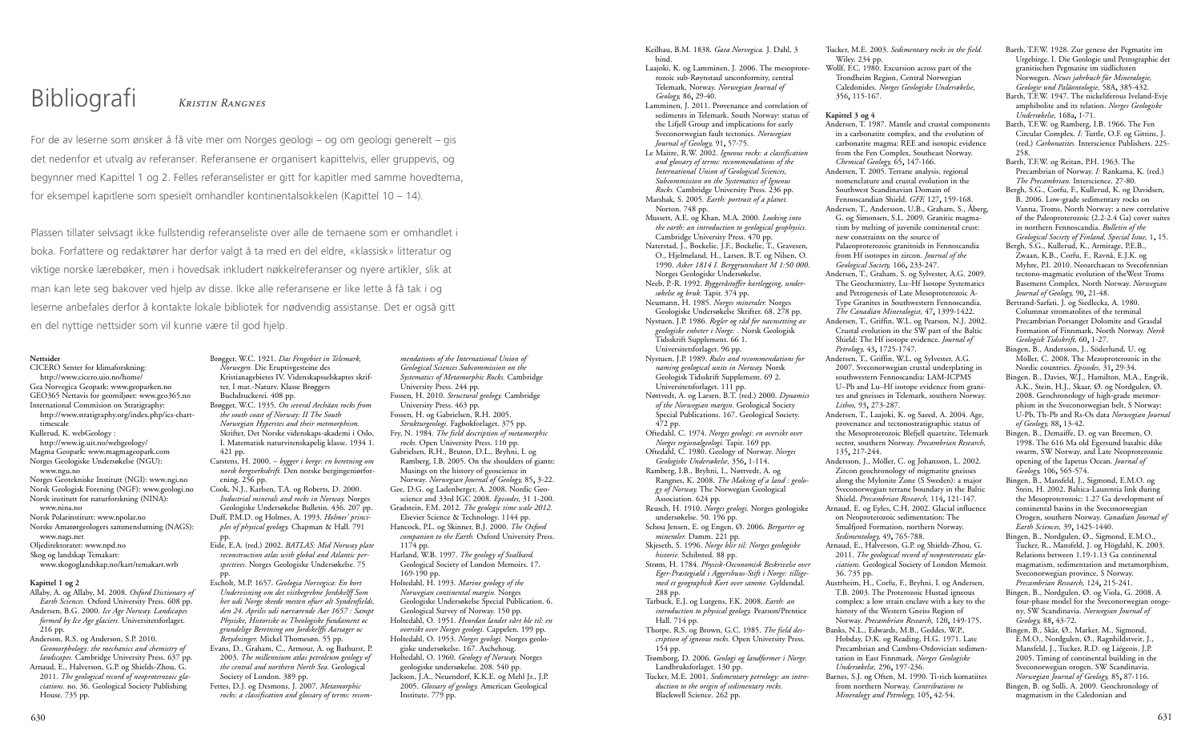# Bibliografi

*Kristin Rangnes*

For de av leserne som ønsker å få vite mer om Norges geologi – og om geologi generelt – gis det nedenfor et utvalg av referanser. Referansene er organisert kapittelvis, eller gruppevis, og begynner med Kapittel 1 og 2. Felles referanselister er gitt for kapitler med samme hovedtema, for eksempel kapitlene som spesielt omhandler kontinentalsokkelen (Kapittel 10 – 14).

Plassen tillater selvsagt ikke fullstendig referanseliste over alle de temaene som er omhandlet i boka. Forfattere og redaktører har derfor valgt å ta med en del eldre, «klassisk» litteratur og viktige norske lærebøker, men i hovedsak inkludert nøkkelreferanser og nyere artikler, slik at man kan lete seg bakover ved hjelp av disse. Ikke alle referansene er like lette å få tak i og leserne anbefales derfor å kontakte lokale bibliotek for nødvendig assistanse. Det er også gitt en del nyttige nettsider som vil kunne være til god hjelp.

### Nettsider

CICERO Senter for klimaforskning: http://www.cicero.uio.no/home/

Gea Norvegica Geopark: www.geoparken.no

GEO365 Nettavis for geomiljøet: www.geo365.no

International Commision on Stratigraphy: http://www.stratigraphy.org/index.php/ics-chart-timescale

Kullerud, K. webGeology : http://www.ig.uit.no/webgeology/

Magma Geopark: www.magmageopark.com

Norges Geologiske Undersøkelse (NGU): www.ngu.no

Norges Geotekniske Institutt (NGI): www.ngi.no

Norsk Geologisk Forening (NGF): www.geologi.no

Norsk institutt for naturforskning (NINA): www.nina.no

Norsk Polarinstitutt: www.npolar.no

Norske Amatørgeologers sammenslutning (NAGS): www.nags.net

Oljedirektoratet: www.npd.no

Skog og landskap Temakart: www.skogoglandskap.no/kart/temakart.wrb

### Kapittel 1 og 2

Allaby, A. og Allaby, M. 2008. *Oxford Dictionary of Earth Sciences.* Oxford University Press. 608 pp.

Andersen, B.G. 2000. *Ice Age Norway. Landscapes formed by Ice Age glaciers.* Universitetsforlaget. 216 pp.

Anderson, R.S. og Anderson, S.P. 2010. *Geomorphology: the mechanics and chemistry of landscapes.* Cambridge University Press. 637 pp.

Arnaud, E., Halverson, G.P. og Shields-Zhou, G. 2011. *The geological record of neoproterozoic glaciations.* no. 36. Geological Society Publishing House. 735 pp.

Brøgger, W.C. 1921. *Das Fengebiet in Telemark, Norwegen.* Die Eruptivgesteine des Kristianagebietes IV. Videnskapsselskaptes skrifter, I mat.-Naturv. Klasse Brøggers Buchdruckerei. 408 pp.

Brøgger, W.C. 1935. *On several Archæan rocks from the south coast of Norway: II The South Norwegian Hyperites and their metmorphism.* Skrifter, Det Norske videnskaps-akademi i Oslo, I. Matematisk naturvitenskapelig klasse. 1934 1. 421 pp.

Carstens, H. 2000. *– bygger i berge: en beretning om norsk bergverksdrift.* Den norske bergingeniørforening. 256 pp.

Cook, N.J., Karlsen, T.A. og Roberts, D. 2000. *Industrial minerals and rocks in Norway.* Norges Geologiske Undersøkelse Bulletin. 436. 207 pp.

Duff, P.M.D. og Holmes, A. 1993. *Holmes' principles of physical geology.* Chapman & Hall. 791 pp.

Eide, E.A. (red.) 2002. *BATLAS: Mid Norway plate reconstruction atlas with global and Atlantic perspectives.* Norges Geologiske Undersøkelse. 75 pp.

Escholt, M.P. 1657. *Geologia Norvegica: En kort Underviisning om det viitbegrebne Jordskelff Som her udi Norge skeede mesten ofuer alt Syndenfields, den 24. Aprilis udi nærværende Aar 1657 : Sampt Physiske, Historiske oc Theologiske fundament oc grundelige Beretning om Jordskelffs Aarsager oc Betydninger.* Mickel Thomesøn. 55 pp.

Evans, D., Graham, C., Armour, A. og Bathurst, P. 2003. *The millennium atlas petroleum geology of the central and northern North Sea.* Geological Society of London. 389 pp.

Fettes, D.J. og Desmons, J. 2007. *Metamorphic rocks: a classification and glossary of terms: recommendations of the International Union of Geological Sciences Subcommission on the Systematics of Metamorphic Rocks.* Cambridge University Press. 244 pp.

Fossen, H. 2010. *Structural geology.* Cambridge University Press. 463 pp.

Fossen, H. og Gabrielsen, R.H. 2005. *Strukturgeologi.* Fagbokforlaget. 375 pp.

Fry, N. 1984. *The field description of metamorphic rocks.* Open University Press. 110 pp.

Gabrielsen, R.H., Bruton, D.L., Bryhni, I. og Ramberg, I.B. 2005. On the shoulders of giants: Musings on the history of geoscience in Norway. *Norwegian Journal of Geology,* 85, 3-22.

Gee, D.G. og Ladenberger, A. 2008. Nordic Geoscience and 33rd IGC 2008. *Episodes,* 31 1-200.

Gradstein, F.M. 2012. *The geologic time scale 2012.* Elsevier Science & Technology. 1144 pp.

Hancock, P.L. og Skinner, B.J. 2000. *The Oxford companion to the Earth.* Oxford University Press. 1174 pp.

Harland, W.B. 1997. *The geology of Svalbard.* Geological Society of London Memoirs. 17. 169-190 pp.

Holtedahl, H. 1993. *Marine geology of the Norwegian continental margin.* Norges Geologiske Undersøkelse Special Publication. 6. Geological Survey of Norway. 150 pp.

Holtedahl, O. 1951. *Hvordan landet vårt ble til: en oversikt over Norges geologi.* Cappelen. 199 pp.

Holtedahl, O. 1953. *Norges geologi.* Norges geologiske undersøkelse. 167. Aschehoug.

Holtedahl, O. 1960. *Geology of Norway.* Norges geologiske undersøkelse. 208. 540 pp.

Jackson, J.A., Neuendorf, K.K.E. og Mehl Jr., J.P. 2005. *Glossary of geology.* American Geological Institute. 779 pp.

Keilhau, B.M. 1838. *Gæa Norvegica.* J. Dahl, 3 bind.

Laajoki, K. og Lamminen, J. 2006. The mesoproterozoic sub-Røynstaul unconformity, central Telemark, Norway. *Norwegian Journal of Geology,* 86, 29-40.

Lamminen, J. 2011. Provenance and correlation of sediments in Telemark, South Norway: status of the Lifjell Group and implications for early Sveconorwegian fault tectonics. *Norwegian Journal of Geology,* 91, 57-75.

Le Maitre, R.W. 2002. *Igneous rocks: a classification and glossary of terms: recommendations of the International Union of Geological Sciences, Subcommission on the Systematics of Igneous Rocks.* Cambridge University Press. 236 pp.

Marshak, S. 2005. *Earth: portrait of a planet.* Norton. 748 pp.

Mussett, A.E. og Khan, M.A. 2000. *Looking into the earth: an introduction to geological geophysics.* Cambridge University Press. 470 pp.

Naterstad, J., Bockelie, J.F., Bockelie, T., Gravesen, O., Hjelmeland, H., Larsen, B.T. og Nilsen, O. 1990. *Asker 1814 I. Berggrunnskart M 1:50 000.* Norges Geologiske Undersøkelse.

Neeb, P.-R. 1992. *Byggeråstoffer kartlegging, undersøkelse og bruk.* Tapir. 374 pp.

Neumann, H. 1985. *Norges mineraler.* Norges Geologiske Undersøkelse Skrifter. 68. 278 pp.

Nystuen, J.P. 1986. *Regler og råd for navnsetting av geologiske enheter i Norge.* . Norsk Geologisk Tidsskrift Supplement. 66 1. Universitetsforlaget. 96 pp.

Nystuen, J.P. 1989. *Rules and recommendations for naming geological units in Norway.* Norsk Geologisk Tidsskrift Supplement. 69 2. Universitetsforlaget. 111 pp.

Nøttvedt, A. og Larsen, B.T. (red.) 2000. *Dynamics of the Norwegian margin.* Geological Society Special Publications. 167. Geological Society. 472 pp.

Oftedahl, C. 1974. *Norges geologi: en oversikt over Norges regionalgeologi.* Tapir. 169 pp.

Oftedahl, C. 1980. Geology of Norway. *Norges Geologiske Undersøkelse,* 356, 1-114.

Ramberg, I.B., Bryhni, I., Nøttvedt, A. og Rangnes, K. 2008. *The Making of a land : geology of Norway.* The Norwegian Geological Association. 624 pp.

Reusch, H. 1910. *Norges geologi.* Norges geologiske undersøkelse. 50. 196 pp.

Schou Jensen, E. og Engen, Ø. 2006. *Bergarter og mineraler.* Damm. 221 pp.

Skjeseth, S. 1996. *Norge blir til: Norges geologiske historie.* Schibsted. 88 pp.

Strøm, H. 1784. *Physisk-Oeconomisk Beskrivelse over Eger-Præstegiæld i Aggershuus-Stift i Norge: tilligemed et geographisk Kort over samme.* Gyldendal. 288 pp.

Tarbuck, E.J. og Lutgens, F.K. 2008. *Earth: an introduction to physical geology.* Pearson/Prentice Hall. 714 pp.

Thorpe, R.S. og Brown, G.C. 1985. *The field description of igneous rocks.* Open University Press. 154 pp.

Trømborg, D. 2006. *Geologi og landformer i Norge.* Landbruksforlaget. 130 pp.

Tucker, M.E. 2001. *Sedimentary petrology: an introduction to the origin of sedimentary rocks.* Blackwell Science. 262 pp.

Tucker, M.E. 2003. *Sedimentary rocks in the field.* Wiley. 234 pp.

Wolff, F.C. 1980. Excursion across part of the Trondheim Region, Central Norwegian Caledonides. *Norges Geologiske Undersøkelse,* 356, 115-167.

### Kapittel 3 og 4

Andersen, T. 1987. Mantle and crustal components in a carbonatite complex, and the evolution of carbonatite magma: REE and isotopic evidence from the Fen Complex, Southeast Norway. *Chemical Geology,* 65, 147-166.

Andersen, T. 2005. Terrane analysis, regional nomenclature and crustal evolution in the Southwest Scandinavian Domain of Fennoscandian Shield. *GFF,* 127, 159-168.

Andersen, T., Andersson, U.B., Graham, S., Åberg, G. og Simonsen, S.L. 2009. Granitic magmatism by melting of juvenile continental crust: new constraints on the source of Palaeoproterozoic granitoids in Fennoscandia from Hf isotopes in zircon. *Journal of the Geological Society,* 166, 233-247.

Andersen, T., Graham, S. og Sylvester, A.G. 2009. The Geochemistry, Lu–Hf Isotope Systematics and Petrogenesis of Late Mesoproterozoic A-Type Granites in Southwestern Fennoscandia. *The Canadian Mineralogist,* 47, 1399-1422.

Andersen, T., Griffin, W.L. og Pearson, N.J. 2002. Crustal evolution in the SW part of the Baltic Shield: The Hf isotope evidence. *Journal of Petrology,* 43, 1725-1747.

Andersen, T., Griffin, W.L. og Sylvester, A.G. 2007. Sveconorwegian crustal underplating in southwestern Fennoscandia: LAM-ICPMS U–Pb and Lu–Hf isotope evidence from granites and gneisses in Telemark, southern Norway. *Lithos,* 93, 273-287.

Andersen, T., Laajoki, K. og Saeed, A. 2004. Age, provenance and tectonostratigraphic status of the Mesoproterozoic Blefjell quartzite, Telemark sector, southern Norway. *Precambrian Research,* 135, 217-244.

Andersson, J., Möller, C. og Johansson, L. 2002. Zircon geochronology of migmatite gneisses along the Mylonite Zone (S Sweden): a major Sveconorwegian terrane boundary in the Baltic Shield. *Precambrian Research,* 114, 121-147.

Arnaud, E. og Eyles, C.H. 2002. Glacial influence on Neoproterozoic sedimentation: The Smalfjord Formation, northern Norway. *Sedimentology,* 49, 765-788.

Arnaud, E., Halverson, G.P. og Shields-Zhou, G. 2011. *The geological record of neoproterozoic glaciations.* Geological Society of London Memoir. 36. 735 pp.

Austrheim, H., Corfu, F., Bryhni, I. og Andersen, T.B. 2003. The Proterozoic Hustad igneous complex: a low strain enclave with a key to the history of the Western Gneiss Region of Norway. *Precambrian Research,* 120, 149-175.

Banks, N.L., Edwards, M.B., Geddes, W.P., Hobday, D.K. og Reading, H.G. 1971. Late Precambrian and Cambro-Ordovician sedimentation in East Finnmark. *Norges Geologiske Undersøkelse,* 296, 197-236.

Barnes, S.J. og Often, M. 1990. Ti-rich komatiites from northern Norway. *Contributions to Mineralogy and Petrology,* 105, 42-54.

Barth, T.F.W. 1928. Zur genese der Pegmatite im Urgebirge. I. Die Geologie und Petrographie der granitischen Pegmatite im südlichsten Norwegen. *Neues jahrbuch für Mineralogie, Geologie und Paläontologie,* 58A, 385-432.

Barth, T.F.W. 1947. The nickeliferous Iveland-Evje amphibolite and its relation. *Norges Geologiske Undersøkelse,* 168a, 1-71.

Barth, T.F.W. og Ramberg, I.B. 1966. The Fen Circular Complex. *I:* Tuttle, O.F. og Gittins, J. (red.) *Carbonatites.* Interscience Publishers. 225-258.

Barth, T.F.W. og Reitan, P.H. 1963. The Precambrian of Norway. *I:* Rankama, K. (red.) *The Precambrian.* Interscience. 27-80.

Bergh, S.G., Corfu, F., Kullerud, K. og Davidsen, B. 2006. Low-grade sedimentary rocks on Vanna, Troms, North Norway: a new correlative of the Paleoproterozoic (2.2-2.4 Ga) cover suites in northern Fennoscandia. *Bulletin of the Geological Society of Finland, Special Issue,* 1, 15.

Bergh, S.G., Kullerud, K., Armitage, P.E.B., Zwaan, K.B., Corfu, F., Ravnå, E.J.K. og Myhre, P.I. 2010. Neoarchaean to Svecofennian tectono-magmatic evolution of theWest Troms Basement Complex, North Norway. *Norwegian Journal of Geology,* 90, 21-48.

Bertrand-Sarfati, J. og Siedlecka, A. 1980. Columnar stromatolites of the terminal Precambrian Porsanger Dolomite and Grasdal Formation of Finnmark, North Norway. *Norsk Geologisk Tidsskrift,* 60, 1-27.

Bingen, B., Andersson, J., Söderlund, U. og Möller, C. 2008. The Mezoproterozoic in the Nordic countries. *Episodes,* 31, 29-34.

Bingen, B., Davies, W.J., Hamilton, M.A., Engvik, A.K., Stein, H.J., Skaar, Ø. og Nordgulen, Ø. 2008. Geochronology of high-grade metmorphism in the Sveconorwegian belt, S Norway: U-Pb, Th-Pb and Re-Os data *Norwegian Journal of Geology,* 88, 13-42.

Bingen, B., Demaiffe, D. og van Breemen, O. 1998. The 616 Ma old Egersund basaltic dike swarm, SW Norway, and Late Neoproterozoic opening of the Iapetus Ocean. *Journal of Geology,* 106, 565-574.

Bingen, B., Mansfeld, J., Sigmond, E.M.O. og Stein, H. 2002. Baltica-Laurentia link during the Mesoproterozoic: 1.27 Ga development of continental basins in the Sveconorwegian Orogen, southern Norway. *Canadian Journal of Earth Sciences,* 39, 1425-1440.

Bingen, B., Nordgulen, Ø., Sigmond, E.M.O., Tucker, R., Mansfeld, J. og Högdahl, K. 2003. Relations between 1.19-1.13 Ga continental magmatism, sedimentation and metamorphism, Sveconorwegian province, S Norway. *Precambrian Research,* 124, 215-241.

Bingen, B., Nordgulen, Ø. og Viola, G. 2008. A four-phase model for the Sveconorwegian orogeny, SW Scandinavia. *Norwegian Journal of Geology,* 88, 43-72.

Bingen, B., Skår, Ø., Marker, M., Sigmond, E.M.O., Nordgulen, Ø., Ragnhildstveit, J., Mansfeld, J., Tucker, R.D. og Liégeois, J.P. 2005. Timing of continental building in the Sveconorwegian orogen, SW Scandinavia. *Norwegian Journal of Geology,* 85, 87-116.

Bingen, B. og Solli, A. 2009. Geochronology of magmatism in the Caledonian and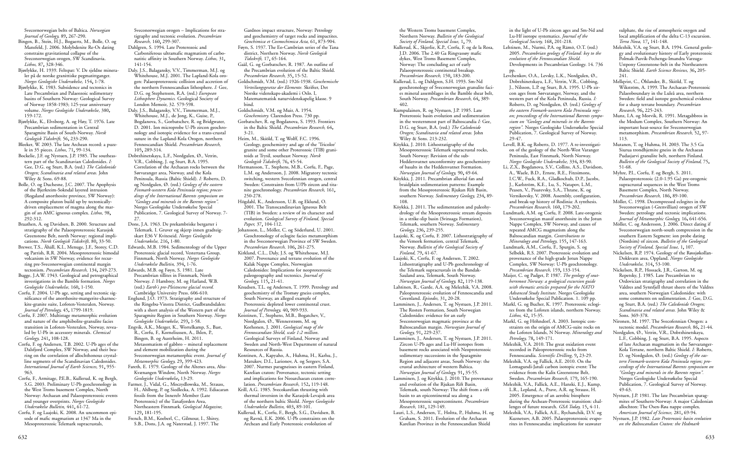Sveconorwegian belts of Baltica. *Norwegian Journal of Geology,* 89**,** 267-290.

Bingen, B., Stein, H.J., Bogaerts, M., Bolle, O. og Mansfeld, J. 2006. Molybdenite Re-Os dating constrains gravitational collapse of the Sveconorwegian orogen, SW Scandinavia. *Lithos,* 87**,** 328-346.

Bjørlykke, H. 1939. Feltspat: V. De sjeldne mineraler på de norske granittiske pegmatittganger. *Norges Geologiske Undersøkelse,* 154**,** 1-78.

Bjørlykke, K. 1983. Subsidence and tectonics in Late Precambrian and Palaeozoic sedimentary basins of Southern Norway: Geological Survey of Norway 1858-1983: 125-year anniversary volume. *Norges Geologiske Undersøkelse,* 380**,** 159-172.

Bjørlykke, K., Elvsborg, A. og Høy, T. 1976. Late Precambrian sedimentation in Central Sparagmite Basin of South-Norway. *Norsk Geologisk Tidsskrift,* 56**,** 233-290.

Bleeker, W. 2003. The late Archean record: a puzzle in 35 pieces. *Lithos,* 71**,** 99-134.

Bockelie, J.F. og Nystuen, J.P. 1985. The southeastern part of the Scandinavian Caledonides. *I:* Gee, D.G. og Sturt, B.A. (red.) *The Caledonide Orogen; Scandinavia and related areas.* John Wiley & Sons. 69-88.

Bolle, O. og Duchesne, J.C. 2007. The Apophysis of the Bjerkreim-Sokndal layered intrusion (Rogaland anorthosite province, SW Norway): A composite pluton build up by tectonically-driven emplacement of magma along the margin of an AMC igneous complex. *Lithos,* 98**,** 292-312.

Braathen, A. og Davidsen, B. 2000. Structure and stratigraphy of the Palaeoproterozoic Karasjok Greenstone Belt, north Norway: regional implications. *Norsk Geologisk Tidsskrift,* 80**,** 33-50.

Brewer, T.S., Åhäll, K.I., Menuge, J.F., Storey, C.D. og Parrish, R.R. 2004. Mesoproterozoic bimodal volcanism in SW Norway, evidence for recurring pre-Sveconorwegian continental margin tectonism. *Precambrian Research,* 134**,** 249-273.

Bugge, J.A.W. 1943. Geological and petrographical investigations in the Bamble formation. *Norges Geologiske Undersøkelse,* 160**,** 1-150.

Corfu, F. 2004. U-Pb age, setting and tectonic significance of the anorthosite-mangerite-charnockite-granite suite, Lofoten-Vesteralen, Norway. *Journal of Petrology,* 45**,** 1799-1819.

Corfu, F. 2007. Multistage metamorphic evolution and nature of the amphibolite-granulite facies transition in Lofoten-Vesteralen, Norway, revealed by U-Pb in accessory minerals. *Chemical Geology,* 241**,** 108-128.

Corfu, F. og Andersen, T.B. 2002. U-Pb ages of the Dalsfjord Complex, SW Norway, and their bearing on the correlation of allochthonous crystalline segments of the Scandinavian Caledonides. *International Journal of Earth Sciences,* 91**,** 955-963.

Corfu, F., Armitage, P.E.B., Kullerud, K. og Bergh, S.G. 2003. Preliminary U-Pb geochronology in the West Troms basement Complex, North Norway: Archaean and Palaeoproterozoic events and younger overprints. *Norges Geologiske Undersøkelse Bulletin,* 441**,** 61-72.

Corfu, F. og Laajoki, K. 2008. An uncommon episode of mafic magmatism at 1347 Ma in the Mesoproterozoic Telemark supracrustals, Sveconorwegian orogen – Implications for stratigraphy and tectonic evolution. *Precambrian Research,* 160**,** 299-307.

Dahlgren, S. 1994. Late Proterozoic and Carboniferous ultramafic magmatism of carbonatitic affinity in Southern Norway. *Lithos,* 31**,** 141-154.

Daly, J.S., Balagansky, V.V., Timmerman, M.J. og Whitehouse, M.J. 2001. The Lapland-Kola orogen: Palaeoproterozoic collision and accretion of the northern Fennoscandian lithosphere. *I:* Gee, D.G. og Stephenson, R.A. (red.) *European Lithosphere Dynamics.* Geological Society of London Memoir, 32. 579-598.

Daly, J.S., Balagansky, V.V., Timmerman, M.J., Whitehouse, M.J., de Jong, K., Guise, P., Bogdanova, S., Gorbatschev, R. og Bridgwater, D. 2001. Ion microprobe U-Pb zircon geochronology and isotopic evidence for a trans-crustal suture in the Lapland-Kola Orogen, northern Fennoscandian Shield. *Precambrian Research,* 105**,** 289-314.

Dobrzhinetskaya, L.F., Nordgulen, Ø., Vetrin, V.R., Cobbing, J. og Sturt, B.A. 1995. Correlation of the Archaean rocks between the Sørvaranger area, Norway, and the Kola Peninsula, Russia (Baltic Shield). *I:* Roberts, D. og Nordgulen, Ø. (red.) *Geology of the eastern Finnmark-western Kola Peninsula region; proceedings of the International Barents symposium on "Geology and minerals in the Barents region".* Norges Geologiske Undersøkelse Special Publication, 7. Geological Survey of Norway. 7-27.

Dons, J.A. 1963. De prekambriske bergarter i Telemark. I. Gruver og skjerp innen gradteigskart E36 V Kviteseid. *Norges Geologiske Undersøkelse,* 216**,** 1-80.

Edwards, M.B. 1984. Sedimentology of the Upper Proterozoic glacial record, Vestertana Group, Finnmark, North Norway. *Norges Geologiske Undersøkelse Bulletin,* 394, 1-76.

Edwards, M.B. og Føyn, S. 1981. Late Precambrian tillites in Finnmark, North Norway. *I:* Hambrey, M. og Harland, W.B. (red.) *Earth's pre-Pleistocene glacial record.* Cambridge University Press. 606-610.

Englund, J.O. 1973. Stratigraphy and structure of the Ringebu-Vinstra District, Gudbrandsdalen: with a short analysis of the Western part of the Sparagmite Region in Southern Norway. *Norges Geologiske Undersøkelse,* 293**,** 1-58.

Engvik, A.K., Mezger, K., Wortelkamp, S., Bast, R., Corfu, F., Korneliussen, A., Ihlen, P., Bingen, B. og Austrheim, H. 2011. Metasomatism of gabbro – mineral replacement and element mobilization during the Sveconorwegian metamorphic event. *Journal of Metamorphic Geology,* 29, 399-423.

Fareth, E. 1979. Geology of the Altenes area, Alta-Kvænangen Window, North Norway. *Norges Geologiske Undersøkelse***,** 13-29.

Farmer, J., Vidal, G., Moczydlowska, M., Strauss, H., Ahlberg, P. og Siedlecka, A. 1992. Ediacaran fossils from the Innerely Member (Late Proterozoic) of the Tanafjorden Area, Northeastern Finnmark. *Geological Magazine,* 129**,** 181-195.

French, B.M., Koeberl, C., Gilmour, I., Shirey, S.B., Dons, J.A. og Naterstad, J. 1997. The Gardnos impact structure, Norway: Petrology and geochemistry of target rocks and impactites. *Geochimica et Cosmochimica Acta,* 61**,** 873-904.

Føyn, S. 1937. The Eo-Cambrian series of the Tana district, Northern Norway. *Norsk Geologisk Tidsskrift,* 17**,** 65-164.

Gaál, G. og Gorbatschev, R. 1987. An outline of the Precambrian evolution of the Baltic Shield. *Precambrian Research,* 35**,** 15-52.

Goldschmidt, V.M. (red.) 1926-1938. *Geochemische Verteilungsgesetze der Elemente.* Skrifter, Det Norske videnskaps-akademi i Oslo. I, Matematematisk naturvidenskapelig klasse. 9 bind.

Goldschmidt, V.M. og Muir, A. 1954. *Geochemistry.* Clarendon Press. 730 pp.

Gorbatschev, R. og Bogdanova, S. 1993. Frontiers in the Baltic Shield. *Precambrian Research,* 64**,** 3-21.

Heim, M., Sköld, T. og Wolff, F.C. 1996. Geology, geochemistry and age of the 'Tricolor' granite and some other Proterozoic (TIB) granitoids at Trysil, southeast Norway. *Norsk Geologisk Tidsskrift,* 76**,** 45-54.

Hermansson, T., Stephens, M.B., Corfu, F., Page, L.M. og Andersson, J. 2008. Migratory tectonic switching, western Svecofennian orogen, central Sweden: Constraints from U/Pb zircon and titanite geochronology. *Precambrian Research,* 161**,** 250-278.

Högdahl, K., Andersson, U.B. og Eklund, O. 2001. The Transscandinavian Igneous Belt (TIB) in Sweden: a review of its character and evolution. *Geological Survey of Finland, Special Paper,* 37**,** 104-112.

Johansson, L., Möller, C. og Söderlund, U. 2001. Geochronology of eclogite facies metamorphism in the Sveconorwegian Province of SW Sweden. *Precambrian Research,* 106**,** 261-275.

Kirkland, C.L., Daly, J.S. og Whitehouse, M.J. 2007. Provenance and terrane evolution of the Kalak Nappe Complex, Norwegian Caledonides: Implications for neoproterozoic paleogeography and tectonics. *Journal of Geology,* 115**,** 21-41.

Knudsen, T.L. og Andersen, T. 1999. Petrology and geochemistry of the Tromøy gneiss complex, South Norway, an alleged example of Proterozoic depleted lower continental crust. *Journal of Petrology,* 40**,** 909-933.

Koistinen, T., Stephens, M.B., Bogatchev, V., Nordgulen, Ø., Wennerstrøm, M. og Korhonen, J. 2001. *Geological map of the Fennoscandian Shield, scale 1:2 million.* Geological Surveys of Finland, Norway and Sweden and North-West Department of natural Resources of Russia.

Kontinen, A., Käpyaho, A., Huhma, H., Karhu, J., Matukov, D.I., Larionov, A. og Sergeev, S.A. 2007. Nurmes paragneisses in eastern Finland, Karelian craton: Provenance, tectonic setting and implications for Neoarchaean craton correlation. *Precambrian Research,* 152**,** 119-148.

Krill, A.G. 1985. Svecokarelian thrusting with thermal inversion in the Karasjok-Levajok area of the northern baltic Shield. *Norges Geologiske Undersøkelse Bulletin,* 403**,** 89-101.

Kullerud, K., Corfu, F., Bergh, S.G., Davidsen, B. og Ravnå, E.K. 2006. U-Pb constraints on the Archean and Early Proterozoic evolution of the Western Troms basement Complex, Northern Norway. *Bulletin of the Geological Society of Finland, Special Issue,* 1**,** 79.

Kullerud, K., Skjerlie, K.P., Corfu, F. og de la Rosa, J.D. 2006. The 2.40 Ga Ringvassøy mafic dykes, West Troms Basement Complex, Norway: The concluding act of early Palaeoproterozoic continental breakup. *Precambrian Research,* 150**,** 183-200.

Kullerud, L. og Dahlgren, S.H. 1993. Sm-Nd geochronology of Sveconorwegian granulite facies mineral assemblages in the Bamble shear belt, South Norway. *Precambrian Research,* 64**,** 389-402.

Kumpulainen, R. og Nystuen, J.P. 1985. Late Proterozoic basin evolution and sedimentation in the westernmost part of Baltoscandia *I:* Gee, D.G. og Sturt, B.A. (red.) *The Caledonide Orogen; Scandinavia and related areas.* John Wiley & Sons. 213-232.

Köykkä, J. 2010. Lithostratigraphy of the Mesoproterozoic Telemark supracrustal rocks, South Norway: Revision of the sub-Heddersvatnet unconformity ans geochemistry of basalts in the Heddersvatnet Formation. *Norwegian Journal of Geology,* 90**,** 49-64.

Köykkä, J. 2011. Precambrian alluvial fan and braidplain sedimentation patterns: Example from the Mesoproterozoic Rjukan Rift Basin, southern Norway. *Sedimentary Geology,* 234**,** 89-108.

Köykkä, J. 2011. The sedimentation and paleohydrology of the Mesoproterozoic stream deposits in a strike-slip basin (Svinsaga Formation), Telemark, southern Norway. *Sedimentary Geology,* 236**,** 239-255.

Laajoki, K. og Corfu, F. 2007. Lithostratigraphy of the Vemork formation, central Telemark, Norway. *Bulletin of the Geological Society of Finland,* 79**,** 41-67.

Laajoki, K., Corfu, F. og Andersen, T. 2002. Lithostratigraphy and U-Pb geochronology of the Telemark supracrustals in the Bandak-Sauland area, Telemark, South Norway. *Norwegian Journal of Geology,* 82**,** 119-138.

Lahtinen, R., Garde, A.A. og Melezhik, V.A. 2008. Palaeoproterozoic evolution of Fennoscandia and Greenland. *Episodes,* 31**,** 20-28.

Lamminen, J., Andersen, T. og Nystuen, J.P. 2011. The Rosten Formation, South Norwegian Caledonides: evidence for an early Sveconorwegian magmatic province at the Baltoscandian margin. *Norwegian Journal of Geology,* 91**,** 229-237.

Lamminen, J., Andersen, T. og Nystuen, J.P. 2011. Zircon U-Pb ages and Lu-Hf isotopes from basement rocks associated with Neoproterozoic sedimentary successions in the Sparagmite Region and adjacent areas, South Norway: the crustal architecture of western Baltica. *Norwegian Journal of Geology,* 91**,** 35-55.

Lamminen, J. og Köykkä, J. 2010. The provenance and evolution of the Rjukan Rift Basin, Telemark, south Norway: The shift from a rift basin to an epicontinental sea along a Mesoproterozoic supercontinent. *Precambrian Research,* 181**,** 129-149.

Lauri, L.S., Andersen, T., Holtta, P., Huhma, H. og Graham, S. 2011. Evolution of the Archaean Karelian Province in the Fennoscandian Shield in the light of U-Pb zircon ages and Sm-Nd and Lu-Hf isotope systematics. *Journal of the Geological Society,* 168**,** 201-218.

Lehtinen, M., Nurmi, P.A. og Rämö, O.T. (red.) 2005. *Precambrian geology of Finland: key to the evolution of the Fennoscandian Shield.* Developments in Precambrian Geology. 14. 736 pp.

Levchenkov, O.A., Levsky, L.K., Nordgulen, Ø., Dobrzhinetskaya, L.F., Vetrin, V.R., Cobbing, J., Nilsson, L.P. og Sturt, B.A. 1995. U-Pb zircon ages from Sørvaranger, Norway, and the western part of the Kola Peninsula, Russia. *I:* Roberts, D. og Nordgulen, Ø. (red.) *Geology of the eastern Finnmark-western Kola Peninsula region; proceedings of the International Barents symposium on "Geology and minerals in the Barents region".* Norges Geologiske Undersøkelse Special Publication, 7. Geological Survey of Norway. 29-47.

Levell, B.K. og Roberts, D. 1977. A re-investigation of the geology of the North-West Varanger Peninsula, East Finnmark, North Norway. *Norges Geologiske Undersøkelse,* 334**,** 83-90.

Li, Z.X., Bogdanova, S.V., Collins, A.S., Davidson, A., Waele, B.D., Ernste, R.E., Fitzsimons, I.C.W., Fuck, R.A., Gladkochub, D.P., Jacobs, J., Karlstrøm, K.E., Lu, S., Natapov, L.M., Pease, V., Pisarevsky, S.A., Thrane, K. og Vernikovsky, V. 2008. Assembly, configuration, and break-up history of Rodinia: A synthesis. *Precambrian Research,* 160**,** 179-202.

Lundmark, A.M. og Corfu, F. 2008. Late-orogenic Sveconorwegian massif anorthosite in the Jotun Nappe Complex, SW Norway, and causes of repeated AMCG magmatism along the Baltoscandian margin. *Contributions to Mineralogy and Petrology,* 155**,** 147-163.

Lundmark, A.M., Corfu, F., Spurgin, S. og Selbekk, R.S. 2007. Proterozoic evolution and provenance of the high-grade Jotun Nappe Complex, SW Norway: U-Pb geochronology. *Precambrian Research,* 159**,** 133-154.

Maijer, C. og Padget, P. 1987. *The geology of southernmost Norway: a geological excursion guide with thematic articles prepared for the NATO Advanced Study Institute.* Norges Geologiske Undersøkelse Special Publication. 1. 109 pp.

Markl, G. og Bucher, K. 1997. Proterozoic eclogites from the Lofoten islands, northern Norway. *Lithos,* 42**,** 15-35.

Markl, G. og Höhndorf, A. 2003. Isotopic constraints on the origin of AMCG-suite rocks on the Lofoten Islands, N Norway. *Mineralogy and Petrology,* 78**,** 149-171.

Melezhik, V.A. 2010. The great oxidation event recorded in Paleoproterozoic rocks from Fennoscandia. *Scientific Drilling,* 9**,** 23-29.

Melezhik, V.A. og Fallick, A.E. 2010. On the Lomagundi-Jatuli carbon isotopic event: The evidence from the Kalix Greenstone Belt, Sweden. *Precambrian Research,* 179**,** 165-190.

Melezhik, V.A., Fallick, A.E., Hanski, E.J., Kump, L.R., Lepland, A., Prave, A.R. og Strauss, H. 2005. Emergence of an aerobic biosphere during the Archean-Proterozoic transition: challenges of future research. *GSA Today,* 15**,** 4-11.

Melezhik, V.A., Fallick, A.E., Rychanchik, D.V. og Kuznetsov, A.B. 2005. Palaeoproterozoic evaporites in Fennoscandia: implications for seawater sulphate, the rise of atmospheric oxygen and local amplification of the delta C-13 excursion. *Terra Nova,* 17**,** 141-148.

Melezhik, V.A. og Sturt, B.A. 1994. General geology and evolutionary history of Early proterozoic Polmak-Pasvik-Pechenga-Imandra Varzuga-Ustpony Greenstone-belt in the Northeastern Baltic Shield. *Earth Science Reviews,* 36**,** 205-241.

Mellqvist, C., Öhlander, B., Sköld, T. og Wikström, A. 1999. The Archaean-Proterozoic Palaeoboundary in the Luleå area, northern Sweden: field and isotope geochemical evidence for a sharp terrane boundary. *Precambrian Research,* 96**,** 225-243.

Munz, I.A. og Morvik, R. 1991. Metagabbros in the Modum Complex, Southern Norway: An important heat-source for Sveconorwegian metamorphism. *Precambrian Research,* 52**,** 97-113.

Mutanen, T. og Huhma, H. 2003. The 3.5 Ga Siurua trondhjemite gneiss in the Archaean Pudasjarvi granulite belt, northern Finland. *Bulletin of the Geological Society of Finland,* 75**,** 51-68.

Myhre, P.I., Corfu, F. og Bergh, S. 2011. Palaeoproterozoic (2.0-1.95 Ga) pre-orogenic supracrustal sequences in the West Troms Basement Complex, North Norway. *Precambrian Research,* 186**,** 89-100.

Möller, C. 1998. Decompressed eclogites in the Sveconorwegian (-Grenvillian) orogen of SW Sweden: petrology and tectonic implications. *Journal of Metamorphic Geology,* 16**,** 641-656.

Möller, C. og Andersson, J. 2006. Direct dating of Sveconorwegian north-south compression in the southern Eastern Segment: ion probe dating (Nordsim) of zircon. *Bulletin of the Geological Society of Finland, Special Issue,* 1**,** 107.

Nickelsen, R.P. 1974. Geology of the Røssjøkollan-Dokkvatn area, Oppland. *Norges Geologiske Undersøkelse,* 314**,** 53-100.

Nickelsen, R.P., Hossack, J.R., Garton, M. og Repetsky, J. 1985. Late Precambrian to Ordovician stratigraphy and correlation in the Valdres and Synnfjell thrust sheets of the Valdres area, southern Norwegian Caledonides: with some comments on sedimentation. *I:* Gee, D.G. og Sturt, B.A. (red.) *The Caledonide Orogen; Scandinavia and related areas.* John Wiley & Sons. 369-378.

Nironen, M. 1997. The Svecofennian Orogen: a tectonic model. *Precambrian Research,* 86**,** 21-44.

Nordgulen, Ø., Vetrin, V.R., Dobrzhinetskaya, L.F., Cobbing, J. og Sturt, B.A. 1995. Aspects of late Archaean magmatism in the Sørvaranger-Kola Terrane, northern Baltic Shield. *I:* Roberts, D. og Nordgulen, Ø. (red.) *Geology of the eastern Finnmark-western Kola Peninsula region; proceedings of the International Barents symposium on "Geology and minerals in the Barents region".* Norges Geologiske Undersøkelse Special Publication, 7. Geological Survey of Norway. 49-63.

Nystuen, J.P. 1981. The late Precambrian sparagmites of Southern-Norway: A major Caledonian allochton: The Osen-Røa nappe complex. *American Journal of Science,* 281**,** 69-94.

Nystuen, J.P. 1982. *Late Proterozoic basin evolution on the Baltoscandian Craton: the Hedmark*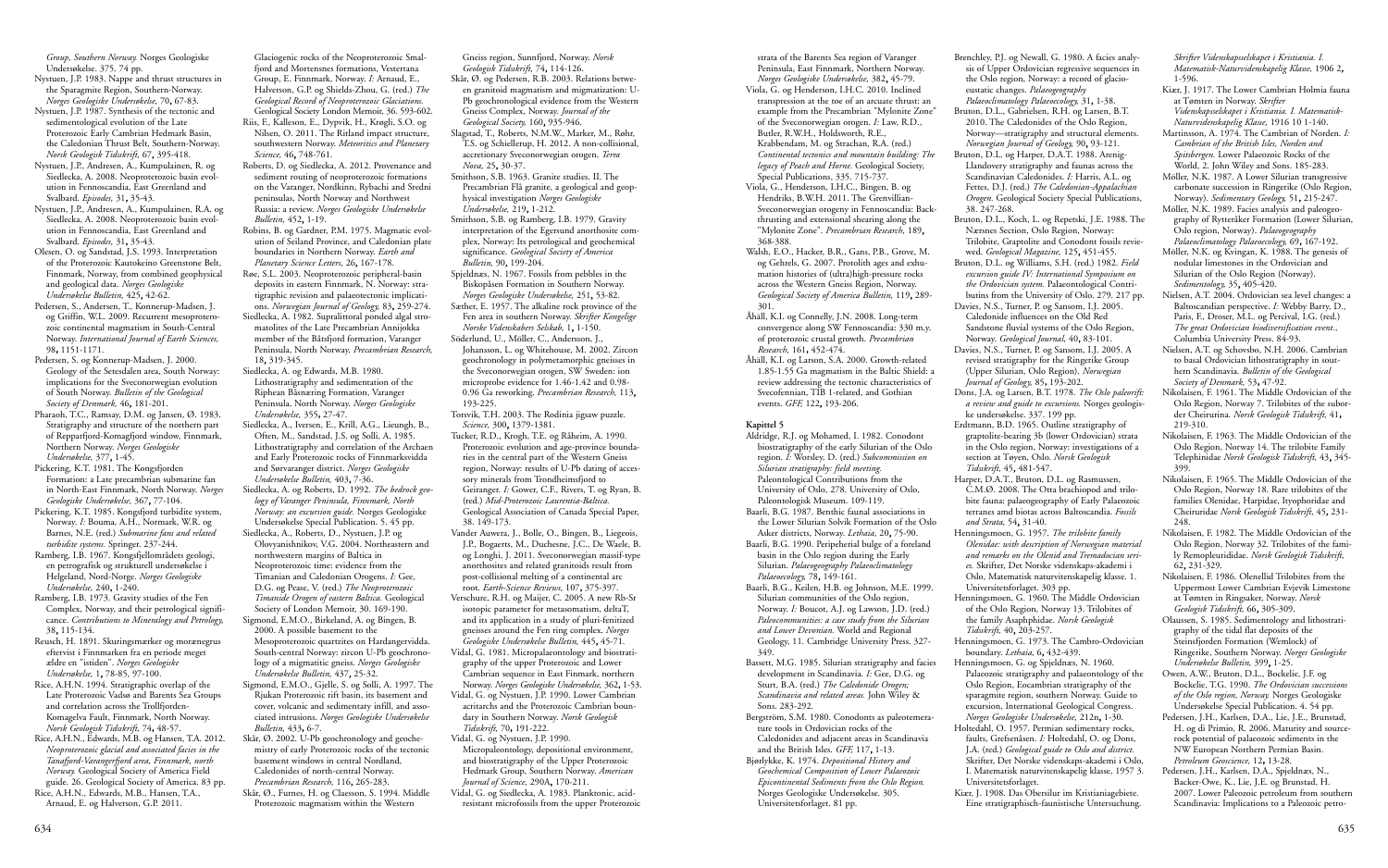*Group, Southern Norway.* Norges Geologiske Undersøkelse. 375. 74 pp.

Nystuen, J.P. 1983. Nappe and thrust structures in the Sparagmite Region, Southern-Norway. *Norges Geologiske Undersøkelse,* 70**,** 67-83.

Nystuen, J.P. 1987. Synthesis of the tectonic and sedimentological evolution of the Late Proterozoic Early Cambrian Hedmark Basin, the Caledonian Thrust Belt, Southern-Norway. *Norsk Geologisk Tidsskrift,* 67**,** 395-418.

Nystuen, J.P., Andresen, A., Kumpulainen, R. og Siedlecka, A. 2008. Neoproterozoic basin evolution in Fennoscandia, East Greenland and Svalbard. *Episodes,* 31**,** 35-43.

Nystuen, J.P., Andresen, A., Kumpulainen, R.A. og Siedlecka, A. 2008. Neoproterozoic basin evolution in Fennoscandia, East Greenland and Svalbard. *Episodes,* 31**,** 35-43.

Olesen, O. og Sandstad, J.S. 1993. Interpretation of the Proterozoic Kautokeino Greenstone Belt, Finnmark, Norway, from combined geophysical and geological data. *Norges Geologiske Undersøkelse Bulletin,* 425**,** 42-62.

Pedersen, S., Andersen, T., Konnerup-Madsen, J. og Griffin, W.L. 2009. Recurrent mesoproterozoic continental magmatism in South-Central Norway. *International Journal of Earth Sciences,* 98**,** 1151-1171.

Pedersen, S. og Konnerup-Madsen, J. 2000. Geology of the Setesdalen area, South Norway: implications for the Sveconorwegian evolution of South Norway. *Bulletin of the Geological Society of Denmark,* 46**,** 181-201.

Pharaoh, T.C., Ramsay, D.M. og Jansen, Ø. 1983. Stratigraphy and structure of the northern part of Repparfjord-Komagfjord window, Finnmark, Northern Norway. *Norges Geologiske Undersøkelse,* 377**,** 1-45.

Pickering, K.T. 1981. The Kongsfjorden Formation: a Late precambrian submarine fan in North-East Finnmark, North Norway. *Norges Geologiske Undersøkelse,* 367**,** 77-104.

Pickering, K.T. 1985. Kongsfjord turbidite system, Norway. *I:* Bouma, A.H., Normark, W.R. og Barnes, N.E. (red.) *Submarine fans and related turbidite systems.* Springer. 237-244.

Ramberg, I.B. 1967. Kongsfjellområdets geologi, en petrografisk og strukturell undersøkelse i Helgeland, Nord-Norge. *Norges Geologiske Undersøkelse,* 240**,** 1-240.

Ramberg, I.B. 1973. Gravity studies of the Fen Complex, Norway, and their petrological significance. *Contributions to Mineralogy and Petrology,* 38**,** 115-134.

Reusch, H. 1891. Skuringsmærker og morænegrus eftervist i Finnmarken fra en periode meget ældre en "istiden". *Norges Geologiske Undersøkelse,* 1**,** 78-85. 97-100.

Rice, A.H.N. 1994. Stratigraphic overlap of the Late Proterozoic Vadsø and Barents Sea Groups and correlation across the Trollfjorden-Komagelva Fault, Finnmark, North Norway. *Norsk Geologisk Tidsskrift,* 74**,** 48-57.

Rice, A.H.N., Edwards, M.B. og Hansen, T.A. 2012. *Neoproterozoic glacial and associated facies in the Tanafjord-Varangerfjord area, Finnmark, north Norway.* Geological Society of America Field guide. 26. Geological Society of America. 83 pp.

Rice, A.H.N., Edwards, M.B., Hansen, T.A., Arnaud, E. og Halverson, G.P. 2011. Glaciogenic rocks of the Neoproterozoic Smalfjord and Mortensnes formations, Vestertana Group, E. Finnmark, Norway. *I:* Arnaud, E., Halverson, G.P. og Shields-Zhou, G. (red.) *The Geological Record of Neoproterozoic Glaciations.* Geological Society London Memoir, 36. 593-602.

Riis, F., Kalleson, E., Dypvik, H., Krøgli, S.O. og Nilsen, O. 2011. The Ritland impact structure, southwestern Norway. *Meteoritics and Planetary Science,* 46**,** 748-761.

Roberts, D. og Siedlecka, A. 2012. Provenance and sediment routing of neoproterozoic formations on the Varanger, Nordkinn, Rybachi and Sredni peninsulas, North Norway and Northwest Russia: a review. *Norges Geologiske Undersøkelse Bulletin,* 452**,** 1-19.

Robins, B. og Gardner, P.M. 1975. Magmatic evolution of Seiland Province, and Caledonian plate boundaries in Northern Norway. *Earth and Planetary Science Letters,* 26**,** 167-178.

Røe, S.L. 2003. Neoproterozoic peripheral-basin deposits in eastern Finnmark, N. Norway: stratigraphic revision and palaeotectonic implications. *Norwegian Journal of Geology,* 83**,** 259-274.

Siedlecka, A. 1982. Supralittoral ponded algal stromatolites of the Late Precambrian Annijokka member of the Båtsfjord formation, Varanger Peninsula, North Norway. *Precambrian Research,* 18**,** 319-345.

Siedlecka, A. og Edwards, M.B. 1980. Lithostratigraphy and sedimentation of the Riphean Båsnæring Formation, Varanger Peninsula, North Norway. *Norges Geologiske Undersøkelse,* 355**,** 27-47.

Siedlecka, A., Iversen, E., Krill, A.G., Lieungh, B., Often, M., Sandstad, J.S. og Solli, A. 1985. Lithostratigraphy and correlation of the Archean and Early Proterozoic rocks of Finnmarksvidda and Sørvaranger district. *Norges Geologiske Undersøkelse Bulletin,* 403**,** 7-36.

Siedlecka, A. og Roberts, D. 1992. *The bedrock geology of Varanger Peninsula, Finnmark, North Norway: an excursion guide.* Norges Geologiske Undersøkelse Special Publication. 5. 45 pp.

Siedlecka, A., Roberts, D., Nystuen, J.P. og Olovyanishnikov, V.G. 2004. Northeastern and northwestern margins of Baltica in Neoproterozoic time: evidence from the Timanian and Caledonian Orogens. *I:* Gee, D.G. og Pease, V. (red.) *The Neoproterozoic Timanide Orogen of eastern Baltica.* Geological Society of London Memoir, 30. 169-190.

Sigmond, E.M.O., Birkeland, A. og Bingen, B. 2000. A possible basement to the Mesoproterozoic quartzites on Hardangervidda. South-central Norway: zircon U-Pb geochronology of a migmatitic gneiss. *Norges Geologiske Undersøkelse Bulletin,* 437**,** 25-32.

Sigmond, E.M.O., Gjelle, S. og Solli, A. 1997. The Rjukan Proterozoic rift basin, its basement and cover, volcanic and sedimentary infill, and associated intrusions. *Norges Geologiske Undersøkelse Bulletin,* 433**,** 6-7.

Skår, Ø. 2002. U-Pb geochronology and geochemistry of early Proterozoic rocks of the tectonic basement windows in central Nordland, Caledonides of north-central Norway. *Precambrian Research,* 116**,** 265-283.

Skår, Ø., Furnes, H. og Claesson, S. 1994. Middle Proterozoic magmatism within the Western Gneiss region, Sunnfjord, Norway. *Norsk Geologisk Tidsskrift,* 74**,** 114-126.

Skår, Ø. og Pedersen, R.B. 2003. Relations between granitoid magmatism and migmatization: U-Pb geochronological evidence from the Western Gneiss Complex, Norway. *Journal of the Geological Society,* 160**,** 935-946.

Slagstad, T., Roberts, N.M.W., Marker, M., Røhr, T.S. og Schiellerup, H. 2012. A non-collisional, accretionary Sveconorwegian orogen. *Terra Nova,* 25**,** 30-37.

Smithson, S.B. 1963. Granite studies. II. The Precambrian Flå granite, a geological and geophysical investigation *Norges Geologiske Undersøkelse,* 219**,** 1-212.

Smithson, S.B. og Ramberg, I.B. 1979. Gravity interpretation of the Egersund anorthosite complex, Norway: Its petrological and geochemical significance. *Geological Society of America Bulletin,* 90**,** 199-204.

Spjeldnæs, N. 1967. Fossils from pebbles in the Biskopåsen Formation in Southern Norway. *Norges Geologiske Undersøkelse,* 251**,** 53-82.

Sæther, E. 1957. The alkaline rock province of the Fen area in southern Norway. *Skrifter Kongelige Norske Videnskabers Selskab,* 1**,** 1-150.

Söderlund, U., Möller, C., Andersson, J., Johansson, L. og Whitehouse, M. 2002. Zircon geochronology in polymetamorphic gneisses in the Sveconorwegian orogen, SW Sweden: ion microprobe evidence for 1.46-1.42 and 0.98-0.96 Ga reworking. *Precambrian Research,* 113**,** 193-225.

Torsvik, T.H. 2003. The Rodinia jigsaw puzzle. *Science,* 300**,** 1379-1381.

Tucker, R.D., Krogh, T.E. og Råheim, A. 1990. Proterozoic evolution and age-province boundaries in the central part of the Western Gneiss region, Norway: results of U-Pb dating of accessory minerals from Trondheimsfjord to Geiranger. *I:* Gower, C.F., Rivers, T. og Ryan, B. (red.) *Mid-Proterozoic Laurentia-Baltica.* Geological Association of Canada Special Paper, 38. 149-173.

Vander Auwera, J., Bolle, O., Bingen, B., Liegeois, J.P., Bogaerts, M., Duchesne, J.C., De Waele, B. og Longhi, J. 2011. Sveconorwegian massif-type anorthosites and related granitoids result from post-collisional melting of a continental arc root. *Earth-Science Reviews,* 107**,** 375-397.

Verschure, R.H. og Maijer, C. 2005. A new Rb-Sr isotopic parameter for metasomatism, deltaT, and its application in a study of pluri-feniti­zed gneisses around the Fen ring complex. *Norges Geologiske Undersøkelse Bulletin,* 445**,** 45-71.

Vidal, G. 1981. Micropalaeontology and biostratigraphy of the upper Proterozoic and Lower Cambrian sequence in East Finnmark, northern Norway. *Norges Geologiske Undersøkelse,* 362, 1-53.

Vidal, G. og Nystuen, J.P. 1990. Lower Cambrian acritarchs and the Proterozoic Cambrian boundary in Southern Norway. *Norsk Geologisk Tidsskrift,* 70**,** 191-222.

Vidal, G. og Nystuen, J.P. 1990. Micropaleontology, depositional environment, and biostratigraphy of the Upper Proterozoic Hedmark Group, Southern Norway. *American Journal of Science,* 290A**,** 170-211.

Vidal, G. og Siedlecka, A. 1983. Planktonic, acid-resistant microfossils from the upper Proterozoic strata of the Barents Sea region of Varanger Peninsula, East Finnmark, Northern Norway. *Norges Geologiske Undersøkelse,* 382**,** 45-79.

Viola, G. og Henderson, I.H.C. 2010. Inclined transpression at the toe of an arcuate thrust: an example from the Precambrian "Mylonite Zone" of the Sveconorwegian orogen. *I:* Law, R.D., Butler, R.W.H., Holdsworth, R.E., Krabbendam, M. og Strachan, R.A. (red.) *Continental tectonics and mountain building: The legacy of Peach and Horne.* Geological Society, Special Publications, 335. 715-737.

Viola, G., Henderson, I.H.C., Bingen, B. og Hendriks, B.W.H. 2011. The Grenvillian-Sveconorwegian orogeny in Fennoscandia: Back-thrusting and extensional shearing along the "Mylonite Zone". *Precambrian Research,* 189**,** 368-388.

Walsh, E.O., Hacker, B.R., Gans, P.B., Grove, M. og Gehrels, G. 2007. Protolith ages and exhumation histories of (ultra)high-pressure rocks across the Western Gneiss Region, Norway. *Geological Society of America Bulletin,* 119**,** 289-301.

Åhäll, K.I. og Connelly, J.N. 2008. Long-term convergence along SW Fennoscandia: 330 m.y. of proterozoic crustal growth. *Precambrian Research,* 161**,** 452-474.

Åhäll, K.I. og Larson, S.A. 2000. Growth-related 1.85-1.55 Ga magmatism in the Baltic Shield: a review addressing the tectonic characteristics of Svecofennian, TIB 1-related, and Gothian events. *GFF,* 122**,** 193-206.

## Kapittel 5

Aldridge, R.J. og Mohamed, I. 1982. Conodont biostratigraphy of the early Silurian of the Oslo region. *I:* Worsley, D. (red.) *Subcommission on Silurian stratigraphy: field meeting.* Paleontological Contributions from the University of Oslo, 278. University of Oslo, Paleontologisk Museum. 109-119.

Baarli, B.G. 1987. Benthic faunal associations in the Lower Silurian Solvik Formation of the Oslo Asker districts, Norway. *Lethaia,* 20**,** 75-90.

Baarli, B.G. 1990. Peripheral bulge of a foreland basin in the Oslo region during the Early Silurian. *Palaeogeography Palaeoclimatology Palaeoecology,* 78**,** 149-161.

Baarli, B.G., Keilen, H.B. og Johnson, M.E. 1999. Silurian communities of the Oslo region, Norway. *I:* Boucot, A.J. og Lawson, J.D. (red.) *Paleocommunities: a case study from the Silurian and Lower Devonian.* World and Regional Geology, 11. Cambridge University Press. 327-349.

Bassett, M.G. 1985. Silurian stratigraphy and facies development in Scandinavia. *I:* Gee, D.G. og Sturt, B.A. (red.) *The Caledonide Orogen: Scandinavia and related areas.* John Wiley & Sons. 283-292.

Bergström, S.M. 1980. Conodonts as paleotemperature tools in Ordovician rocks of the Caledonides and adjacent areas in Scandinavia and the British Isles. *GFF,* 117**,** 1-13.

Bjørlykke, K. 1974. *Depositional History and Geochemical Composition of Lower Palaeozoic Epicontinental Sediments from the Oslo Region.* Norges Geologiske Undersøkelse. 305. Universitetsforlaget. 81 pp.

Brenchley, P.J. og Newall, G. 1980. A facies analysis of Upper Ordovician regressive sequences in the Oslo region, Norway: a record of glacio-eustatic changes. *Palaeogeography Palaeoclimatology Palaeoecology,* 31**,** 1-38.

Bruton, D.L., Gabrielsen, R.H. og Larsen, B.T. 2010. The Caledonides of the Oslo Region, Norway—stratigraphy and structural elements. *Norwegian Journal of Geology,* 90**,** 93-121.

Bruton, D.L. og Harper, D.A.T. 1988. Arenig-Llandovery stratigraphy and faunas across the Scandinavian Caledonides. *I:* Harris, A.L. og Fettes, D.J. (red.) *The Caledonian-Appalachian Orogen.* Geological Society Special Publications, 38. 247-268.

Bruton, D.L., Koch, L. og Repetski, J.E. 1988. The Nærsnes Section, Oslo Region, Norway: Trilobite, Graptolite and Conodont fossils reviewed. *Geological Magazine,* 125**,** 451-455.

Bruton, D.L. og Williams, S.H. (red.) 1982. *Field excursion guide IV: International Symposium on the Ordovician system.* Palaeontological Contributions from the University of Oslo. 279. 217 pp.

Davies, N.S., Turner, P. og Sansom, I.J. 2005. Caledonide influences on the Old Red Sandstone fluvial systems of the Oslo Region, Norway. *Geological Journal,* 40**,** 83-101.

Davies, N.S., Turner, P. og Sansom, I.J. 2005. A revised stratigraphy for the Ringerike Group (Upper Silurian, Oslo Region). *Norwegian Journal of Geology,* 85**,** 193-202.

Dons, J.A. og Larsen, B.T. 1978. *The Oslo paleorift: a review and guide to excursions.* Norges geologiske undersøkelse. 337. 199 pp.

Erdtmann, B.D. 1965. Outline stratigraphy of graptolite-bearing 3b (lower Ordovician) strata in the Oslo region, Norway: investigations of a section at Tøyen, Oslo. *Norsk Geologisk Tidsskrift,* 45**,** 481-547.

Harper, D.A.T., Bruton, D.L. og Rasmussen, C.M.Ø. 2008. The Ordovician brachiopod and trilobite fauna: palaeogeography of Early Palaeozoic terranes amd biotas across Baltoscandia. *Fossils and Strata,* 54**,** 31-40.

Henningsmoen, G. 1957. *The trilobite family Olenidae: with description of Norwegian material and remarks on the Olenid and Tremadocian series.* Skrifter, Det Norske videnskaps-akademi i Oslo, Matematisk naturvitenskapelig klasse. 1. Universitetsforlaget. 303 pp.

Henningsmoen, G. 1960. The Middle Ordovician of the Oslo Region, Norway 13. Trilobites of the family Asaphphidae. *Norsk Geologisk Tidsskrift,* 40**,** 203-257.

Henningsmoen, G. 1973. The Cambro-Ordovician boundary. *Lethaia,* 6**,** 432-439.

Henningsmoen, G. og Spjeldnæs, N. 1960. Palaeozoic stratigraphy and palaeontology of the Oslo Region, Eocambrian stratigraphy of the sparagmite region, southern Norway. Guide to excursion, International Geological Congress. *Norges Geologiske Undersøkelse,* 212n**,** 1-30.

Holtedahl, O. 1957. Permian sedimentary rocks, faults, Gyrfenåsen. *I:* Holtedahl, O. og Dons, J.A. (red.) *Geological guide to Oslo and district.* Skrifter, Det Norske videnskaps-akademi i Oslo, I. Matematisk naturvitenskapelig klasse, 1957 3. Universitetsforlaget.

Kiær, J. 1908. Das Obersilur im Kristianiagebiete. Eine stratigraphisch-faunistische Untersuchung. *Skrifter Videnskapselskapet i Kristiania. I. Matematisk-Naturvidenskapelig Klasse,* 1906 2**,** 1-596.

Kiær, J. 1917. The Lower Cambrian Holmia fauna at Tømten in Norway. *Skrifter Videnskapsselskapet i Kristiania. I. Matematisk-Naturvidenskapelig Klasse,* 1916 10 1-140.

Martinsson, A. 1974. The Cambrian of Norden. *I: Cambrian of the British Isles, Norden and Spitsbergen.* Lower Palaeozoic Rocks of the World, 2. John Wiley and Sons. 185-283.

Möller, N.K. 1987. A Lower Silurian transgressive carbonate succession in Ringerike (Oslo Region, Norway). *Sedimentary Geology,* 51**,** 215-247.

Möller, N.K. 1989. Facies analysis and palaeogeography of Rytteråker Formation (Lower Silurian, Oslo region, Norway). *Palaeogeography Palaeoclimatology Palaeoecology,* 69**,** 167-192.

Möller, N.K. og Kvingan, K. 1988. The genesis of nodular limestones in the Ordovician and Silurian of the Oslo Region (Norway). *Sedimentology,* 35**,** 405-420.

Nielsen, A.T. 2004. Ordovician sea level changes: a Baltoscandian perspective. *I:* Webby Barry, D., Paris, F., Droser, M.L. og Percival, I.G. (red.) *The great Ordovician biodiversification event.*, Columbia University Press. 84-93.

Nielsen, A.T. og Schovsbo, N.H. 2006. Cambrian to basal Ordovician lithostratigraphy in southern Scandinavia. *Bulletin of the Geological Society of Denmark,* 53**,** 47-92.

Nikolaisen, F. 1961. The Middle Ordovician of the Oslo Region, Norway 7. Trilobites of the suborder Cheirurina. *Norsk Geologisk Tidsskrift,* 41**,** 219-310.

Nikolaisen, F. 1963. The Middle Ordovician of the Oslo Region, Norway 14. The trilobite Family Telephinidae *Norsk Geologisk Tidsskrift,* 43**,** 345-399.

Nikolaisen, F. 1965. The Middle Ordovician of the Oslo Region, Norway 18. Rare trilobites of the families Olenidae, Harpidae, Ityophoridae and Cheiruridae *Norsk Geologisk Tidsskrift,* 45**,** 231-248.

Nikolaisen, F. 1982. The Middle Ordovician of the Oslo Region, Norway 32. Trilobites of the family Remopleuridae. *Norsk Geologisk Tidsskrift,* 62**,** 231-329.

Nikolaisen, F. 1986. Olenellid Trilobites from the Uppermost Lower Cambrian Evjevik Limestone at Tømten in Ringsaker, Norway. *Norsk Geologisk Tidsskrift,* 66**,** 305-309.

Olaussen, S. 1985. Sedimentology and lithostratigraphy of the tidal flat deposits of the Steinsfjorden Formation (Wenlock) of Ringerike, Southern Norway. *Norges Geologiske Undersøkelse Bulletin,* 399**,** 1-25.

Owen, A.W., Bruton, D.L., Bockelie, J.F. og Bockelie, T.G. 1990. *The Ordovician successions of the Oslo region, Norway.* Norges Geologiske Undersøkelse Special Publication. 4. 54 pp.

Pedersen, J.H., Karlsen, D.A., Lie, J.E., Brunstad, H. og di Primio, R. 2006. Maturity and source-rock potential of palaeozoic sediments in the NW European Northern Permian Basin. *Petroleum Geoscience,* 12**,** 13-28.

Pedersen, J.H., Karlsen, D.A., Spjeldnæs, N., Backer-Owe, K., Lie, J.E. og Brunstad, H. 2007. Lower Paleozoic petroleum from southern Scandinavia: Implications to a Paleozoic petro-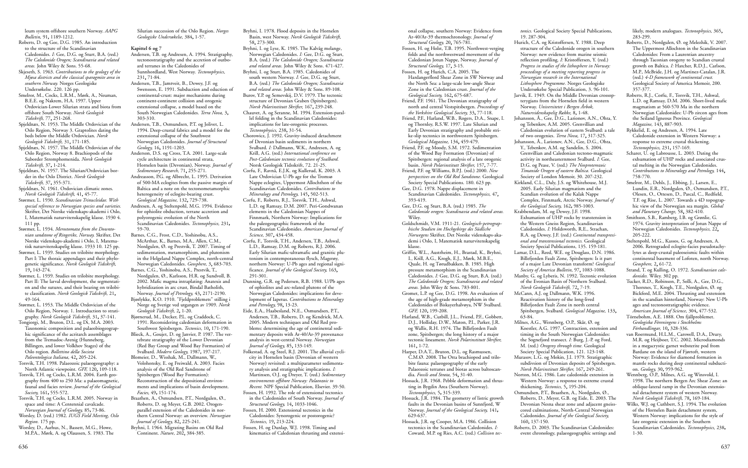leum system offshore southern Norway. *AAPG Bulletin,* 91**,** 1189-1212.

Roberts, D. og Gee, D.G. 1985. An introduction to the structure of the Scandinavian Caledonides. *I:* Gee, D.G. og Sturt, B.A. (red.) *The Caledonide Orogen; Scandinavia and related areas.* John Wiley & Sons. 55-68.

Skjeseth, S. 1963. *Contributions to the geology of the Mjøsa districts and the classical sparagmite area in southern Norway.* Norges Geologiske Undersøkelse. 220. 126 pp.

Smelror, M., Cocks, L.R.M., Mørk, A., Neuman, B.E.E. og Nakrem, H.A. 1997. Upper Ordovician-Lower Silurian strata and biota from offshore South Norway. *Norsk Geologisk Tidsskrift,* 77**,** 251-268.

Spjeldnæs, N. 1953. The Middle Ordovician of the Oslo Region, Norway 3. Graptolites dating the beds below the Middle Ordovician. *Norsk Geologisk Tidsskrift,* 31**,** 171-185.

Spjeldnæs, N. 1957. The Middle Ordovician of the Oslo Region, Norway 8. Brachiopods of the Suborder Strompheomenida. *Norsk Geologisk Tidsskrift,* 37**,** 1-214.

Spjeldnæs, N. 1957. The Silurian/Ordovician border in the Oslo District. *Norsk Geologisk Tidsskrift,* 37**,** 355-371.

Spjeldnæs, N. 1961. Ordovician climatic zones. *Norsk Geologisk Tidsskrift,* 41**,** 45-77.

Størmer, L. 1930. *Scandinavian Trinucleidae. With special reference to Norwegian species and varieties.* Skrifter, Det Norske videnskaps-akademi i Oslo, I, Matematisk naturvitenskapelig klasse. 1930 4. 111 pp.

Størmer, L. 1934. *Merostomata from the Downtonian sandstone of Ringerike, Norway.* Skrifter, Det Norske videnskaps-akademi i Oslo, I, Matematisk naturvitenskapelig klasse. 1933 10. 125 pp.

Størmer, L. 1939. Studies on trilobite morphology. Part I: The thoraic appendages and their phylogenetic significance. *Norsk Geologisk Tidsskrift,* 19**,** 143-274.

Størmer, L. 1939. Studies on trilobite morphology. Part II: The larval development, the segmentation and the sutures, and their bearing on trilobite classification. *Norsk Geologisk Tidsskrift,* 21**,** 49-164.

Størmer, L. 1953. The Middle Ordovician of the Oslo Region, Norway. 1. Introduction to stratigraphy. *Norsk Geologisk Tidsskrift,* 31**,** 37-141.

Tongiorgi, M., Bruton, D.L. og Di, M.A. 2003. Taxonomic composition and palaeobiogeographic significance of the acritarch assemblages from the Tremadoc-Arenig (Hunneberg, Billingen, and lower Volkhov Stages) of the Oslo region. *Bollettino della Societa Paleontologica Italiana,* 42**,** 205-224.

Torsvik, T.H. 1998. Palaeozoic palaeogeography: a North Atlantic viewpoint. *GFF,* 120**,** 109-118.

Torsvik, T.H. og Cocks, L.R.M. 2004. Earth geography from 400 to 250 Ma: a palaeomagnetic, faunal and facies review. *Journal of the Geological Society,* 161**,** 555-572.

Torsvik, T.H. og Cocks, L.R.M. 2005. Norway in space and time: A Centennial cavalcade. *Norwegian Journal of Geology,* 85**,** 73-86.

Worsley, D. (red.) 1982. *IUGS Field Meeting, Oslo Region.* 175 pp.

Worsley, D., Aarhus, N., Bassett, M.G., Howe, M.P.A., Mørk, A. og Olaussen, S. 1983. The Silurian succession of the Oslo Region. *Norges Geologiske Undersøkelse,* 384**,** 1-57.

### Kapittel 6 og 7

Andersen, T.B. og Andresen, A. 1994. Stratigraphy, tectonostratigraphy and the accretion of outboard terranes in the Caledonides of Sunnhordland, West Norway. *Tectonophysics,* 231**,** 71-84.

Andersen, T.B., Jamtveit, B., Dewey, J.F. og Swensson, E. 1991. Subduction and eduction of continental-crust: major mechanisms during continent-continent collision and orogenic extensional collapse, a model based on the South Norwegian Caledonides. *Terra Nova,* 3**,** 303-310.

Andersen, T.B., Osmundsen, P.T. og Jolivet, L. 1994. Deep-crustal fabrics and a model for the extensional collapse of the Southwest Norwegian Caledonides. *Journal of Structural Geology,* 16**,** 1191-1203.

Anderson, D.S. og Cross, T.A. 2001. Large-scale cycle architecture in continental strata, Hornelen basin (Devonian), Norway. *Journal of Sedimentary Research,* 71**,** 255-271.

Andreasson, P.G. og Albrecht, L. 1995. Derivation of 500-MA eclogites from the passive margin of Baltica and a note on the tectonometamorphic heterogeneity of eclogite-bearing crust. *Geological Magazine,* 132**,** 729-738.

Andresen, A. og Steltenpohl, M.G. 1994. Evidence for ophiolite obduction, terrane accretion and polyorogenic evolution of the North Scandinavian Caledonides. *Tectonophysics,* 231**,** 59-70.

Barnes, C.G., Frost, C.D., Yoshinobu, A.S., McArthur, K., Barnes, M.A., Allen, C.M., Nordgulen, Ø. og Prestvik, T. 2007. Timing of sedimentation, metamorphism, and plutonism in the Helgeland Nappe Complex, north-central Norwegian Caledonides. *Geosphere,* 3**,** 683-703.

Barnes, C.G., Yoshinobu, A.S., Prestvik, T., Nordgulen, Ø., Karlsson, H.R. og Sundvoll, B. 2002. Mafic magma intraplating: Anatexis and hybridization in arc crust, Bindal Batholith, Norway. *Journal of Petrology,* 43**,** 2171-2190.

Bjørlykke, K.O. 1910. "Fjeldproblemets" stilling i Norge og Sverige ved utgangen av 1909. *Norsk Geologisk Tidsskrift,* 2**,** 1-20.

Bjørnerud, M., Decker, P.L. og Craddock, C. 1991. Reconsidering caledonian deformation in Southwest Spitsbergen. *Tectonics,* 10**,** 171-190.

Blieck, A., Goujet, D. og Janvier, P. 1987. The vertebrate stratigraphy of the Lower Devonian (Red Bay Group and Wood Bay Formation) of Svalbard. *Modern Geology,* 1987**,** 197-217.

Blomeier, D., Wisshak, M., Dallmann, W., Volohonsky, E. og Freiwald, A. 2003. Facies analysis of the Old Red Sandstone of Spitsbergen (Wood Bay Formation): Reconstruction of the depositional environments and implications of basin development. *Facies,* 49**,** 151-174.

Braathen, A., Osmundsen, P.T., Nordgulen, Ø., Roberts, D. og Meyer, G.B. 2002. Orogen-parallel extension of the Caledonides in northern Central Norway: an overview. *Norwegian Journal of Geology,* 82**,** 225-241.

Bryhni, I. 1964. Migrating Basins on Old Red Continent. *Nature,* 202**,** 384-385.

Bryhni, I. 1978. Flood deposits in the Hornelen Basin, west Norway. *Norsk Geologisk Tidsskrift,* 58**,** 273-300.

Bryhni, I. og Lyse, K. 1985. The Kalvåg melange, Norwegian Caledonides. *I:* Gee, D.G. og Sturt, B.A. (red.) *The Caledonide Orogen; Scandinavia and related areas.* John Wiley & Sons. 471-427.

Bryhni, I. og Sturt, B.A. 1985. Caledonides of south western Norway. *I:* Gee, D.G. og Sturt, B.A. (red.) *The Caledonide Orogen; Scandinavia and related areas.* John Wiley & Sons. 89-108.

Burov, Y.P. og Semevskij, D.V. 1979. The tectonic structure of Devonian Graben (Spitsbergen). *Norsk Polarinstitutt Skrifter,* 167**,** 239-248.

Chauvet, A. og Seranne, M. 1994. Extension-parallel folding in the Scandinavian Caledonides: implications for late-orogenic processes. *Tectonophysics,* 238**,** 31-54.

Chorowicz, J. 1992. Gravity-induced detachment of Devonian basin sediments in northern Svalbard. *I:* Dallmann, W.K., Andresen, A. og Krill, A.G. (red.) *International conference on Post-Caledonian tectonic evolution of Svalbard.* Norsk Geologisk Tidsskrift, 72. 21-25.

Corfu, F., Ravnå, E.J.K. og Kullerud, K. 2003. A Late Ordovician U-Pb age for the Tromsø Nappe eclogites, Uppermost Allochthon of the Scandinavian Caledonides. *Contributions to Mineralogy and Petrology,* 145**,** 502-513.

Corfu, F., Roberts, R.J., Torsvik, T.H., Ashwal, L.D. og Ramsay, D.M. 2007. Peri-Gondwanan elements in the Caledonian Nappes of Finnmark, Northern Norway: Implications for the paleogeographic framework of the Scandinavian Caledonides. *American Journal of Science,* 307**,** 434-458.

Corfu, F., Torsvik, T.H., Andersen, T.B., Ashwal, L.D., Ramsay, D.M. og Roberts, R.J. 2006. Early Silurian mafic-ultramafic and granitic plutonism in contemporaneous flysch, Magerøy, northern Norway: U-Pb ages and regional significance. *Journal of the Geological Society,* 163**,** 291-301.

Dunning, G.R. og Pedersen, R.B. 1988. U/Pb ages of ophiolites and arc-related plutons of the Norwegian Caledonides: implications for development of Iapetus. *Contributions to Mineralogy and Petrology,* 98**,** 13-23.

Eide, E.A., Haabesland, N.E., Osmundsen, P.T., Andersen, T.B., Roberts, D. og Kendrick, M.A. 2005. Modern techniques and Old Red problems: determining the age of continental sedimentary deposits with Ar-40/Ar-39 provenance analysis in west-central Norway. *Norwegian Journal of Geology,* 85**,** 133-149.

Folkestad, A. og Steel, R.J. 2001. The alluvial cyclicity in Hornelen basin (Devonian of western Norway) revisited: a multiparameter sedimentary analysis and stratigraphic implications. *I:* Martinsen, O.J. og Dreyer, T. (red.) *Sedimentary environments offshore Norway: Palaeozoic to Recent.* NPF Special Publication, Elsevier. 39-50.

Fossen, H. 1992. The role of extensional tectonics in the Caledonides of South Norway. *Journal of Structural Geology,* 14**,** 1033-1046.

Fossen, H. 2000. Extensional tectonics in the Caledonides: Synorogenic or postorogenic? *Tectonics,* 19**,** 213-224.

Fossen, H. og Dunlap, W.J. 1998. Timing and kinematics of Caledonian thrusting and extensional collapse, southern Norway: Evidence from Ar-40/Ar-39 thermochronology. *Journal of Structural Geology,* 20**,** 765-781.

Fossen, H. og Holst, T.B. 1995. Northwest-verging folds and the northwestward movement of the Caledonian Jotun Nappe, Norway. *Journal of Structural Geology,* 17**,** 3-15.

Fossen, H. og Hurich, C.A. 2005. The Hardangerfjord Shear Zone in SW Norway and the North Sea: a large-scale low-angle Shear Zone in the Caledonian crust. *Journal of the Geological Society,* 162**,** 675-687.

Friend, P.F. 1961. The Devonian stratigraphy of north and central Vestspitsbergen. *Proceedings of the Yorkshire Geological Society,* 33**,** 77-118.

Friend, P.F., Harland, W.B., Rogers, D.A., Snape, I. og Thornley, R.S.W. 1997. Late Silurian and Early Devonian stratigraphy and probable strike-slip tectonics in northwestern Spitsbergen. *Geological Magazine,* 134**,** 459-479.

Friend, P.F. og Moody, S.M. 1972. Sedimentation of the Wood Bay Formation (Devonian) of Spitsbergen: regional analysis of a late orogenic basin. *Norsk Polarinstitutt Skrifter,* 157**,** 7-77.

Friend, P.F. og Williams, B.P.J. (red.) 2000. *New perspectives on the Old Red Sandstone.* Geological Society Special Publications. 180. 623 pp.

Gee, D.G. 1978. Nappe displacement in Scandinavian Caledonides. *Tectonophysics,* 47**,** 393-419.

Gee, D.G. og Sturt, B.A. (red.) 1985. *The Caledonide orogen: Scandinavia and related areas.* Wiley.

Goldschmidt, V.M. 1911-21. *Geologisch-petrographische Studien im Hochgebirge des Südliche Norwegens* Skrifter, Det Norske videnskaps-akademi i Oslo, I, Matematisk naturvitenskapelig klasse.

Griffin, W.L., Austrheim, H., Brastad, K., Bryhni, I., Krill, A.G., Krogh, E.J., Mørk, M.B.E., Quale, H. og Tørudbakken, B. 1985. High pressure metamorphism in the Scandinavian Caledonides. *I:* Gee, D.G. og Sturt, B.A. (red.) *The Caledonide Orogen; Scandinavia and related areas.* John Wiley & Sons. 783-801.

Gromet, L.P. og Gee, D.G. 1998. An evaluation of the age of high-grade metamorphism in the Caledonides of Biskayerhalvøya, NW Svalbard. *GFF,* 120**,** 199-208.

Harland, W.B., Cutbill, J.L., Friend, P.F., Gobbett, D.J., Holliday, D.W., Maton, P.I., Parker, J.R. og Wallis, R.H. 1974. The Billefjorden Fault zone, Spitsbergen; the long history of a major tectonic lineament. *Norsk Polarinstitutt Skrifter,* 161**,** 1-72.

Harper, D.A.T., Bruton, D.L. og Rasmussen, C.M.Ø. 2008. The Otta brachiopod and trilobite fauna: palaeogeography of the early Palaeozoic terranes and biotas across baltoscandia. *Fossils and Strata,* 54**,** 31-40.

Hossack, J.R. 1968. Pebble deformation and thrusting in Bygdin Area (Southern Norway). *Tectonophysics,* 5**,** 315-339.

Hossack, J.R. 1984. The geometry of listric growth faults in the Devonian basins of Sunnfjord, W Norway. *Journal of the Geological Society,* 141**,** 629-637.

Hossack, J.R. og Cooper, M.A. 1986. Collision tectonics in the Scandinavian Caledonides. *I:* Coward, M.P. og Ries, A.C. (red.) *Collision tectonics.* Geological Society Special Publications, 19. 287-304.

Hurich, C.A. og Kristoffersen, Y. 1988. Deep structure of the Caledonide orogen in southern Norway: new evidence from marine seismic reflection profiling. *I:* Kristoffersen, Y. (red.) *Progress in studies of the lithosphere in Norway: proceedings of a meeting reporting progress in Norwegian research in the International Lithosphere Programme.* Norges Geologiske Undersøkelse Special Publication, 3. 96-101.

Jarvik, E. 1949. On the Middle Devonian crossopterygians from the Hornelen field in western Norway. *Universitetet i Bergen Årbok, Naturvidenskapelig Række,* 8**,** 1-48.

Johansson, Å., Gee, D.G., Larionov, A.N., Ohta, Y. og Tebenkov, A.M. 2005. Grenvillian and Caledonian evolution of eastern Svalbard: a tale of two orogenies. *Terra Nova,* 17**,** 317-325.

Johansson, Å., Larionov, A.N., Gee, D.G., Ohta, Y., Tebenkov, A.M. og Sandelin, S. 2004. Grenvillian and Caledonian tectono-magmatic activity in northeasternmost Svalbard. *I:* Gee, D.G. og Pease, V. (red.) *The Neoproterozoic Timanide Orogen of eastern Baltica.* Geological Society of London Memoir, 30. 207-232.

Kirkland, C.L., Daly, J.S. og Whitehouse, M.J. 2005. Early Silurian magmatism and the Scandian evolution of the Kalak Nappe Complex, Finnmark, Arctic Norway. *Journal of the Geological Society,* 162**,** 985-1003.

Krabbendam, M. og Dewey, J.F. 1998. Exhumation of UHP rocks by transtension in the Western Gneiss Region, Scandinavian Caledonides. *I:* Holdsworth, R.E., Strachan, R.A. og Dewey, J.F. (red.) *Continental transpressional and transtensional tectonics.* Geological Society Special Publications, 135. 159-181.

Lamar, D.L., Reed, W.E. og Douglass, D.N. 1986. Billefjorden Fault Zone, Spitsbergen: Is it part of a major Late Devonian transform? *Geological Society of America Bulletin,* 97**,** 1083-1088.

Manby, G. og Lyberis, N. 1992. Tectonic evolution of the Evonian Basin of Northern Svalbard. *Norsk Geologisk Tidsskrift,* 72**,** 7-19.

McCann, A.J. og Dallmann, W.K. 1996. Reactivation history of the long-lived Billefjorden Fault Zone in north central Spitsbergen, Svalbard. *Geological Magazine,* 133**,** 63-84.

Milnes, A.G., Wennberg, O.P., Skår, Ø. og Koestler, A.G. 1997. Contraction, extension and timing in the South Norwegian Caledonides: the Sognefjord transect. *I:* Burg, J.-P. og Ford, M. (red.) *Orogeny through time.* Geological Society Special Publication, 121. 123-148.

Murasov, L.G. og Mokin, J.I. 1979. Stratigraphic subdivision of Devonian deposits of Spitsbergen. *Norsk Polarinstitutt Skrifter,* 167**,** 249-261.

Norton, M.G. 1986. Late caledonide extension in Western Norway: a response to extreme crustal thickening. *Tectonics,* 5**,** 195-204.

Osmundsen, P.T., Braathen, A., Nordgulen, Ø., Roberts, D., Meyer, G.B. og Eide, E. 2003. The Devonian Nesna shear zone and adjacent gneiss-cored culminations, North-Central Norwegian Caledonides. *Journal of the Geological Society,* 160**,** 137-150.

Roberts, D. 2003. The Scandinavian Caledonides: event chronology, palaeogeographic settings and likely, modern analogues. *Tectonophysics,* 365**,** 283-299.

Roberts, D., Nordgulen, Ø. og Melezhik, V. 2007. The Uppermost Allochton in the Scandinavian Caledonides: From a Laurentian ancestry through Taconian orogeny to Scandian crustal growth on Baltica. *I:* Hatcher, R.D.J., Carlson, M.P., McBride, J.H. og Martinez-Catalan, J.R. (red.) *4-D framework of continental crust.* Geological Society of America Memoir, 200. 357-377.

Roberts, R.J., Corfu, F., Torsvik, T.H., Ashwal, L.D. og Ramsay, D.M. 2006. Short-lived mafic magmatism at 560-570 Ma in the northern Norwegian Caledonides: U-Pb zircon ages from the Seiland Igneous Province. *Geological Magazine,* 143**,** 887-903.

Rykkelid, E. og Andresen, A. 1994. Late Caledonide extension in Western Norway: a response to extreme crustal thickening. *Tectonophysics,* 231**,** 157-169.

Schärer, U. og Labrousse, L. 2003. Dating the exhumation of UHP rocks and associated crustal melting in the Norwegian Caledonides. *Contributions to Mineralogy and Petrology,* 144**,** 758-770.

Smelror, M., Dehls, J., Ebbing, J., Larsen, E., Lundin, E.R., Nordgulen, Ø., Osmundsen, P.T., Olesen, O., Ottesen, D., Pascal, C., Redfield, T.F. og Rise, L. 2007. Towards a 4D topographic view of the Norwegian sea margin. *Global and Planetary Change,* 58**,** 382-410.

Smithson, S.B., Ramberg, I.B. og Grønlie, G. 1974. Gravity interpretation of Jotun Nappe of Norwegian Caledonides. *Tectonophysics,* 22**,** 205-222.

Steltenpohl, M.G., Kassos, G. og Andresen, A. 2006. Retrograded eclogite-facies pseudotachylytes as deep-crustal paleoseismic faults within continental basement of Lofoten, north Norway. *Geosphere,* 2**,** 61-72.

Strand, T. og Kulling, O. 1972. *Scandinavian caledonides.* Wiley. 302 pp.

Tucker, R.D., Robinson, P., Solli, A., Gee, D.G., Thorsnes, T., Krogh, T.E., Nordgulen, Ø. og Bickford, M.E. 2004. Thrusting and extension in the scandian hinterland, Norway: New U-Pb ages and tectonostratigraphic evidence. *American Journal of Science,* 304**,** 477-532.

Törnebohm, A.E. 1888. Om fjällproblemet. *Geologiska Föreningens i Stockholms Förhandlingar,* 10**,** 328-336.

van Roermund, H.L.M., Carswell, D.A., Drury, M.R. og Heijboer, T.C. 2002. Microdiamonds in a megacrystic garnet websterite pod from Bardane on the island of Fjørtoft, western Norway: Evidence for diamond formation in mantle rocks during deep continental subduction. *Geology,* 30**,** 959-962.

Wennberg, O.P., Milnes, A.G. og Winsvold, I. 1998. The northern Bergen Arc Shear Zone: an oblique-lateral ramp in the Devonian extensional detachment system of western Norway. *Norsk Geologisk Tidsskrift,* 78**,** 169-184.

Wilks, W.J. og Cuthbert, S.J. 1994. The evolution of the Hornelen Basin detachment system, Western Norway: implications for the style of late orogenic extension in the Southern Scandinavian Caledonides. *Tectonophysics,* 238**,** 1-30.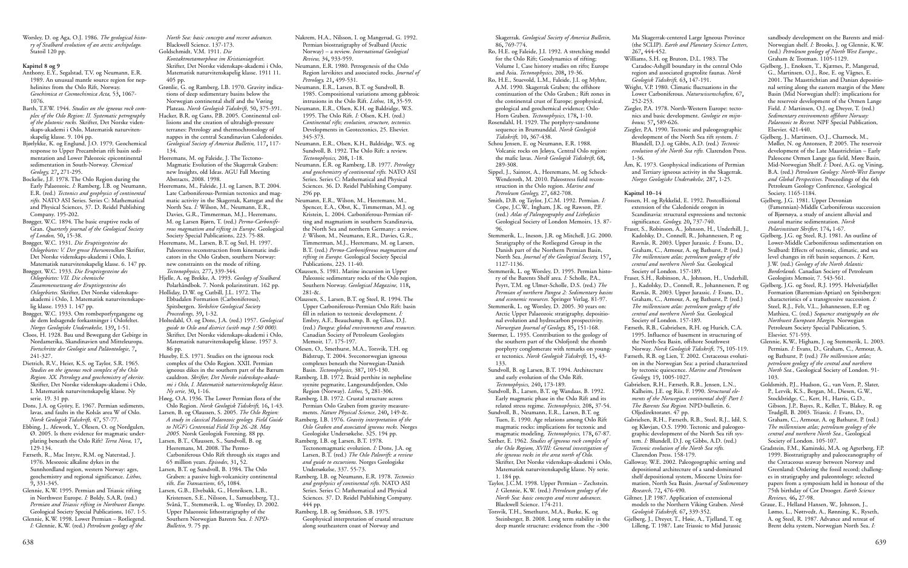Worsley, D. og Aga, O.J. 1986. *The geological history of Svalbard evolution of an arctic archipelago.* Statoil 120 pp.

**Kapittel 8 og 9**

Anthony, E.Y., Segalstad, T.V. og Neumann, E.R. 1989. An unusual mantle source region for nephelinites from the Oslo Rift, Norway. *Geochimica et Cosmochimica Acta,* 53**,** 1067-1076.

Barth, T.F.W. 1944. *Studies on the igneous rock complex of the Oslo Region: II. Systematic petrography of the plutonic rocks.* Skrifter, Det Norske videnskaps-akademi i Oslo, Matematisk naturvitenskapelig klasse. 9. 104 pp.

Bjørlykke, K. og Englund, J.O. 1979. Geochemical response to Upper Precambrian rift basin sedimentation and Lower Paleozoic epicontinental sedimentation in South-Norway. *Chemical Geology,* 27**,** 271-295.

Bockelie, J.F. 1978. The Oslo Region during the Early Palaeozoic. *I:* Ramberg, I.B. og Neumann, E.R. (red.) *Tectonics and geophysics of continental rifts.* NATO ASI Series. Series C: Mathematical and Physical Sciences, 37. D. Reidel Publishing Company. 195-202.

Brøgger, W.C. 1894. The basic eruptive rocks of Gran. *Quarterly journal of the Geological Society of London,* 50**,** 15-38.

Brøgger, W.C. 1931. *Die Eruptivgesteine des Oslogebietes: V. Der grosse Hurumvulkan* Skrifter, Det Norske videnskaps-akademi i Oslo, I. Matematisk naturvitenskapelig klasse. 6. 147 pp.

Brøgger, W.C. 1933. *Die Eruptivgesteine des Oslogebietes: VII. Die chemische Zusammensetzung der Eruptivgesteine des Oslogebietes.* Skrifter, Det Norske videnskaps-akademi i Oslo, I. Matematisk naturvitenskapelig klasse. 1933 1. 147 pp.

Brøgger, W.C. 1933. Om rombeporfyrgangene og de dem ledsagende forkastninger i Osloefeltet. *Norges Geologiske Undersøkelse,* 139**,** 1-51.

Cloos, H. 1928. Bau und Bewegung der Gebirge in Nordamerika, Skandinavien und Mitteleuropa. *Fortschritte der Geologie und Paläontologie,* 7**,** 241-327.

Dietrich, R.V., Heier, K.S. og Taylor, S.R. 1965. *Studies on the igneous rock complex of the Oslo Region. XX. Petrology and geochemistry of ekerite.* Skrifter, Det Norske videnskaps-akademi i Oslo, I. Matematisk naturvitenskapelig klasse. Ny serie, 19. 31 pp.

Dons, J.A. og Györy, E. 1967. Permian sediments, lavas, and faults in the Kolsås area W of Oslo. *Norsk Geologisk Tidsskrift,* 47, 57-77.

Ebbing, J., Afework, Y., Olesen, O. og Nordgulen, Ø. 2005. Is there evidence for magmatic underplating beneath the Oslo Rift? *Terra Nova,* 17**,** 129-134.

Færseth, R., Mac Intyre, R.M. og Naterstad, J. 1976. Mesozoic alkaline dykes in the Sunnhordland region, western Norway: ages, geochemistry and regional significance. *Lithos,* 9**,** 331-345.

Glennie, K.W. 1995. Permian and Triassic rifting in Northwest Europe. *I:* Boldy, S.A.R. (red.) *Permian and Triassic rifting in Northwest Europe.* Geological Society Special Publications, 167. 1-5.

Glennie, K.W. 1998. Lower Permian – Rotliegend. *I:* Glennie, K.W. (red.) *Petroleum geology of the North Sea: basic concepts and recent advances.* Blackwell Science. 137-173.

Goldschmidt, V.M. 1911. *Die Kontaktmetamorphose im Kristianiagebiet.* Skrifter, Det Norske videnskaps-akademi i Oslo, Matematisk naturvitenskapelig klasse. 1911 11. 405 pp.

Grønlie, G. og Ramberg, I.B. 1970. Gravity indications of deep sedimentary basins below the Norwegian continental shelf and the Vøring Plateau. *Norsk Geologisk Tidsskrift,* 50**,** 375-391.

Hacker, B.R. og Gans, P.B. 2005. Continental collisions and the creation of ultrahigh-pressure terranes: Petrology and thermochronology of nappes in the central Scandinavian Caledonides. *Geological Society of America Bulletin,* 117**,** 117-134.

Heeremans, M. og Faleide, J. The Tectono-Magmatic Evolution of the Skagerrak Graben: new Insights, old Ideas. AGU Fall Meeting Abstracts, 2008. 1998.

Heeremans, M., Faleide, J.I. og Larsen, B.T. 2004. Late Carboniferous-Permian tectonics and magmatic activity in the Skagerrak, Kattegat and the North Sea. *I:* Wilson, M., Neumann, E.R., Davies, G.R., Timmerman, M.J., Heeremans, M. og Larsen Bjørn, T. (red.) *Permo-Carboniferous magmatism and rifting in Europe.* Geological Society Special Publications, 223. 75-88.

Heeremans, M., Larsen, B.T. og Stel, H. 1997. Paleostress reconstruction from kinematic indicators in the Oslo Graben, southern Norway: new constraints on the mode of rifting. *Tectonophysics,* 277**,** 339-344.

Hjelle, A. og Brekke, A. 1993. *Geology of Svalbard.* Polarhåndbok. 7. Norsk polarinstitutt. 162 pp.

Holliday, D.W. og Cutbill, J.L. 1972. The Ebbadalen Formation (Carboniferous), Spitsbergen. *Yorkshire Geological Society Proceedings,* 39**,** 1-32.

Holtedahl, O. og Dons, J.A. (red.) 1957. *Geological guide to Oslo and district (with map 1:50 000).* Skrifter, Det Norske videnskaps-akademi i Oslo, Matematisk naturvitenskapelig klasse. 1957 3. 86 pp.

Huseby, E.S. 1971. Studies on the igneous rock complex of the Oslo Region. XXII. Permian igneous dikes in the southern part of the Bærum cauldron. *Skrifter, Det Norske videnskaps-akademi i Oslo, I. Matematisk naturvitenskapelig klasse. Ny serie,* 30**,** 1-16.

Høeg, O.A. 1936. The Lower Permian flora of the Oslo Region. *Norsk Geologisk Tidsskrift,* 16**,** 1-43.

Larsen, B. og Olaussen, S. 2005. *The Oslo Region: A study in classical Palaeozoic geology. Field Guide to NGF's Centennial Field Trip 26.-28. May 2005.* Norsk Geologisk Forening. 88 pp.

Larsen, B.T., Olaussen, S., Sundvoll, B. og Heeremans, M. 2008. The Permo-Carboniferous Oslo Rift through six stages and 65 million years. *Episodes,* 31**,** 52.

Larsen, B.T. og Sundvoll, B. 1984. The Oslo Graben: a passive high-volcanicity continental rift. *Eos Transactions,* 65**,** 1084.

Larssen, G.B., Elvebakk, G., Henriksen, L.B., Kristensen, S.E., Nilsson, I., Samuelsberg, T.J., Svånå, T., Stemmerik, L. og Worsley, D. 2002. Upper Palaeozoic lithostratigraphy of the Southern Norwegian Barents Sea. *I: NPD-Bulletin,* 9. 75 pp.

Nakrem, H.A., Nilsson, I. og Mangerud, G. 1992. Permian biostratigraphy of Svalbard (Arctic Norway) – a review. *International Geological Review,* 34**,** 933-959.

Neumann, E.R. 1980. Petrogenesis of the Oslo Region larvikites and associated rocks. *Journal of Petrology,* 21**,** 499-531.

Neumann, E.R., Larsen, B.T. og Sundvoll, B. 1985. Compositional variations among gabbroic intrusions in the Oslo Rift. *Lithos,* 18**,** 35-59.

Neumann, E.R., Olsen, K.H. og Baldridge, W.S. 1995. The Oslo Rift. *I:* Olsen, K.H. (red.) *Continental rifts; evolution, structure, tectonics.* Developments in Geotectonics, 25. Elsevier. 345-373.

Neumann, E.R., Olsen, K.H., Baldridge, W.S. og Sundvoll, B. 1992. The Oslo Rift: a review. *Tectonophysics,* 208**,** 1-18.

Neumann, E.R. og Ramberg, I.B. 1977. *Petrology and geochemistry of continental rifts.* NATO ASI Series. Series C: Mathematical and Physical Sciences. 36. D. Reidel Publishing Company. 296 pp.

Neumann, E.R., Wilson, M., Heeremans, M., Spencer, E.A., Obst, K., Timmerman, M.J. og Kristein, L. 2004. Carboniferous-Permian rifting and magmatism in southern Scandinavia, the North Sea and northern Germany: a review. *I:* Wilson, M., Neumann, E.R., Davies, G.R., Timmerman, M.J., Heeremans, M. og Larsen, B.T. (red.) *Permo-Carboniferous magmatism and rifting in Europe.* Geological Society Special Publications, 223. 11-40.

Olaussen, S. 1981. Marine incursion in Upper Paleozoic sedimentary rocks of the Oslo region, Southern Norway. *Geological Magazine,* 118**,** 281-&.

Olaussen, S., Larsen, B.T. og Steel, R. 1994. The Upper Carboniferous-Permian Oslo Rift: basin fill in relation to tectonic development. *I:* Embry, A.F., Beauchamp, B. og Glass, D.J. (red.) *Pangea: global environments and resources.* Canadian Society of Petroleum Geologists Memoir, 17. 175-197.

Olesen, O., Smethurst, M.A., Torsvik, T.H. og Bidstrup, T. 2004. Sveconorwegian igneous complexes beneath the Norwegian-Danish Basin. *Tectonophysics,* 387**,** 105-130.

Ramberg, I.B. 1972. Braid perthite in nepheline syenite pegmatite, Langesundsfjorden, Oslo Region (Norway). *Lithos,* 5**,** 281-306.

Ramberg, I.B. 1972. Crustal structure across Permian Oslo Graben from gravity measurements. *Nature Physical Science,* 240**,** 149-&.

Ramberg, I.B. 1976. *Gravity interpretation of the Oslo Graben and associated igneous rocks.* Norges Geologiske Undersøkelse. 325. 194 pp.

Ramberg, I.B. og Larsen, B.T. 1978. Tectonomagmatic evolution. *I:* Dons, J.A. og Larsen, B.T. (red.) *The Oslo Paleorift: a review and guide to excursions.* Norges Geologiske Undersøkelse, 337. 55-73.

Ramberg, I.B. og Neumann, E.R. 1978. *Tectonics and geophysics of continental rifts.* NATO ASI Series. Series C: Mathematical and Physical Sciences. 37. D. Reidel Publishing Company. 444 pp.

Ramberg, I.B. og Smithson, S.B. 1975. Geophysical interpretation of crustal structure along southeastern coast of Norway and Skagerrak. *Geological Society of America Bulletin,* 86**,** 769-774.

Ro, H.E. og Faleide, J.I. 1992. A stretching model for the Oslo Rift; Geodynamics of rifting; Volume I, Case history studies on rifts; Europe and Asia. *Tectonophysics,* 208**,** 19-36.

Ro, H.E., Stuevold, L.M., Faleide, J.I. og Myhre, A.M. 1990. Skagerrak Graben; the offshore continuation of the Oslo Graben.; Rift zones in the continental crust of Europe; geophysical, geological and geochemical evidence; Oslo-Horn Graben. *Tectonophysics,* 178**,** 1-10.

Rosendahl, H. 1929. The porphyry-sandstone sequence in Brumunddal. *Norsk Geologisk Tidsskrift,* 10**,** 367-438.

Schou Jensen, E. og Neumann, E.R. 1988. Volcanic rocks on Jeløya, Central Oslo region: the mafic lavas. *Norsk Geologisk Tidsskrift,* 68**,** 289-308.

Sippel, J., Saintot, A., Heeremans, M. og Scheck-Wenderoth, M. 2010. Paleostress field reconstruction in the Oslo region. *Marine and Petroleum Geology,* 27**,** 682-708.

Smith, D.B. og Taylor, J.C.M. 1992. Permian. *I:* Cope, J.C.W., Ingham, J.K. og Rawson, P.F. (red.) *Atlas of Paleogeography and Lithofacies* Geological Society of London Memoirs, 13. 87-96.

Stemmerik, L., Ineson, J.R. og Mitchell, J.G. 2000. Stratigraphy of the Rotliegend Group in the Danish part of the Northern Permian Basin, North Sea. *Journal of the Geological Society,* 157**,** 1127-1136.

Stemmerik, L. og Worsley, D. 1995. Permian history of the Barents Shelf area. *I:* Scholle, P.A., Peyrt, T.M. og Ulmer-Scholle, D.S. (red.) *The Permian of northern Pangea 2: Sedimentary basins and economic resources.* Springer Verlag. 81-97.

Stemmerik, L. og Worsley, D. 2005. 30 years on: Arctic Upper Palaeozoic stratigraphy, depositional evolution and hydrocarbon prospectivity. *Norwegian Journal of Geology,* 85**,** 151-168.

Størmer, L. 1935. Contribution to the geology of the southern part of the Oslofjord: the rhomb porphyry conglomerate with remarks on younger tectonics. *Norsk Geologisk Tidsskrift,* 15**,** 43-133.

Sundvoll, B. og Larsen, B.T. 1994. Architecture and early evolution of the Oslo Rift. *Tectonophysics,* 240**,** 173-189.

Sundvoll, B., Larsen, B.T. og Wandaas, B. 1992. Early magmatic phase in the Oslo Rift and its related stress regime. *Tectonophysics,* 208**,** 37-54.

Sundvoll, B., Neumann, E.R., Larsen, B.T. og Tuen, E. 1990. Age relations among Oslo Rift magmatic rocks: implications for tectonic and magmatic modeling. *Tectonophysics,* 178**,** 67-87.

Sæther, E. 1962. *Studies of igneous rock complex of the Oslo Region, XVIII: General investigation of the igneous rocks in the area north of Oslo.* Skrifter, Det Norske videnskaps-akademi i Oslo, Matematisk naturvitenskapelig klasse. Ny serie. 1. 184 pp.

Taylor, J.C.M. 1998. Upper Permian – Zechstein. *I:* Glennie, K.W. (red.) *Petroleum geology of the North Sea: basic concepts and recent advances.* Blackwell Science. 174-211.

Torsvik, T.H., Smethurst, M.A., Burke, K. og Steinberger, B. 2008. Long term stability in the deep mantle structure: evidence from the ~300 Ma Skagerrak-centered Large Igneous Province (the SCLIP). *Earth and Planetary Science Letters,* 267**,** 444-452.

Williams, S.H. og Bruton, D.L. 1983. The Caradoc-Ashgill boundary in the central Oslo region and associated graptolite faunas. *Norsk Geologisk Tidsskrift,* 63**,** 147-191.

Wright, V.P. 1980. Climatic fluctuations in the Lower Carboniferous. *Naturwissenschaften,* 67**,** 252-253.

Ziegler, P.A. 1978. North-Western Europe: tectonics and basic development. *Geologie en mijnbouw,* 57**,** 589-626.

Ziegler, P.A. 1990. Tectonic and paleogeographic development of the North Sea rift system. *I:* Blundell, D.J. og Gibbs, A.D. (red.) *Tectonic evolution of the North Sea rifts.* Clarendon Press. 1-36.

Åm, K. 1973. Geophysical indications of Permian and Tertiary igneous activity in the Skagerrak. *Norges Geologiske Undersøkelse,* 287**,** 1-25.

**Kapittel 10–14**

Fossen, H. og Rykkelid, E. 1992. Postcollisional extension of the Caledonide orogen in Scandinavia: structural expressions and tectonic significance. *Geology,* 20**,** 737-740.

Fraser, S., Robinson, A., Johnson, H., Underhill, J., Kadolsky, D., Connell, R., Johannessen, P. og Ravnås, R. 2003. Upper Jurassic. *I:* Evans, D., Graham, C., Armour, A. og Bathurst, P. (red.) *The millennium atlas; petroleum geology of the central and northern North Sea.* Geological Society of London. 157-189.

Fraser, S.H., Robinson, A., Johnson, H., Underhill, J., Kadolsky, D., Connell, R., Johannessen, P. og Ravnås, R. 2003. Upper Jurassic. *I:* Evans, D., Graham, C., Armour, A. og Bathurst, P. (red.) *The millennium atlas: petroleum geology of the central and northern North Sea.* Geological Society of London. 157-189.

Færseth, R.B., Gabrielsen, R.H. og Hurich, C.A. 1995. Influence of basement in structuring of the North-Sea Basin, offshore Southwest Norway. *Norsk Geologisk Tidsskrift,* 75**,** 105-119.

Færseth, R.B. og Lien, T. 2002. Cretaceous evolution in the Norwegian Sea: a period characterized by tectonic quiescence. *Marine and Petroleum Geology,* 19**,** 1005-1027.

Gabrielsen, R.H., Færseth, R.B., Jensen, L.N., Kalheim, J.E. og Riis, F. 1990. *Structural elements of the Norwegian continental shelf: Part I: The Barents Sea Region.* NPD-bulletin. 6. Oljedirektoratet. 47 pp.

Gabrielsen, R.H., Færseth, R.B., Steel, R.J., Idil, S. og Kløvjan, O.S. 1990. Tectonic and paleogeographic development of the North Sea rift system. *I:* Blundell, D.J. og Gibbs, A.D. (red.) *Tectonic evolution of the North Sea rifts.* Clarendon Press. 158-179.

Galloway, W.E. 2002. Paleogeographic setting and depositional architecture of a sand-dominated shelf depositional system, Miocene Utsira formation, North Sea Basin. *Journal of Sedimentary Research,* 72**,** 476-490.

Giltner, J.P. 1987. Application of extensional models to the Northern Viking Graben. *Norsk Geologisk Tidsskrift,* 67**,** 339-352.

Gjelberg, J., Dreyer, T., Høie, A., Tjelland, T. og Lilleng, T. 1987. Late Triassic to Mid Jurassic sandbody development on the Barents and mid-Norwegian shelf. *I:* Brooks, J. og Glennie, K.W. (red.) *Petroleum geology of North West Europe.*, Graham & Trotman. 1105-1129.

Gjelberg, J., Enoksen, T., Kjærnes, P., Mangerud, G., Martinsen, O.J., Roe, E. og Vågnes, E. 2001. The Maastrichtian and Danian depositional setting along the eastern margin of the Møre Basin (Mid Norwegian shelf): implications for the reservoir development of the Ormen Lange Field. *I:* Martinsen, O.J. og Dreyer, T. (red.) *Sedimentary environments offshore Norway: Palaeozoic to Recent.* NPF Special Publication, Elsevier. 421-440.

Gjelberg, J., Martinsen, O.J., Charnock, M., Møller, N. og Antonsen, P. 2005. The reservoir development of the Late Maastrichtian – Early Paleocene Ormen Lange gas field, Møre Basin, Mid-Norwegian Shelf. *I:* Doré, A.G. og Vining, B.A. (red.) *Petroleum Geology: North-West Europe and Global Perspectives.* Proceedings of the 6th Petroleum Geology Conference, Geological Society. 1165-1184.

Gjelberg, J.G. 1981. Upper Devonian (Famennian)-Middle Carboniferous succession of Bjørnøya, a study of ancient alluvial and coastal marine sedimentation. *Norsk Polarinstitutt Skrifter,* 174**,** 1-67.

Gjelberg, J.G. og Steel, R.J. 1981. An outline of Lower-Middle Carboniferous sedimentation on Svalbard: Effects of tectonic, climatic, and sea level changes in rift basin sequences. *I:* Kerr, J.W. (red.) *Geology of the North Atlantic Borderlands.* Canadian Society of Petroleum Geologists Memoir, 7. 543-561.

Gjelberg, J.G. og Steel, R.J. 1995. Helvetiafjellet Formation (Barremian-Aptian) on Spitsbergen: characteristics of a transgressive succession. *I:* Steel, R.J., Felt, V.L., Johannessen, E.P. og Mathieu, C. (red.) *Sequence stratigraphy on the Northwest European Margin.* Norwegian Petroleum Society Special Publication, 5. Elsevier. 571-593.

Glennie, K.W., Higham, J. og Stemmerik, L. 2003. Permian. *I:* Evans, D., Graham, C., Armour, A. og Bathurst, P. (red.) *The millennium atlas; petroleum geology of the central and northern North Sea.*, Geological Society of London. 91-103.

Goldsmith, P.J., Hudson, G., van Veen, P., Slater, P., Lervik, K.S., Bergan, M., Diesen, G.W., Stockbridge, C., Kerr, H., Harris, G.D., Gibson, J.P., Bayes, R., Keller, T., Blakey, R. og Trudgill, B. 2003. Triassic. *I:* Evans, D., Graham, C., Armour, A. og Bathurst, P. (red.) *The millennium atlas; petroleum geology of the central and northern North Sea.*, Geological Society of London. 105-107.

Gradstein, F.M., Kaminski, M.A. og Agterberg, F.P. 1999. Biostratigraphy and paleoceanography of the Cretaceous seaway between Norway and Greenland: Ordering the fossil record; challenges in stratigraphy and paleontology; selected papers from a symposium held in honour of the 75th birthday of Cor Drooger. *Earth Science Reviews,* 46**,** 27-98.

Graue, E., Helland Hansen, W., Johnson, J., Lømo, L., Nøttvedt, A., Rønning, K., Ryseth, A. og Steel, R. 1987. Advance and retreat of Brent delta system, Norwegian North Sea. *I:*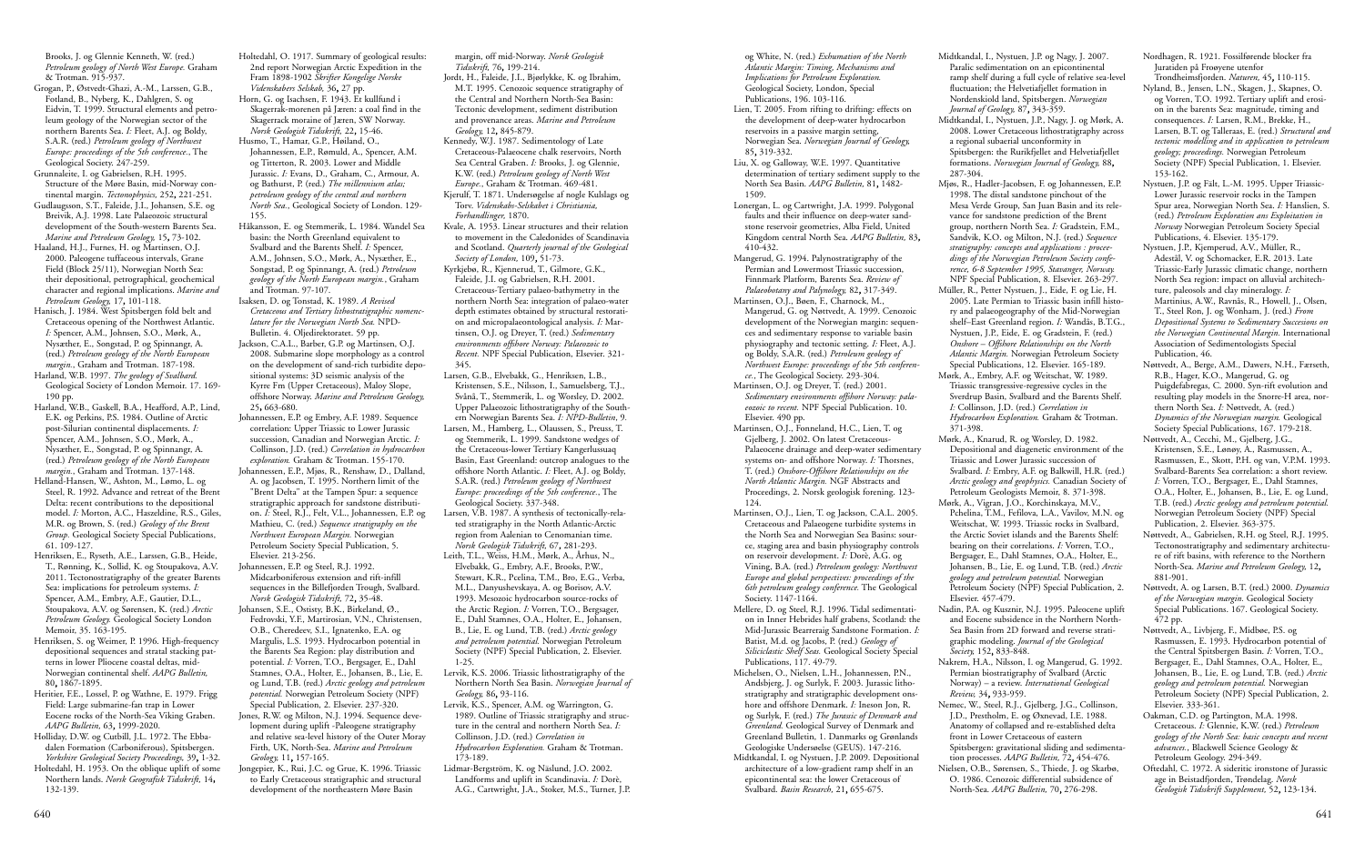Brooks, J. og Glennie Kenneth, W. (red.) *Petroleum geology of North West Europe.* Graham & Trotman. 915-937.

Grogan, P., Østvedt-Ghazi, A.-M., Larssen, G.B., Fotland, B., Nyberg, K., Dahlgren, S. og Eidvin, T. 1999. Structural elements and petroleum geology of the Norwegian sector of the northern Barents Sea. *I:* Fleet, A.J. og Boldy, S.A.R. (red.) *Petroleum geology of Northwest Europe: proceedings of the 5th conference.*, The Geological Society. 247-259.

Grunnaleite, I. og Gabrielsen, R.H. 1995. Structure of the Møre Basin, mid-Norway continental margin. *Tectonophysics,* 252**,** 221-251.

Gudlaugsson, S.T., Faleide, J.I., Johansen, S.E. og Breivik, A.J. 1998. Late Palaeozoic structural development of the South-western Barents Sea. *Marine and Petroleum Geology,* 15**,** 73-102.

Haaland, H.J., Furnes, H. og Martinsen, O.J. 2000. Paleogene tuffaceous intervals, Grane Field (Block 25/11), Norwegian North Sea: their depositional, petrographical, geochemical character and regional implications. *Marine and Petroleum Geology,* 17**,** 101-118.

Hanisch, J. 1984. West Spitsbergen fold belt and Cretaceous opening of the Northwest Atlantic. *I:* Spencer, A.M., Johnsen, S.O., Mørk, A., Nysæther, E., Songstad, P. og Spinnangr, A. (red.) *Petroleum geology of the North European margin.*, Graham and Trotman. 187-198.

Harland, W.B. 1997. *The geology of Svalbard.* Geological Society of London Memoir. 17. 169-190 pp.

Harland, W.B., Gaskell, B.A., Heafford, A.P., Lind, E.K. og Perkins, P.S. 1984. Outline of Arctic post-Silurian continental displacements. *I:* Spencer, A.M., Johnsen, S.O., Mørk, A., Nysæther, E., Songstad, P. og Spinnangr, A. (red.) *Petroleum geology of the North European margin.*, Graham and Trotman. 137-148.

Helland-Hansen, W., Ashton, M., Lømo, L. og Steel, R. 1992. Advance and retreat of the Brent Delta: recent contributions to the depositional model. *I:* Morton, A.C., Haszeldine, R.S., Giles, M.R. og Brown, S. (red.) *Geology of the Brent Group.* Geological Society Special Publications, 61. 109-127.

Henriksen, E., Ryseth, A.E., Larssen, G.B., Heide, T., Rønning, K., Sollid, K. og Stoupakova, A.V. 2011. Tectonostratigraphy of the greater Barents Sea: implications for petroleum systems. *I:* Spencer, A.M., Embry, A.F., Gautier, D.L., Stoupakova, A.V. og Sørensen, K. (red.) *Arctic Petroleum Geology.* Geological Society London Memoir, 35. 163-195.

Henriksen, S. og Weimer, P. 1996. High-frequency depositional sequences and stratal stacking patterns in lower Pliocene coastal deltas, mid-Norwegian continental shelf. *AAPG Bulletin,* 80**,** 1867-1895.

Heritier, F.E., Lossel, P. og Wathne, E. 1979. Frigg Field: Large submarine-fan trap in Lower Eocene rocks of the North-Sea Viking Graben. *AAPG Bulletin,* 63**,** 1999-2020.

Holliday, D.W. og Cutbill, J.L. 1972. The Ebbadalen Formation (Carboniferous), Spitsbergen. *Yorkshire Geological Society Proceedings,* 39**,** 1-32.

Holtedahl, H. 1953. On the oblique uplift of some Northern lands. *Norsk Geografisk Tidsskrift,* 14**,** 132-139.

Holtedahl, O. 1917. Summary of geological results: 2nd report Norwegian Arctic Expedition in the Fram 1898-1902 *Skrifter Kongelige Norske Videnskabers Selskab,* 36**,** 27 pp.

Horn, G. og Isachsen, F. 1943. Et kullfund i Skagerrak-morenen på Jæren: a coal find in the Skagerrack moraine of Jæren, SW Norway. *Norsk Geologisk Tidsskrift,* 22**,** 15-46.

Husmo, T., Hamar, G.P., Høiland, O., Johannessen, E.P., Rømuld, A., Spencer, A.M. og Titterton, R. 2003. Lower and Middle Jurassic. *I:* Evans, D., Graham, C., Armour, A. og Bathurst, P. (red.) *The millennium atlas; petroleum geology of the central and northern North Sea.*, Geological Society of London. 129-155.

Håkansson, E. og Stemmerik, L. 1984. Wandel Sea basin: the North Greenland equivalent to Svalbard and the Barents Shelf. *I:* Spencer, A.M., Johnsen, S.O., Mørk, A., Nysæther, E., Songstad, P. og Spinnangr, A. (red.) *Petroleum geology of the North European margin.*, Graham and Trotman. 97-107.

Isaksen, D. og Tonstad, K. 1989. *A Revised Cretaceous and Tertiary lithostratigraphic nomenclature for the Norwegian North Sea.* NPD-Bulletin. 4. Oljedirektoratet. 59 pp.

Jackson, C.A.L., Barber, G.P. og Martinsen, O.J. 2008. Submarine slope morphology as a control on the development of sand-rich turbidite depositional systems: 3D seismic analysis of the Kyrre Fm (Upper Cretaceous), Maloy Slope, offshore Norway. *Marine and Petroleum Geology,* 25**,** 663-680.

Johannessen, E.P. og Embry, A.F. 1989. Sequence correlation: Upper Triassic to Lower Jurassic succession, Canadian and Norwegian Arctic. *I:* Collinson, J.D. (red.) *Correlation in hydrocarbon exploration.* Graham & Trotman. 155-170.

Johannessen, E.P., Mjøs, R., Renshaw, D., Dalland, A. og Jacobsen, T. 1995. Northern limit of the "Brent Delta" at the Tampen Spur: a sequence stratigraphic approach for sandstone distribution. *I:* Steel, R.J., Felt, V.L., Johannessen, E.P. og Mathieu, C. (red.) *Sequence stratigraphy on the Northwest European Margin.* Norwegian Petroleum Society Special Publication, 5. Elsevier. 213-256.

Johannessen, E.P. og Steel, R.J. 1992. Midcarboniferous extension and rift-infill sequences in the Billefjorden Trough, Svalbard. *Norsk Geologisk Tidsskrift,* 72**,** 35-48.

Johansen, S.E., Ostisty, B.K., Birkeland, Ø., Fedrovski, Y.F., Martirosian, V.N., Christensen, O.B., Cheredeev, S.I., Ignatenko, E.A. og Margulis, L.S. 1993. Hydrocarbon potential in the Barents Sea Region: play distribution and potential. *I:* Vorren, T.O., Bergsager, E., Dahl Stamnes, O.A., Holter, E., Johansen, B., Lie, E. og Lund, T.B. (red.) *Arctic geology and petroleum potential.* Norwegian Petroleum Society (NPF) Special Publication, 2. Elsevier. 237-320.

Jones, R.W. og Milton, N.J. 1994. Sequence development during uplift -Paleogene stratigraphy and relative sea-level history of the Outer Moray Firth, UK, North-Sea. *Marine and Petroleum Geology,* 11**,** 157-165.

Jongepier, K., Rui, J.C. og Grue, K. 1996. Triassic to Early Cretaceous stratigraphic and structural development of the northeastern Møre Basin margin, off mid-Norway. *Norsk Geologisk Tidsskrift,* 76**,** 199-214.

Jordt, H., Faleide, J.I., Bjørlykke, K. og Ibrahim, M.T. 1995. Cenozoic sequence stratigraphy of the Central and Northern North-Sea Basin: Tectonic development, sediment distribution and provenance areas. *Marine and Petroleum Geology,* 12**,** 845-879.

Kennedy, W.J. 1987. Sedimentology of Late Cretaceous-Palaeocene chalk reservoirs, North Sea Central Graben. *I:* Brooks, J. og Glennie, K.W. (red.) *Petroleum geology of North West Europe.*, Graham & Trotman. 469-481.

Kjerulf, T. 1871. Undersøgelse af nogle Kulslags og Torv. *Videnskabs-Selskabet i Christiania, Forhandlinger,* 1870.

Kvale, A. 1953. Linear structures and their relation to movement in the Caledonides of Scandinavia and Scotland. *Quarterly journal of the Geological Society of London,* 109**,** 51-73.

Kyrkjebø, R., Kjennerud, T., Gillmore, G.K., Faleide, J.I. og Gabrielsen, R.H. 2001. Cretaceous-Tertiary palaeo-bathymetry in the northern North Sea: integration of palaeo-water depth estimates obtained by structural restoration and micropalaeontological analysis. *I:* Martinsen, O.J. og Dreyer, T. (red.) *Sedimentary environments offshore Norway: Palaeozoic to Recent.* NPF Special Publication, Elsevier. 321-345.

Larsen, G.B., Elvebakk, G., Henriksen, L.B., Kristensen, S.E., Nilsson, I., Samuelsberg, T.J., Svånå, T., Stemmerik, L. og Worsley, D. 2002. Upper Palaeozoic lithostratigraphy of the Southern Norwegian Barents Sea. *I: NPD-Bulletin,* 9.

Larsen, M., Hamberg, L., Olaussen, S., Preuss, T. og Stemmerik, L. 1999. Sandstone wedges of the Cretaceous-lower Tertiary Kangerlussuaq Basin, East Greenland: outcrop analogues to the offshore North Atlantic. *I:* Fleet, A.J. og Boldy, S.A.R. (red.) *Petroleum geology of Northwest Europe: proceedings of the 5th conference.*, The Geological Society. 337-348.

Larsen, V.B. 1987. A synthesis of tectonically-related stratigraphy in the North Atlantic-Arctic region from Aalenian to Cenomanian time. *Norsk Geologisk Tidsskrift,* 67**,** 281-293.

Leith, T.L., Weiss, H.M., Mørk, A., Århus, N., Elvebakk, G., Embry, A.F., Brooks, P.W., Stewart, K.R., Pcelina, T.M., Bro, E.G., Verba, M.L., Danyushevskaya, A. og Borisov, A.V. 1993. Mesozoic hydrocarbon source-rocks of the Arctic Region. *I:* Vorren, T.O., Bergsager, E., Dahl Stamnes, O.A., Holter, E., Johansen, B., Lie, E. og Lund, T.B. (red.) *Arctic geology and petroleum potential.* Norwegian Petroleum Society (NPF) Special Publication, 2. Elsevier. 1-25.

Lervik, K.S. 2006. Triassic lithostratigraphy of the Northern North Sea Basin. *Norwegian Journal of Geology,* 86**,** 93-116.

Lervik, K.S., Spencer, A.M. og Warrington, G. 1989. Outline of Triassic stratigraphy and structure in the central and northern North Sea. *I:* Collinson, J.D. (red.) *Correlation in Hydrocarbon Exploration.* Graham & Trotman. 173-189.

Lidmar-Bergström, K. og Näslund, J.O. 2002. Landforms and uplift in Scandinavia. *I:* Dorè, A.G., Cartwright, J.A., Stoker, M.S., Turner, J.P. og White, N. (red.) *Exhumation of the North Atlantic Margin: Timing, Mechanisms and Implications for Petroleum Exploration.* Geological Society, London, Special Publications, 196. 103-116.

Lien, T. 2005. From rifting to drifting: effects on the development of deep-water hydrocarbon reservoirs in a passive margin setting, Norwegian Sea. *Norwegian Journal of Geology,* 85**,** 319-332.

Liu, X. og Galloway, W.E. 1997. Quantitative determination of tertiary sediment supply to the North Sea Basin. *AAPG Bulletin,* 81**,** 1482-1509.

Lonergan, L. og Cartwright, J.A. 1999. Polygonal faults and their influence on deep-water sandstone reservoir geometries, Alba Field, United Kingdom central North Sea. *AAPG Bulletin,* 83**,** 410-432.

Mangerud, G. 1994. Palynostratigraphy of the Permian and Lowermost Triassic succession, Finnmark Platform, Barents Sea. *Review of Palaeobotany and Palynology,* 82**,** 317-349.

Martinsen, O.J., Bøen, F., Charnock, M., Mangerud, G. og Nøttvedt, A. 1999. Cenozoic development of the Norwegian margin: sequences and sedimentary response to variable basin physiography and tectonic setting. *I:* Fleet, A.J. og Boldy, S.A.R. (red.) *Petroleum geology of Northwest Europe: proceedings of the 5th conference.*, The Geological Society. 293-304.

Martinsen, O.J. og Dreyer, T. (red.) 2001. *Sedimentary environments offshore Norway: palaeozoic to recent.* NPF Special Publication. 10. Elsevier. 490 pp.

Martinsen, O.J., Fonneland, H.C., Lien, T. og Gjelberg, J. 2002. On latest Cretaceous-Palaeocene drainage and deep-water sedimentary systems on- and offshore Norway. *I:* Thorsnes, T. (red.) *Onshore-Offshore Relationships on the North Atlantic Margin.* NGF Abstracts and Proceedings, 2. Norsk geologisk forening. 123-124.

Martinsen, O.J., Lien, T. og Jackson, C.A.L. 2005. Cretaceous and Palaeogene turbidite systems in the North Sea and Norwegian Sea Basins: source, staging area and basin physiographic controls on reservoir development. *I:* Dorè, A.G. og Vining, B.A. (red.) *Petroleum geology: Northwest Europe and global perspectives: proceedings of the 6th petroleum geology conference.* The Geological Society. 1147-1164.

Mellere, D. og Steel, R.J. 1996. Tidal sedimentation in Inner Hebrides half grabens, Scotland: the Mid-Jurassic Bearreraig Sandstone Formation. *I:* Batist, M.d. og Jacobs, P. (red.) *Geology of Siliciclastic Shelf Seas.* Geological Society Special Publications, 117. 49-79.

Michelsen, O., Nielsen, L.H., Johannessen, P.N., Andsbjerg, J. og Surlyk, F. 2003. Jurassic lithostratigraphy and stratigraphic development onshore and offshore Denmark. *I:* Ineson Jon, R. og Surlyk, F. (red.) *The Jurassic of Denmark and Greenland.* Geological Survey of Denmark and Greenland Bulletin, 1. Danmarks og Grønlands Geologiske Undersøelse (GEUS). 147-216.

Midtkandal, I. og Nystuen, J.P. 2009. Depositional architecture of a low-gradient ramp shelf in an epicontinental sea: the lower Cretaceous of Svalbard. *Basin Research,* 21**,** 655-675.

Midtkandal, I., Nystuen, J.P. og Nagy, J. 2007. Paralic sedimentation on an epicontinental ramp shelf during a full cycle of relative sea-level fluctuation; the Helvetiafjellet formation in Nordenskiold land, Spitsbergen. *Norwegian Journal of Geology,* 87**,** 343-359.

Midtkandal, I., Nystuen, J.P., Nagy, J. og Mørk, A. 2008. Lower Cretaceous lithostratigraphy across a regional subaerial unconformity in Spitsbergen: the Rurikfjellet and Helvetiafjellet formations. *Norwegian Journal of Geology,* 88**,** 287-304.

Mjøs, R., Hadler-Jacobsen, F. og Johannessen, E.P. 1998. The distal sandstone pinchout of the Mesa Verde Group, San Juan Basin and its relevance for sandstone prediction of the Brent group, northern North Sea. *I:* Gradstein, F.M., Sandvik, K.O. og Milton, N.J. (red.) *Sequence stratigraphy: concepts and applications : proceedings of the Norwegian Petroleum Society conference, 6-8 September 1995, Stavanger, Norway.* NPF Special Publication, 8. Elsevier. 263-297.

Müller, R., Petter Nystuen, J., Eide, F. og Lie, H. 2005. Late Permian to Triassic basin infill history and palaeogeography of the Mid-Norwegian shelf–East Greenland region. *I:* Wandås, B.T.G., Nystuen, J.P., Eide, E. og Gradstein, F. (red.) *Onshore – Offshore Relationships on the North Atlantic Margin.* Norwegian Petroleum Society Special Publications, 12. Elsevier. 165-189.

Mørk, A., Embry, A.F. og Weitschat, W. 1989. Triassic transgressive-regressive cycles in the Sverdrup Basin, Svalbard and the Barents Shelf. *I:* Collinson, J.D. (red.) *Correlation in Hydrocarbon Exploration.* Graham & Trotman. 371-398.

Mørk, A., Knarud, R. og Worsley, D. 1982. Depositional and diagenetic environment of the Triassic and Lower Jurassic succession of Svalbard. *I:* Embry, A.F. og Balkwill, H.R. (red.) *Arctic geology and geophysics.* Canadian Society of Petroleum Geologists Memoir, 8. 371-398.

Mørk, A., Vigran, J.O., Korchinskaya, M.V., Pchelina, T.M., Fefilova, L.A., Vavilov, M.N. og Weitschat, W. 1993. Triassic rocks in Svalbard, the Arctic Soviet islands and the Barents Shelf: bearing on their correlations. *I:* Vorren, T.O., Bergsager, E., Dahl Stamnes, O.A., Holter, E., Johansen, B., Lie, E. og Lund, T.B. (red.) *Arctic geology and petroleum potential.* Norwegian Petroleum Society (NPF) Special Publication, 2. Elsevier. 457-479.

Nadin, P.A. og Kusznir, N.J. 1995. Paleocene uplift and Eocene subsidence in the Northern North-Sea Basin from 2D forward and reverse stratigraphic modeling. *Journal of the Geological Society,* 152**,** 833-848.

Nakrem, H.A., Nilsson, I. og Mangerud, G. 1992. Permian biostratigraphy of Svalbard (Arctic Norway) – a review. *International Geological Review,* 34**,** 933-959.

Nemec, W., Steel, R.J., Gjelberg, J.G., Collinson, J.D., Prestholm, E. og Øxnevad, I.E. 1988. Anatomy of collapsed and re-established delta front in Lower Cretaceous of eastern Spitsbergen: gravitational sliding and sedimentation processes. *AAPG Bulletin,* 72**,** 454-476.

Nielsen, O.B., Sørensen, S., Thiede, J. og Skarbø, O. 1986. Cenozoic differential subsidence of North-Sea. *AAPG Bulletin,* 70**,** 276-298.

Nordhagen, R. 1921. Fossilførende blocker fra Juratiden på Frøøyene utenfor Trondheimsfjorden. *Naturen,* 45**,** 110-115.

Nyland, B., Jensen, L.N., Skagen, J., Skapnes, O. og Vorren, T.O. 1992. Tertiary uplift and erosion in the barents Sea: magnitude, timing and consequences. *I:* Larsen, R.M., Brekke, H., Larsen, B.T. og Talleraas, E. (red.) *Structural and tectonic modelling and its application to petroleum geology: proceedings.* Norwegian Petroleum Society (NPF) Special Publication, 1. Elsevier. 153-162.

Nystuen, J.P. og Fält, L.-M. 1995. Upper Triassic-Lower Jurassic reservoir rocks in the Tampen Spur area, Norwegian North Sea. *I:* Hanslien, S. (red.) *Petroleum Exploration and Exploitation in Norway* Norwegian Petroleum Society Special Publications, 4. Elsevier. 135-179.

Nystuen, J.P., Kjemperud, A.V., Müller, R., Adestål, V. og Schomacker, E.R. 2013. Late Triassic-Early Jurassic climatic change, northern North Sea region: impact on alluvial architecture, paleosols and clay mineralogy. *I:* Martinius, A.W., Ravnås, R., Howell, J., Olsen, T., Steel Ron, J. og Wonham, J. (red.) *From Depositional Systems to Sedimentary Successions on the Norwegian Continental Margin.* International Association of Sedimentologists Special Publication, 46.

Nøttvedt, A., Berge, A.M., Dawers, N.H., Færseth, R.B., Hager, K.O., Mangerud, G. og Puigdefabregas, C. 2000. Syn-rift evolution and resulting play models in the Snorre-H area, northern North Sea. *I:* Nøttvedt, A. (red.) *Dynamics of the Norwegian margin.* Geological Society Special Publications, 167. 179-218.

Nøttvedt, A., Cecchi, M., Gjelberg, J.G., Kristensen, S.E., Lønøy, A., Rasmussen, A., Rasmussen, E., Skott, P.H. og van, V.P.M. 1993. Svalbard-Barents Sea correlation: a short review. *I:* Vorren, T.O., Bergsager, E., Dahl Stamnes, O.A., Holter, E., Johansen, B., Lie, E. og Lund, T.B. (red.) *Arctic geology and petroleum potential.* Norwegian Petroleum Society (NPF) Special Publication, 2. Elsevier. 363-375.

Nøttvedt, A., Gabrielsen, R.H. og Steel, R.J. 1995. Tectonostratigraphy and sedimentary architecture of rift basins, with reference to the Northern North-Sea. *Marine and Petroleum Geology,* 12**,** 881-901.

Nøttvedt, A. og Larsen, B.T. (red.) 2000. *Dynamics of the Norwegian margin.* Geological Society Special Publications. 167. Geological Society. 472 pp.

Nøttvedt, A., Livbjerg, F., Midbøe, P.S. og Rasmussen, E. 1993. Hydrocarbon potential of the Central Spitsbergen Basin. *I:* Vorren, T.O., Bergsager, E., Dahl Stamnes, O.A., Holter, E., Johansen, B., Lie, E. og Lund, T.B. (red.) *Arctic geology and petroleum potential.* Norwegian Petroleum Society (NPF) Special Publication, 2. Elsevier. 333-361.

Oakman, C.D. og Partington, M.A. 1998. Cretaceous. *I:* Glennie, K.W. (red.) *Petroleum geology of the North Sea: basic concepts and recent advances.*, Blackwell Science Geology & Petroleum Geology. 294-349.

Oftedahl, C. 1972. A sideritic ironstone of Jurassic age in Beitstadfjorden, Trøndelag. *Norsk Geologisk Tidsskrift Supplement,* 52**,** 123-134.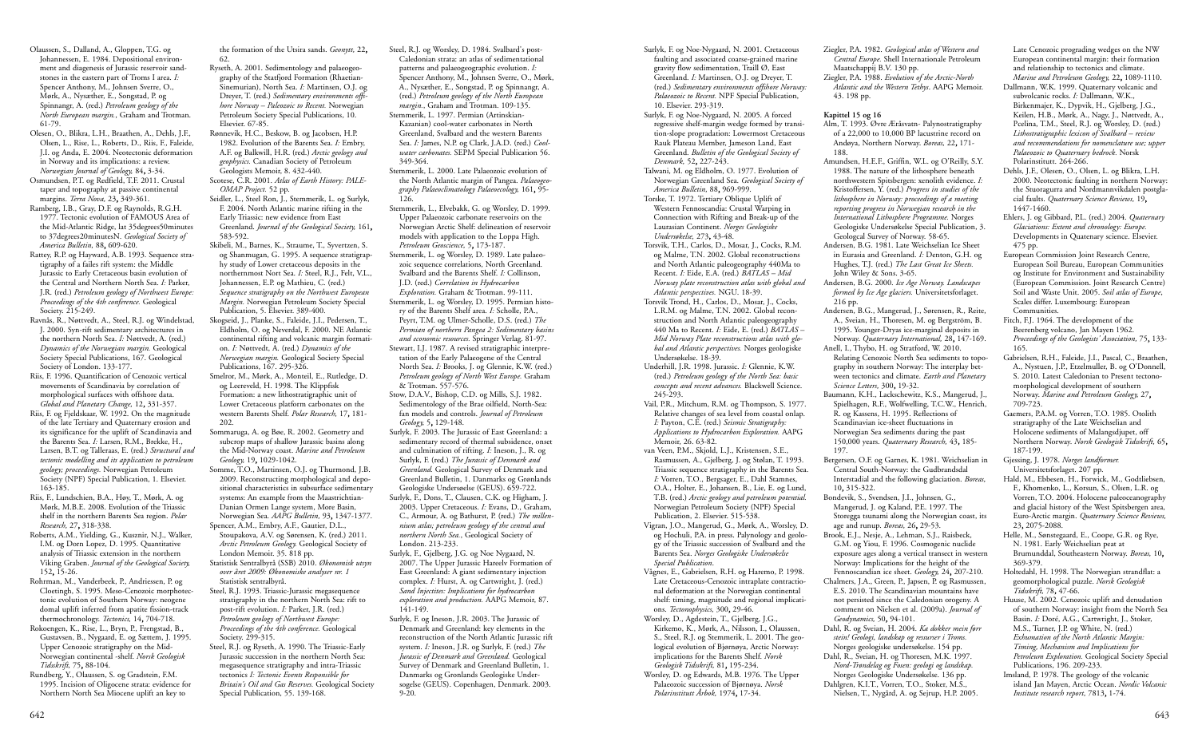Olaussen, S., Dalland, A., Gloppen, T.G. og Johannessen, E. 1984. Depositional environment and diagenesis of Jurassic reservoir sandstones in the eastern part of Troms I area. *I:* Spencer Anthony, M., Johnsen Sverre, O., Mørk, A., Nysæther, E., Songstad, P. og Spinnangr, A. (red.) *Petroleum geology of the North European margin.*, Graham and Trotman. 61-79.

Olesen, O., Blikra, L.H., Braathen, A., Dehls, J.F., Olsen, L., Rise, L., Roberts, D., Riis, F., Faleide, J.I. og Anda, E. 2004. Neotectonic deformation in Norway and its implications: a review. *Norwegian Journal of Geology,* 84**,** 3-34.

Osmundsen, P.T. og Redfield, T.F. 2011. Crustal taper and topography at passive continental margins. *Terra Nova,* 23**,** 349-361.

Ramberg, I.B., Gray, D.F. og Raynolds, R.G.H. 1977. Tectonic evolution of FAMOUS Area of the Mid-Atlantic Ridge, lat 35degrees50minutes to 37degrees20minutesN. *Geological Society of America Bulletin,* 88**,** 609-620.

Rattey, R.P. og Hayward, A.B. 1993. Sequence stratigraphy of a failes rift system: the Middle Jurassic to Early Cretaceous basin evolution of the Central and Northern North Sea. *I:* Parker, J.R. (red.) *Petroleum geology of Northwest Europe: Proceedings of the 4th conference.* Geological Society. 215-249.

Ravnås, R., Nøttvedt, A., Steel, R.J. og Windelstad, J. 2000. Syn-rift sedimentary architectures in the northern North Sea. *I:* Nøttvedt, A. (red.) *Dynamics of the Norwegian margin.* Geological Society Special Publications, 167. Geological Society of London. 133-177.

Riis, F. 1996. Quantification of Cenozoic vertical movements of Scandinavia by correlation of morphological surfaces with offshore data. *Global and Planetary Change,* 12**,** 331-357.

Riis, F. og Fjeldskaar, W. 1992. On the magnitude of the late Tertiary and Quaternary erosion and its significance for the uplift of Scandinavia and the Barents Sea. *I:* Larsen, R.M., Brekke, H., Larsen, B.T. og Talleraas, E. (red.) *Structural and tectonic modelling and its application to petroleum geology; proceedings.* Norwegian Petroleum Society (NPF) Special Publication, 1. Elsevier. 163-185.

Riis, F., Lundschien, B.A., Høy, T., Mørk, A. og Mørk, M.B.E. 2008. Evolution of the Triassic shelf in the northern Barents Sea region. *Polar Research,* 27**,** 318-338.

Roberts, A.M., Yielding, G., Kusznir, N.J., Walker, I.M. og Dorn Lopez, D. 1995. Quantitative analysis of Triassic extension in the northern Viking Graben. *Journal of the Geological Society,* 152**,** 15-26.

Rohrman, M., Vanderbeek, P., Andriessen, P. og Cloetingh, S. 1995. Meso-Cenozoic morphotectonic evolution of Southern Norway: neogene domal uplift inferred from apatite fission-track thermochronology. *Tectonics,* 14**,** 704-718.

Rokoengen, K., Rise, L., Bryn, P., Frengstad, B., Gustavsen, B., Nygaard, E. og Sættem, J. 1995. Upper Cenozoic stratigraphy on the Mid-Norwegian continental -shelf. *Norsk Geologisk Tidsskrift,* 75**,** 88-104.

Rundberg, Y., Olaussen, S. og Gradstein, F.M. 1995. Incision of Oligocene strata: evidence for Northern North Sea Miocene uplift an key to the formation of the Utsira sands. *Geonytt,* 22**,** 62.

Ryseth, A. 2001. Sedimentology and palaeogeography of the Statfjord Formation (Rhaetian-Sinemurian), North Sea. *I:* Martinsen, O.J. og Dreyer, T. (red.) *Sedimentary environments offshore Norway – Paleozoic to Recent.* Norwegian Petroleum Society Special Publications, 10. Elsevier. 67-85.

Rønnevik, H.C., Beskow, B. og Jacobsen, H.P. 1982. Evolution of the Barents Sea. *I:* Embry, A.F. og Balkwill, H.R. (red.) *Arctic geology and geophysics.* Canadian Society of Petroleum Geologists Memoir, 8. 432-440.

Scotese, C.R. 2001. *Atlas of Earth History: PALEOMAP Project.* 52 pp.

Seidler, L., Steel Ron, J., Stemmerik, L. og Surlyk, F. 2004. North Atlantic marine rifting in the Early Triassic: new evidence from East Greenland. *Journal of the Geological Society,* 161**,** 583-592.

Skibeli, M., Barnes, K., Straume, T., Syvertzen, S. og Shanmugan, G. 1995. A sequence stratigraphy study of Lower cretaceous deposits in the northernmost Nort Sea. *I:* Steel, R.J., Felt, V.L., Johannessen, E.P. og Mathieu, C. (red.) *Sequence stratigraphy on the Northwest European Margin.* Norwegian Petroleum Society Special Publication, 5. Elsevier. 389-400.

Skogseid, J., Planke, S., Faleide, J.I., Pedersen, T., Eldholm, O. og Neverdal, F. 2000. NE Atlantic continental rifting and volcanic margin formation. *I:* Nøttvedt, A. (red.) *Dynamics of the Norwegian margin.* Geological Society Special Publications, 167. 295-326.

Smelror, M., Mørk, A., Monteil, E., Rutledge, D. og Leereveld, H. 1998. The Klippfisk Formation: a new lithostratigraphic unit of Lower Cretaceous platform carbonates on the western Barents Shelf. *Polar Research,* 17**,** 181-202.

Sommaruga, A. og Bøe, R. 2002. Geometry and subcrop maps of shallow Jurassic basins along the Mid-Norway coast. *Marine and Petroleum Geology,* 19**,** 1029-1042.

Somme, T.O., Martinsen, O.J. og Thurmond, J.B. 2009. Reconstructing morphological and depositional characteristics in subsurface sedimentary systems: An example from the Maastrichtian-Danian Ormen Lange system, More Basin, Norwegian Sea. *AAPG Bulletin,* 93**,** 1347-1377.

Spencer, A.M., Embry, A.F., Gautier, D.L., Stoupakova, A.V. og Sørensen, K. (red.) 2011. *Arctic Petroleum Geology.* Geological Society of London Memoir. 35. 818 pp.

Statistisk Sentralbyrå (SSB) 2010. *Økonomisk utsyn over året 2009: Økonomiske analyser nr. 1* Statistisk sentralbyrå.

Steel, R.J. 1993. Triassic-Jurassic megasequence stratigraphy in the northern North Sea: rift to post-rift evolution. *I:* Parker, J.R. (red.) *Petroleum geology of Northwest Europe: Proceedings of the 4th conference.* Geological Society. 299-315.

Steel, R.J. og Ryseth, A. 1990. The Triassic-Early Jurassic succession in the northern North Sea: megasequence stratigraphy and intra-Triassic tectonics *I: Tectonic Events Responsible for Britain's Oil and Gas Reserves.* Geological Society Special Publication, 55. 139-168.

Steel, R.J. og Worsley, D. 1984. Svalbard's post-Caledonian strata: an atlas of sedimentational patterns and palaeogeographic evolution. *I:* Spencer Anthony, M., Johnsen Sverre, O., Mørk, A., Nysæther, E., Songstad, P. og Spinnangr, A. (red.) *Petroleum geology of the North European margin.*, Graham and Trotman. 109-135.

Stemmerik, L. 1997. Permian (Artinskian-Kazanian) cool-water carbonates in North Greenland, Svalbard and the western Barents Sea. *I:* James, N.P. og Clark, J.A.D. (red.) *Cool-water carbonates.* SEPM Special Publication 56. 349-364.

Stemmerik, L. 2000. Late Palaeozoic evolution of the North Atlantic margin of Pangea. *Palaeogeography Palaeoclimatology Palaeoecology,* 161**,** 95-126.

Stemmerik, L., Elvebakk, G. og Worsley, D. 1999. Upper Palaeozoic carbonate reservoirs on the Norwegian Arctic Shelf: delineation of reservoir models with application to the Loppa High. *Petroleum Geoscience,* 5**,** 173-187.

Stemmerik, L. og Worsley, D. 1989. Late palaeozoic basin correlations, North Greenland. Svalbard and the Barents Shelf. *I:* Collinson, J.D. (red.) *Correlation in Hydrocarbon Exploration.* Graham & Trotman. 99-111.

Stemmerik, L. og Worsley, D. 1995. Permian history of the Barents Shelf area. *I:* Scholle, P.A., Peyrt, T.M. og Ulmer-Scholle, D.S. (red.) *The Permian of northern Pangea 2: Sedimentary basins and economic resources.* Springer Verlag. 81-97.

Stewart, I.J. 1987. A revised stratigraphic interpretation of the Early Palaeogene of the Central North Sea. *I:* Brooks, J. og Glennie, K.W. (red.) *Petroleum geology of North West Europe.* Graham & Trotman. 557-576.

Stow, D.A.V., Bishop, C.D. og Mills, S.J. 1982. Sedimentology of the Brae oilfield, North-Sea: fan models and controls. *Journal of Petroleum Geology,* 5**,** 129-148.

Surlyk, F. 2003. The Jurassic of East Greenland: a sedimentary record of thermal subsidence, onset and culmination of rifting. *I:* Ineson, J., R. og Surlyk, F. (red.) *The Jurassic of Denmark and Greenland.* Geological Survey of Denmark and Greenland Bulletin, 1. Danmarks og Grønlands Geologiske Undersøgelse (GEUS). 659-722.

Surlyk, F., Dons, T., Clausen, C.K. og Higham, J. 2003. Upper Cretaceous. *I:* Evans, D., Graham, C., Armour, A. og Bathurst, P. (red.) *The millennium atlas; petroleum geology of the central and northern North Sea.*, Geological Society of London. 213-233.

Surlyk, F., Gjelberg, J.G. og Noe Nygaard, N. 2007. The Upper Jurassic Hareelv Formation of East Greenland: A giant sedimentary injection complex. *I:* Hurst, A. og Cartwright, J. (red.) *Sand Injectites: Implications for hydrocarbon exploration and production.* AAPG Memoir, 87. 141-149.

Surlyk, F. og Ineson, J.R. 2003. The Jurassic of Denmark and Greenland: key elements in the reconstruction of the North Atlantic Jurassic rift system. *I:* Ineson, J.R. og Surlyk, F. (red.) *The Jurassic of Denmark and Greenland.* Geological Survey of Denmark and Greenland Bulletin, 1. Danmarks og Gronlands Geologiske Undersogelse (GEUS). Copenhagen, Denmark. 2003. 9-20.

Surlyk, F. og Noe-Nygaard, N. 2001. Cretaceous faulting and associated coarse-grained marine gravity flow sedimentation, Traill Ø, East Greenland. *I:* Martinsen, O.J. og Dreyer, T. (red.) *Sedimentary environments offshore Norway: Palaeozoic to Recent.* NPF Special Publication, 10. Elsevier. 293-319.

Surlyk, F. og Noe-Nygaard, N. 2005. A forced regressive shelf-margin wedge formed by transition-slope progradation: Lowermost Cretaceous Rauk Plateau Member, Jameson Land, East Greenland. *Bulletin of the Geological Society of Denmark,* 52**,** 227-243.

Talwani, M. og Eldholm, O. 1977. Evolution of Norwegian Greenland Sea. *Geological Society of America Bulletin,* 88**,** 969-999.

Torske, T. 1972. Tertiary Oblique Uplift of Western Fennoscandia: Crustal Warping in Connection with Rifting and Break-up of the Laurasian Continent. *Norges Geologiske Undersøkelse,* 273**,** 43-48.

Torsvik, T.H., Carlos, D., Mosar, J., Cocks, R.M. og Malme, T.N. 2002. Global reconstructions and North Atlantic paleogeography 440Ma to Recent. *I:* Eide, E.A. (red.) *BATLAS – Mid Norway plate reconstruction atlas with global and Atlantic perspectives.* NGU. 18-39.

Torsvik Trond, H., Carlos, D., Mosar, J., Cocks, L.R.M. og Malme, T.N. 2002. Global reconstruction and North Atlantic paleogeography 440 Ma to Recent. *I:* Eide, E. (red.) *BATLAS – Mid Norway Plate reconstructions atlas with global and Atlantic perspectives.* Norges geologiske Undersøkelse. 18-39.

Underhill, J.R. 1998. Jurassic. *I:* Glennie, K.W. (red.) *Petroleum geology of the North Sea: basic concepts and recent advances.* Blackwell Science. 245-293.

Vail, P.R., Mitchum, R.M. og Thompson, S. 1977. Relative changes of sea level from coastal onlap. *I:* Payton, C.E. (red.) *Seismic Stratigraphy: Applications to Hydrocarbon Exploration.* AAPG Memoir, 26. 63-82.

van Veen, P.M., Skjold, L.J., Kristensen, S.E., Rasmussen, A., Gjelberg, J. og Stølan, T. 1993. Triassic sequence stratigraphy in the Barents Sea. *I:* Vorren, T.O., Bergsager, E., Dahl Stamnes, O.A., Holter, E., Johansen, B., Lie, E. og Lund, T.B. (red.) *Arctic geology and petroleum potential.* Norwegian Petroleum Society (NPF) Special Publication, 2. Elsevier. 515-538.

Vigran, J.O., Mangerud, G., Mørk, A., Worsley, D. og Hochuli, P.A. in press. Palynology and geology of the Triassic succession of Svalbard and the Barents Sea. *Norges Geologiske Undersøkelse Special Publication.*

Vågnes, E., Gabrielsen, R.H. og Haremo, P. 1998. Late Cretaceous-Cenozoic intraplate contractional deformation at the Norwegian continental shelf: timing, magnitude and regional implications. *Tectonophysics,* 300**,** 29-46.

Worsley, D., Agdestein, T., Gjelberg, J.G., Kirkemo, K., Mørk, A., Nilsson, I., Olaussen, S., Steel, R.J. og Stemmerik, L. 2001. The geological evolution of Bjørnøya, Arctic Norway: implications for the Barents Shelf. *Norsk Geologisk Tidsskrift,* 81**,** 195-234.

Worsley, D. og Edwards, M.B. 1976. The Upper Palaeozoic succession of Bjørnøya. *Norsk Polarinstitutt Årbok,* 1974**,** 17-34.

Ziegler, P.A. 1982. *Geological atlas of Western and Central Europe.* Shell Internationale Petroleum Maatschappij B.V. 130 pp.

Ziegler, P.A. 1988. *Evolution of the Arctic-North Atlantic and the Western Tethys.* AAPG Memoir. 43. 198 pp.

## Kapittel 15 og 16

Alm, T. 1993. Øvre Æråsvatn- Palynostratigraphy of a 22,000 to 10,000 BP lacustrine record on Andøya, Northern Norway. *Boreas,* 22**,** 171-188.

Amundsen, H.E.F., Griffin, W.L. og O'Reilly, S.Y. 1988. The nature of the lithosphere beneath northwestern Spitsbergen: xenolith evidence. *I:* Kristoffersen, Y. (red.) *Progress in studies of the lithosphere in Norway: proceedings of a meeting reporting progress in Norwegian research in the International Lithosphere Programme.* Norges Geologiske Undersøkelse Special Publication, 3. Geological Survey of Norway. 58-65.

Andersen, B.G. 1981. Late Weichselian Ice Sheet in Eurasia and Greenland. *I:* Denton, G.H. og Hughes, T.J. (red.) *The Last Great Ice Sheets.* John Wiley & Sons. 3-65.

Andersen, B.G. 2000. *Ice Age Norway. Landscapes formed by Ice Age glaciers.* Universitetsforlaget. 216 pp.

Andersen, B.G., Mangerud, J., Sørensen, R., Reite, A., Sveian, H., Thoresen, M. og Bergström, B. 1995. Younger-Dryas ice-marginal deposits in Norway. *Quaternary International,* 28**,** 147-169.

Anell, I., Thybo, H. og Stratford, W. 2010. Relating Cenozoic North Sea sediments to topography in southern Norway: The interplay between tectonics and climate. *Earth and Planetary Science Letters,* 300**,** 19-32.

Baumann, K.H., Lackschewitz, K.S., Mangerud, J., Spielhagen, R.F., Wolfwelling, T.C.W., Henrich, R. og Kassens, H. 1995. Reflections of Scandinavian ice-sheet fluctuations in Norwegian Sea sediments during the past 150,000 years. *Quaternary Research,* 43**,** 185-197.

Bergersen, O.F. og Garnes, K. 1981. Weichselian in Central South-Norway: the Gudbrandsdal Interstadial and the following glaciation. *Boreas,* 10**,** 315-322.

Bondevik, S., Svendsen, J.I., Johnsen, G., Mangerud, J. og Kaland, P.E. 1997. The Storegga tsunami along the Norwegian coast, its age and runup. *Boreas,* 26**,** 29-53.

Brook, E.J., Nesje, A., Lehman, S.J., Raisbeck, G.M. og Yiou, F. 1996. Cosmogenic nuclide exposure ages along a vertical transect in western Norway: Implications for the height of the Fennoscandian ice sheet. *Geology,* 24**,** 207-210.

Chalmers, J.A., Green, P., Japsen, P. og Rasmussen, E.S. 2010. The Scandinavian mountains have not persisted since the Caledonian orogeny. A comment on Nielsen et al. (2009a). *Journal of Geodynamics,* 50**,** 94-101.

Dahl, R. og Sveian, H. 2004. *Ka dokker mein førr stein! Geologi, landskap og ressurser i Troms.* Norges geologiske undersøkelse. 154 pp.

Dahl, R., Sveian, H. og Thoresen, M.K. 1997. *Nord-Trøndelag og Fosen: geologi og landskap.* Norges Geologiske Undersøkelse. 136 pp.

Dahlgren, K.I.T., Vorren, T.O., Stoker, M.S., Nielsen, T., Nygård, A. og Sejrup, H.P. 2005. Late Cenozoic prograding wedges on the NW European continental margin: their formation and relationship to tectonics and climate. *Marine and Petroleum Geology,* 22**,** 1089-1110.

Dallmann, W.K. 1999. Quaternary volcanic and subvolcanic rocks. *I:* Dallmann, W.K., Birkenmajer, K., Dypvik, H., Gjelberg, J.G., Keilen, H.B., Mørk, A., Nagy, J., Nøttvedt, A., Pcelina, T.M., Steel, R.J. og Worsley, D. (red.) *Lithostratigraphic lexicon of Svalbard – review and recommendations for nomenclature use; upper Palaeozoic to Quaternary bedrock.* Norsk Polarinstitutt. 264-266.

Dehls, J.F., Olesen, O., Olsen, L. og Blikra, L.H. 2000. Neotectonic faulting in northern Norway: the Stuoragurra and Nordmannvikdalen postglacial faults. *Quaternary Science Reviews,* 19**,** 1447-1460.

Ehlers, J. og Gibbard, P.L. (red.) 2004. *Quaternary Glaciations: Extent and chronology: Europe.* Developments in Quaternary science. Elsevier. 475 pp.

European Commission Joint Research Centre, European Soil Bureau, European Communities og Institute for Environment and Sustainability (European Commission. Joint Research Centre) Soil and Waste Unit. 2005. *Soil atlas of Europe,* Scales differ. Luxembourg: European Communities.

Fitch, F.J. 1964. The development of the Beerenberg volcano, Jan Mayen 1962. *Proceedings of the Geologists' Association,* 75**,** 133-165.

Gabrielsen, R.H., Faleide, J.I., Pascal, C., Braathen, A., Nystuen, J.P., Etzelmuller, B. og O'Donnell, S. 2010. Latest Caledonian to Present tectonomorphological development of southern Norway. *Marine and Petroleum Geology,* 27**,** 709-723.

Gaemers, P.A.M. og Vorren, T.O. 1985. Otolith stratigraphy of the Late Weichselian and Holocene sediments of Malangsdjupet, off Northern Norway. *Norsk Geologisk Tidsskrift,* 65**,** 187-199.

Gjessing, J. 1978. *Norges landformer.* Universitetsforlaget. 207 pp.

Hald, M., Ebbesen, H., Forwick, M., Godtliebsen, F., Khomenko, L., Korsun, S., Olsen, L.R. og Vorren, T.O. 2004. Holocene paleoceanography and glacial history of the West Spitsbergen area, Euro-Arctic margin. *Quaternary Science Reviews,* 23**,** 2075-2088.

Helle, M., Sønstegaard, E., Coope, G.R. og Rye, N. 1981. Early Weichselian peat at Brumunddal, Southeastern Norway. *Boreas,* 10**,** 369-379.

Holtedahl, H. 1998. The Norwegian strandflat: a geomorphological puzzle. *Norsk Geologisk Tidsskrift,* 78**,** 47-66.

Huuse, M. 2002. Cenozoic uplift and denudation of southern Norway: insight from the North Sea Basin. *I:* Doré, A.G., Cartwright, J., Stoker, M.S., Turner, J.P. og White, N. (red.) *Exhumation of the North Atlantic Margin: Timing, Mechanism and Implications for Petroleum Exploration.* Geological Society Special Publications, 196. 209-233.

Imsland, P. 1978. The geology of the volcanic island Jan Mayen, Arctic Ocean. *Nordic Volcanic Institute research report,* 7813**,** 1-74.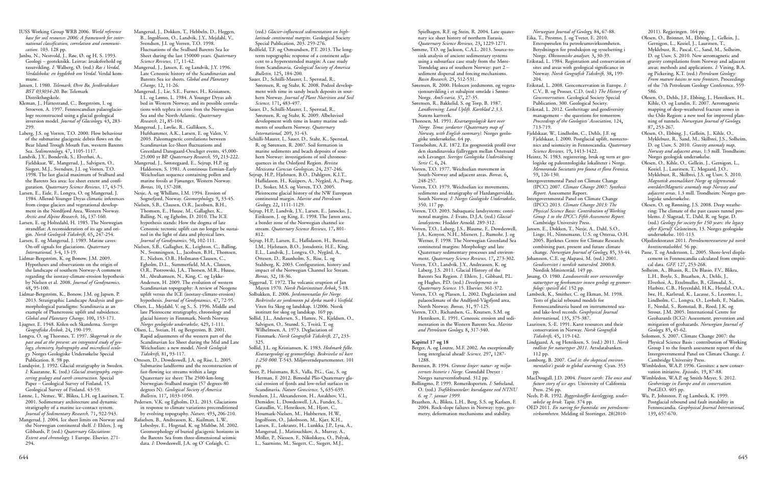IUSS Working Group WRB 2006. *World reference base for soil resources 2006: A framework for international classification, correlation and communication.* 103. 128 pp.

Janbu, N., Nestvold, J., Røe, Ø. og H, S. 1993. Geologi – geoteknikk. Leirras: årsaksforhold og rasutvikling. *I:* Walberg, Ø. (red.) *Ras i Verdal, Verdalsboka: en bygdebok om Verdal.* Verdal kommune.

Jansen, I. 1980. *Telemark, Øvre Bø, Jordbrukskart BST 033034-20.* Bø: Telemark Distrikthøgskole.

Kleman, J., Hättestrand, C., Borgström, I. og Stroeven, A. 1997. Fennoscandian palaeoglaciology reconstructed using a glacial geological inversion model. *Journal of Glaciology,* 43**,** 283-299.

Laberg, J.S. og Vorren, T.O. 2000. Flow behaviour of the submarine glacigenic debris flows on the Bear Island Trough Mouth Fan, western Barents Sea. *Sedimentology,* 47**,** 1105-1117.

Landvik, J.Y., Bondevik, S., Elverhøi, A., Fjeldskaar, W., Mangerud, J., Salvigsen, O., Siegert, M.J., Svendsen, J.I. og Vorren, T.O. 1998. The last glacial maximum of Svalbard and the Barents Sea area: Ice sheet extent and configuration. *Quaternary Science Reviews,* 17**,** 43-75.

Larsen, E., Eide, F., Longva, O. og Mangerud, J. 1984. Allerød-Younger Dryas climatic inferences from cirque glaciers and vegetational development in the Nordfjord Area, Western Norway. *Arctic and Alpine Research,* 16**,** 137-160.

Larsen, E. og Holtedahl, H. 1985. The Norwegian strandflat: A reconsideration of its age and origin. *Norsk Geologisk Tidsskrift,* 65**,** 247-254.

Larsen, E. og Mangerud, J. 1989. Marine caves: On-off signals for glaciations. *Quaternary International,* 3-4**,** 13-19.

Lidmar-Bergström, K. og Bonow, J.M. 2009. Hypotheses and observations on the origin of the landscape of southern Norway-A comment regarding the isostasy-climate-erosion hypothesis by Nielsen et al. 2008. *Journal of Geodynamics,* 48**,** 95-100.

Lidmar-Bergström, K., Bonow, J.M. og Japsen, P. 2013. Stratigraphic Landscape Analysis and geomorphological paradigms: Scandinavia as an example of Phanerozoic uplift and subsidence. *Global and Planetary Change,* 100**,** 153-171.

Ljugner, E. 1948. Kölen och Skanderna. *Sveriges Geografiska Årsbok,* 24**,** 190-199.

Longva, O. og Thorsnes, T. 1997. *Skagerrak in the past and at the present: an integrated study of geology, chemistry, hydrography and microfossil ecology.* Norges Geologiske Undersøkelse Special Publication. 8. 98 pp.

Lundqvist, J. 1992. Glacial stratigraphy in Sweden. *I:* Kauranne, K. (red.) *Glacial stratigraphy, engineering geology and earth construction.* Special Paper – Geological Survey of Finland, 15. Geological Survey of Finland. 43-59.

Lønne, I., Nemec, W., Blikra, L.H. og Lauritsen, T. 2001. Sedimentary architecture and dynamic stratigraphy of a marine ice-contact system. *Journal of Sedimentary Research,* 71**,** 922-943.

Mangerud, J. 2004. Ice sheet limits on Norway and the Norwegian continental shelf. *I:* Ehlers, J. og Gibbards, P. (red.) *Quaternary Glaciations: Extent and chronology.* 1 Europe. Elsevier. 271-294.

Mangerud, J., Dokken, T., Hebbeln, D., Heggen, B., Ingolfsson, O., Landvik, J.Y., Mejdahl, V., Svendsen, J.I. og Vorren, T.O. 1998. Fluctuations of the Svalbard Barents Sea Ice Sheet during the last 150000 years. *Quaternary Science Reviews,* 17**,** 11-42.

Mangerud, J., Jansen, E. og Landvik, J.Y. 1996. Late Cenozoic history of the Scandinavian and Barents Sea ice sheets. *Global and Planetary Change,* 12**,** 11-26.

Mangerud, J., Lie, S.E., Furnes, H., Krisiansen, I.L. og Lømo, L. 1984. A Younger Dryas ash bed in Western Norway, and its possible correlations with tephra in cores from the Norwegian Sea and the North-Atlantic. *Quaternary Research,* 21**,** 85-104.

Mangerud, J., Løvlie, R., Gulliksen, S., Hufthammer, A.K., Larsen, E. og Valen, V. 2003. Paleomagnetic correlations between Scandinavian Ice-Sheet fluctuations and Greenland Dansgaard-Oeschger events, 45,000-25,000 yr BP. *Quaternary Research,* 59**,** 213-222.

Mangerud, J., Sønstegaard, E., Sejrup, H.P. og Haldorsen, S. 1981. A continous Eemian-Early Weichselian sequence containing pollen and marine fossils at Fjøsanger, Western Norway. *Boreas,* 10**,** 137-208.

Nesje, A. og Whillans, I.M. 1994. Erosion of Sognefjord, Norway. *Geomorphology,* 9**,** 33-45.

Nielsen, S.B., Clausen, O.R., Jacobsen, B.H., Thomsen, E., Huuse, M., Gallagher, K., Balling, N. og Egholm, D. 2010. The ICE hypothesis stands: How the dogma of late Cenozoic tectonic uplift can no longer be sustained in the light of data and physical laws. *Journal of Geodynamics,* 50**,** 102-111.

Nielsen, S.B., Gallagher, K., Leighton, C., Balling, N., Svenningsen, L., Jacobsen, B.H., Thomsen, E., Nielsen, O.B., Heilmann-Clausen, C., Egholm, D.L., Summerfield, M.A., Clausen, O.R., Piotrowski, J.A., Thorsen, M.R., Huuse, M., Abrahamsen, N., King, C. og Lykke-Andersen, H. 2009. The evolution of western Scandinavian topography: A review of Neogene uplift versus the ICE (isostasy-climate-erosion) hypothesis. *Journal of Geodynamics,* 47**,** 72-95.

Olsen, L., Mejdahl, V. og S., S. 1996. Middle and late Pleistocene stratigraphy, chronology and glacial history in Finnmark, North Norway. *Norges geologiske undersøkelse,* 429**,** 1-111.

Olsen, L., Sveian, H. og Bergström, B. 2001. Rapid adjustments of the western part of the Scandinavian Ice Sheet during the Mid and Late Weichselian: a new model. *Norsk Geologisk Tidsskrift,* 81**,** 93-117.

Ottesen, D., Dowdeswell, J.A. og Rise, L. 2005. Submarine landforms and the reconstruction of fast-flowing ice streams within a large Quaternary ice sheet: The 2500-km-long Norwegian-Svalbard margin (57 degrees-80 degrees N). *Geological Society of America Bulletin,* 117**,** 1033-1050.

Pedersen, V.K. og Egholm, D.L. 2013. Glaciations in response to climate variations preconditioned by evolving topography. *Nature,* 493**,** 206-210.

Rafaelsen, B., Andreassen, K., Kuilman, L.W., Lebesbye, E., Hogstad, K. og Midtbø, M. 2002. Geomorphology of buried glacigenic horizons in the Barents Sea from three-dimensional seismic data. *I:* Dowdeswell, J.A. og O' Cofaigh, C. (red.) *Glacier-influenced sedimentation on high-latitude continental margins.* Geological Society Special Publication, 203. 259-276.

Redfield, T.F. og Osmundsen, P.T. 2013. The long-term topographic response of a continent adjacent to a hyperextended margin: A case study from Scandinavia. *Geological Society of America Bulletin,* 125**,** 184-200.

Sauer, D., Schülli-Maurer, I., Sperstad, R., Sørensen, R. og Stahr, K. 2008. Podzol development with time in sandy beach deposits in southern Norway. *Journal of Plant Nutrition and Soil Science,* 171**,** 483-497.

Sauer, D., Schülli-Maurer, I., Sperstad, R., Sørensen, R. og Stahr, K. 2009. Albeluvisol development with time in loamy marine sediments of southern Norway. *Quaternary International,* 209**,** 31-43.

Schülli-Maurer, I., Sauer, D., Stahr, K., Sperstad, R. og Sørensen, R. 2007. Soil formation in marine sediments and beach deposits of southern Norway: investigations of soil chronosequences in the Oslofjord Region. *Revista Mexicana Ciencias Geologicas,* 24**,** 237-246.

Sejrup, H.P., Hjelstuen, B.O., Dahlgren, K.I.T., Haflidason, H., Kuijpers, A., Nygård, A., Praeg, D., Stoker, M.S. og Vorren, T.O. 2005. Pleistocene glacial history of the NW European continental margin. *Marine and Petroleum Geology,* 22**,** 1111-1129.

Sejrup, H.P., Landvik, J.Y., Larsen, E., Janocko, J., Eiriksson, J. og King, E. 1998. The Jæren area, a border zone of the Norwegian channel ice stream. *Quaternary Science Reviews,* 17**,** 801-812.

Sejrup, H.P., Larsen, E., Haflidason, H., Berstad, I.M., Hjelstuen, B.O., Jonsdottir, H.E., King, E.L., Landvik, J., Longva, O., Nygård, A., Ottesen, D., Raunholm, S., Rise, L. og Stalsberg, K. 2003. Configuration, history and impact of the Norwegian Channel Ice Stream. *Boreas,* 32**,** 18-36.

Siggerud, T. 1972. The volcanic eruption of Jan Mayen 1970. *Norsk Polarinstitutt Årbok,* 5-18.

Solbakken, E. 2006. *Jordsmonnatlas for Norge. Beskrivelse av jordsmonn på dyrka mark i Vestfold.* Viten fra Skog og landskap. 1/2006. Norsk institutt for skog og landskap. 169 pp.

Sollid, J.L., Andersen, S., Hamre, N., Kjeldsen, O., Salvigsen, O., Sturød, S., Tveitå, T. og Wilhelmsen, A. 1973. Deglaciation of Finnmark. *Norsk Geografisk Tidsskrift,* 27**,** 233-325.

Sollid, J.L. og Kristiansen, K. 1983. *Hedmark fylke. Kvartærgeologi og geomorfologi. Beskrivelse til kart 1:250 000.* T-543. Miljøverndepartementet. 101 pp.

Steer, P., Huismans, R.S., Valla, P.G., Gac, S. og Herman, F. 2012. Bimodal Plio-Quaternary glacial erosion of fjords and low-relief surfaces in Scandinavia. *Nature Geoscience,* 5**,** 635-639.

Svendsen, J.I., Alexanderson, H., Astakhov, V.I., Demidov, I., Dowdeswell, J.A., Funder, S., Gataullin, V., Henriksen, M., Hjort, C., Houmark-Nielsen, M., Hubberten, H.W., Ingolfsson, O., Jakobsson, M., Kjær, K.H., Larsen, E., Lokrantz, H., Lunkka, J.P., Lysa, A., Mangerud, J., Matiouchkov, A., Murray, A., Möller, P., Niessen, F., Nikolskaya, O., Polyak, L., Saarnisto, M., Siegert, C., Siegert, M.J., Spielhagen, R.F. og Stein, R. 2004. Late quaternary ice sheet history of northern Eurasia. *Quaternary Science Reviews,* 23**,** 1229-1271.

Sømme, T.O. og Jackson, C.A.L. 2013. Source-to-sink analysis of ancient sedimentary systems using a subsurface case study from the Møre-Trøndelag area of southern Norway: part 2 – sediment dispersal and forcing mechanisms. *Basin Research,* 25**,** 512-531.

Sørensen, R. 2000. Holocen jordsmonn. og vegetasjonsutvikling i et subalpint område i Sørøst-Norge. *AmS-varia,* 37**,** 27-35.

Sørensen, R., Bakkelid, S. og Torp, B. 1987. *Landhevning: Land Uplift. Kartblad 2.3.3.* Statens kartverk.

Thoresen, M. 1991. *Kvartærgeologisk kart over Norge. Tema: jordarter (Quaternary map of Norway, with English summary).* Norges geologiske undersøkelse. 64 pp.

Törnebohm, A.E. 1872. En geognostisk profil över den skandinaviska fjällryggen mellan Östersund och Levanger. *Sveriges Geologiska Undersökning Serie C,* 6**,** 24.

Vorren, T.O. 1977. Weichselian movement in South-Norway and adjacent areas. *Boreas,* 6**,** 248-257.

Vorren, T.O. 1979. Weichselian ice movements, sediments and stratigraphy of Hardangervidda. South Norway. *I: Norges Geologiske Undersøkelse,* 350. 117 pp.

Vorren, T.O. 2003. Subaquatic landsystems: continental margins. *I:* Evans, D.J.A. (red.) *Glacial landsystems.* Hodder Arnold. 289-312.

Vorren, T.O., Laberg, J.S., Blaume, F., Dowdeswell, J.A., Kenyon, N.H., Mienert, J., Rumohr, J. og Werner, F. 1998. The Norwegian Greenland Sea continental margins: Morphology and late Quaternary sedimentary processes and environment. *Quaternary Science Reviews,* 17**,** 273-302.

Vorren, T.O., Landvik, J.Y., Andreassen, K. og Laberg, J.S. 2011. Glacial History of the Barents Sea Region. *I:* Ehlers, J., Gibbard, P.L. og Hughes, P.D. (red.) *Developments in Quaternary Science.* 15. Elsevier. 361-372.

Vorren, T.O. og Plassen, L. 2002. Deglaciation and palaeoclimate of the Andfjord-Vågsfjord area, North Norway. *Boreas,* 31**,** 97-125.

Vorren, T.O., Richardsen, G., Knutsen, S.M. og Henriksen, E. 1991. Cenozoic erosion and sedimentation in the Western Barents Sea. *Marine and Petroleum Geology,* 8**,** 317-340.

## Kapittel 17 og 18

Berger, A. og Loutre, M.F. 2002. An exceptionally long interglacial ahead? *Science,* 297**,** 1287-1288.

Berntsen, B. 1994. *Grønne linjer: natur- og miljøvernets historie i Norge.* Grøndahl Dreyer : Norges naturvernforbund. 312 pp.

Bollingmo, P. 1999. Romeriksporten. *I:* Søfteland, O. (red.) *Trafikktunnelar: kursdagane ved NTNU 6. og 7. januar 1999.*

Braathen, A., Blikra, L.H., Berg, S.S. og Karlsen, F. 2004. Rock-slope failures in Norway: type, geometry, deformation mechanisms and stability. *Norwegian Journal of Geology,* 84**,** 67-88.

Eika, T., Prestmo, J. og Tveter, E. 2010. Etterspørselen fra petroleumsvirksomheten. Betydningen for produksjon og sysselsetting i Norge. *Økonomiske analyser,* 3**,** 30-39.

Erikstad, L. 1984. Registration and conservation of sites and areas with geological significance in Norway. *Norsk Geografisk Tidsskrift,* 38**,** 199-204.

Erikstad, L. 2008. Geoconservation in Europe. *I:* C.V., B. og Prosser, C.D. (red.) *The History of Geoconservation.* Geological Society Special Publication, 300. Geological Society.

Erikstad, L. 2012. Geoheritage and geodiversity management – the questions for tomorrow. *Proceedings of the Geologists' Association,* 124**,** 713-719.

Fjeldskaar, W., Lindholm, C., Dehls, J.F. og Fjeldskaar, I. 2000. Postglacial uplift, neotectonics and seismicity in Fennoscandia. *Quaternary Science Reviews,* 19**,** 1413-1422.

Heintz, N. 1983. registrering, bruk og vern av geologiske og paleontologiske lokaliteter i Norge. *Memoranda Societatis pro fauna et flora Fennica,* 59**,** 126-130.

Intergovernmental Panel on Climate Change (IPCC) 2007. *Climate Change 2007: Synthesis Report.* Assessment Report.

Intergovernmental Panel on Climate Change (IPCC) 2013. *Climate Change 2013: The Physical Science Basis: Contribution of Working Group 1 to the IPCC's Fifth Assessment Report.* Cambridge University Press.

Jansen, E., Dokken, T., Nesje, A., Dahl, S.O., Linge, H., Ninnemann, U.S. og Otteraa, O.H. 2005. Bjerknes Centre for Climate Research: combining past, present and future climate change. *Norwegian Journal of Geology,* 85**,** 33-44.

Johansson, C.E. og Alapassi, M. (red.) 2001. *Geodiversitet i nordisk naturvård.* 2000:8. Nordisk Ministerråd. 149 pp.

Jøsang, O. 1980. *Landsoversikt over verneverdige naturtyper og forekomster innen geologi og geomorfologi: spesiell del.* 152 pp.

Lambeck, K., Smither, C. og Ekman, M. 1998. Tests of glacial rebound models for Fennoscandinavia based on instrumented sea- and lake-level records. *Geophysical Journal International,* 135**,** 375-387.

Lauritsen, S.-E. 1991. Karst resources and their conservation in Norway. *Norsk Geografisk Tidsskrift,* 45**,** 119-142.

Lindgaard, A. og Henriksen, S. (red.) 2011. *Norsk rødliste for naturtyper 2011.* Artsdatabanken. 112 pp.

Lomborg, B. 2007. *Cool it: the skeptical environmentalist's guide to global warming.* Cyan. 353 pp.

MacDougall, J.D. 2004. *Frozen earth: The once and future story of ice ages.* University of California Press. 256 pp.

Neeb, P.-R. 1992. *Byggeråstoffer kartlegging, undersøkelse og bruk.* Tapir. 374 pp.

OED 2011. *En næring for framtida: om petroleumsvirksomheten.* Melding til Stortinget. 28(2010-2011). Regjeringen. 164 pp.

Olesen, O., Brönner, M., Ebbing, J., Gellein, J., Gernigon, L., Koziel, J., Lauritsen, T., Myklebust, R., Pascal, C., Sand, M., Solheim, D. og Usov, S. 2010. New aeromagnetic and gravity compilations from Norway and adjacent areas; methods and applications. *I:* Vining, B.A. og Pickering, K.T. (red.) *Petroleum Geology: From mature basins to new frontiers*, Proceedings of the 7th Petroleum Geology Conference, 559-586.

Olesen, O., Dehls, J.F., Ebbing, J., Henriksen, H., Kihle, O. og Lundin, E. 2007. Aeromagnetic mapping of deep-weathered fracture zones in the Oslo Region: a new tool for improved planning of tunnels. *Norwegian Journal of Geology,* 87**,** 253-267.

Olesen, O., Ebbing, J., Gellein, J., Kihle, O., Myklebust, R., Sand, M., Skilbrei, J.S., Solheim, D. og Usov, S. 2010. *Gravity anomaly map, Norway and adjacent areas,* 1:3 mill. Trondheim: Norges geologisk undersøkelse.

Olesen, O., Kihle, O., Gellein, J., Gernigon, L., Koziel, J., Lauritsen, T., Mogaard, J.O., Myklebust, R., Skilbrei, J.S. og Usov, S. 2010. *Magnetisk anomalikart Norge og tilgrensende områder/Magnetic anomaly map Norway and adjacent areas,* 1:3 mill. Trondheim: Norges geologiske undersøkelse.

Olesen, O. og Rønning, J.S. 2008. Deep weathering: The climate of the past causes tunnel problems. *I:* Slagstad, T., Dahl, R. og Segar, D. (red.) *Geology for society for 150 years: the legacy after Kjerulf.* Gråsteinen, 13. Norges geologiske undersøkelse. 101-113.

Oljedirektoratet 2011. *Petroleumsressursene på norsk kontinentalsokkel.* 56 pp.

Passe, T. og Andersson, L. 2005. Shore-level displacement in Fennoscandia calculated from empirical data. *GFF,* 127**,** 253-268.

Solheim, A., Bhasin, R., De Blasio, F.V., Blikra, L.H., Boyle, S., Braathen, A., Dehls, J., Elverhoi, A., Etzelmuller, B., Glimsdal, S., Harbitz, C.B., Heyerdahl, H.K., Hoydal, O.A., Iwe, H., Karlsrud, K., Lacasse, S., Lecomte, I., Lindholm, C., Longva, O., Lovholt, F., Nadim, F., Nordal, S., Romstad, B., Roed, J.K. og Strout, J.M. 2005. International Centre for Geohazards (ICG): Assessment, prevention and mitigation of geohazards. *Norwegian Journal of Geology,* 85**,** 45-62.

Solomon, S. 2007. Climate Change 2007: the Physical Science Basis : contribution of Working Group 1 to the fourth assessment report of the Intergovernmental Panel on Climate Change. *I.* Cambridge University Press.

Wimbledon, W.A.P. 1996. Geosites: a new conservation initiative. *Episodes,* 19**,** 87-88.

Wimbledon, W.A.P. og Smith-Meyer, S. 2012. *Geoheritage in Europe and its conservation.* ProGEO. 405 pp.

Wu, P., Johnston, P. og Lambeck, K. 1999. Postglacial rebound and fault instability in Fennoscandia. *Geophysical Journal International,* 139, 657-670.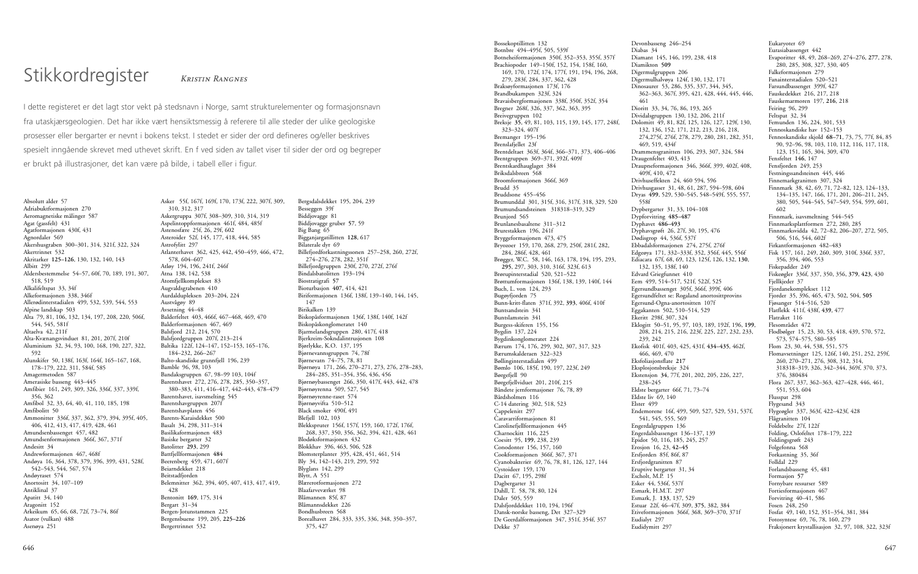# Stikkordregister

*Kristin Rangnes*

I dette registeret er det lagt stor vekt på stedsnavn i Norge, samt strukturelementer og formasjonsnavn fra utaskjærsgeologien. Det har ikke vært hensiktsmessig å referere til alle steder der ulike geologiske prosesser eller bergarter er nevnt i bokens tekst. I stedet er sider der ord defineres og/eller beskrives spesielt inngående skrevet med uthevet skrift. En f ved siden av tallet viser til sider der ord og begreper er brukt på illustrasjoner, det kan være på bilde, i tabell eller i figur.

Absolutt alder 57
Adriabuktformasjonen 270
Aeromagnetiske målinger 587
Agat (gassfelt) 431
Agatformasjonen 430f, 431
Agnordaler 569
Akershusgraben 300–301, 314, 321f, 322, 324
Akertrinnet 532
Akritarker **125–126**, 130, 132, 140, 143
Albitt 299
Aldersbestemmelse 54–57, 60f, 70, 189, 191, 307, 518, 519
Alkalifeltspat 33, 34f
Alkeformasjonen 338, 346f
Allerødinterstadialen 499, 532, 539, 544, 553
Alpine landskap 503
Alta 79, 81, 106, 132, 134, 197, 208, 220, 506f, 544, 545, 581f
Altaelva 42, 211f
Alta-Kvænangsvinduet 81, 201, 207f, 210f
Aluminium 32, 34, 93, 100, 168, 190, 227, 322, 592
Alunskifer 50, 138f, 163f, 164f, 165–167, 168, 178–179, 222, 311, 584f, 585
Amagermetoden 587
Amerasiske basseng 443–445
Amfibier 161, 249, 309, 326, 336f, 337, 339f, 356, 362
Amfibol 32, 33, 64, 40, 41, 110, 185, 198
Amfibolitt 50
Ammonitter 336f, 337, 362, 379, 394, 395f, 405, 406, 412, 413, 417, 419, 428, 461
Amundsenbassenget 457, 482
Amundsenformasjonen 366f, 367, 371f
Andesitt 34
Andrewformasjonen 467, 468f
Andøya 16, 364, 378, 379, 396, 399, 431, 528f, 542–543, 544, 567, 574
Andøyraset 574
Anortositt 34, 107–109
Antiklinal 37
Apatitt 34, 140
Aragonitt 152
Arkeikum 65, 66, 68, 72f, 73–74, 86f
Asator (vulkan) 488
Asenøya 251

Asker 55f, 167f, 169f, 170, 173f, 222, 307f, 309, 310, 312, 317
Askergruppa 307f, 308–309, 310, 314, 319
Aspelintoppformasjonen 461f, 484, 485f
Astenosfære 25f, 26, 29f, 602
Asteroider 52f, 145, 177, 418, 444, 585
Astrofyllitt 297
Atlanterhavet 362, 425, 442, 450–459, 466, 472, 578, 604–607
Atløy 194, 196, 241f, 246f
Atna 138, 142, 538
Atomfjellkomplekset 83
Augvaldsgrabenen 410
Aurdaldupleksen 203–204, 224
Austvågøy 89
Avsetning 44–48
Balderfeltet 403, 466f, 467–468, 469, 470
Balderformasjonen 467, 469
Balsfjord 212, 214, 570
Balsfjordgruppen 207f, 213–214
Baltika 122f, 124–147, 152–153, 165–176, 184–232, 266–267
Balto-skandiske grunnfjell 196, 239
Bamble 96, 98, 103
Bandaksgruppen 67, 98–99 103, 104f
Barentshavet 272, 276, 278, 285, 350–357, 380–383, 411, 416–417, 442–443, 478–479
Barentshavet, isavsmelting 545
Barentshavgruppen 207f
Barentshavplaten 456
Barents-Karaisdekket 500
Basalt 34, 298, 311–314
Basilikaformasjonen 483
Basiske bergarter 32
Batolitter **293**, 299
Battfjellformasjonen **484**
Beerenberg 459, 471, 607f
Beiarndekket 218
Beitstadfjorden
Belemnitter 362, 394, 405, 407, 413, 417, 419, 428
Bentonitt **169**, 175, 314
Bergart 31–34
Bergen-Jotunstammen 225
Bergensbuene 199, 205, **225–226**
Bergertrinnet 532

Bergsdalsdekket 195, 204, 239
Besseggen 39f
Biddjovagge 81
Biddjovagge gruber 57, 59
Big Bang 65
Bigganjargatillitten **128**, 617
Bilaterale dyr 69
Billefjordforkastningssonen 257–258, 260, 272f, 274–276, 278, 282, 351f
Billefjordgruppen 230f, 270, 272f, 276f
Bindalsbatolitten 193–194
Biostratigrafi **57**
Bioturbasjon **407**, 414, 421
Biriformasjonen 136f, 138f, 139–140, 144, 145, 147
Birikalken 139
Biskopåsformasjonen 136f, 138f, 140f, 142f
Biskopåskonglomeratet 140
Bjarmelandsgruppen 280, 417f, 418
Bjerkreim-Sokndalintrusjonen 108
Bjørlykke, K.O. 137, 195
Bjørnevannsgruppen 74, 78f
Bjørnevatn 74–75, 78, 81
Bjørnøya 171, 266, 270–271, 273, 276, 278–283, 284–285, 351–354, 356, 436, 456
Bjørnøybassenget 266, 350, 417f, 443, 442, 478
Bjørnøyrenna 509, 527, 545
Bjørnøyrenne-raset 574
Bjørnøyvifta 510–512
Black smoker 490f, 491
Blefjell 102, 103
Blekksprutter 156f, 157f, 159, 160, 172f, 176f, 268, 337, 350, 356, 362, 394, 421, 428, 461
Blodøksformasjonen 432
Blokkhav 396, 463, 506, 528
Blomsterplanter 395, 428, 451, 461, 514
Bly 34, 142–143, 219, 299, 592
Blyglans 142, 299
Blytt, A 551
Blærerotformasjonen 272
Blaafarveværket 98
Blåmannen 85f, 87
Blåmannsdekket 226
Bondhusbreen 568
Borealhavet 284, 333, 335, 336, 348, 350–357, 375, 427

Bossekoptillitten 132
Botnbre 494–495f, 505, 539f
Botneheiformasjonen 350f, 352–353, 355f, 357f
Brachiopoder 149–150f, 152, 154, 158f, 160, 169, 170, 172f, 174, 177f, 191, 194, 196, 268, 279, 283f, 284, 337, 362, 428
Braksøyformasjonen 173f, 176
Brandbukampen 323f, 324
Bravaisbergformasjonen 338f, 350f, 352f, 354
Bregner 268f, 326, 337, 362, 363, 395
Breivegruppen 102
Breksje **35**, 49, 81, 103, 115, 139, 145, 177, 248f, 323–324, 407f
Bremanger 195–196
Brenslafjellet 23f
Brentdeltaet 363f, 364f, 366–371, 373, 406–406
Brentgruppen 369–371, 392f, 409f
Brentskardhauglaget 384
Briksdalsbreen 568
Broomformasjonen 366f, 369
Brudd 35
Bruddsone 455–456
Brumunddal 301, 315f, 316, 317f, 318, 329, 520
Brumundsandsteinen 318318–319, 329
Brunjord 565
Brunlanesbasaltene 311–312
Brurestakken 196, 241f
Bryggeformasjonen 473, 475
Bryozoer 159, 170, 268, 279, 250f, 281f, 282, 284, 286f, 428, 461
Brøgger, W.C. 58, 146, 163, 178, 194, 195, 293, **295**, 297, 303, 310, 316f, 323f, 613
Brøruptinterstadial 520, 521–522
Brøttumformasjonen 136f, 138, 139, 140f, 144
Buch, L. von 124, 293
Bugøyfjorden 75
Bunn-kritt-flaten 371f, 392, **393**, 406f, 410f
Buntsandstein 341
Buntslamstein 341
Burgess-skiferen 155, 156
Bygdin 137, 224
Bygdinkonglomeratet 224
Bærum 174, 176, 299, 302, 307, 317, 323
Bærumskalderaen 322–323
Bøllinginterstadialen 499
Bømlo 106, 185f, 190, 197, 223f, 249
Børgefjell 90
Børgefjellviduet 201, 210f, 215
Båndete jernformasjoner 76, 78, 89
Bårdsholmen 116
C-14 datering 302, 518, 523
Cappelenitt 297
Caravarriformasjonen 81
Carolinefjellformasjonen 445
Charnockitt 116, 225
Coesitt 95, **199**, 238, 239
Conodonter 156, 157, 160
Cookformasjonen 366f, 367, 371
Cyanobakterier 69, 76, 78, 81, 126, 127, 144
Cystoideer 159, 170
Dacitt 67, 195, 298f
Dagbergarter 31
Dahll, T. 58, 78, 80, 124
Daler 505, 559
Dalsfjorddekket 110, 194, 196f
Dansk-norske basseng, Det 327–329
De Geerdalformasjonen 347, 351f, 354f, 357
Dekke 37

Devonbasseng 246–254
Diabas 34
Diamant 145, 146, 199, 238, 418
Diamikton **509**
Digermulgruppen 206
Digermulhalvøya 124f, 130, 132, 171
Dinosaurer 53f, 286, 335, 337, 344, 345, 362–363, 367f, 395, 421, 428, 444, 445, 446, 461
Diorit 33, 34, 76, 86, 193, 265
Dividalsgruppen 130, 132, 206, 211f
Dolomitt 49, 81, 82f, 125, 126, 127, 129f, 130, 132, 136, 152, 171, 212, 213, 216, 218, 274,275f, 276f, 278, 279, 280, 281, 282, 351, 469, 519, 434f
Drammensgranitten 106, 293, 307, 324, 584
Draugenfeltet 403, 413
Draupneformasjonen 346, 366f, 399, 402f, 408, 409f, 410, 472
Drivhuseffekten 24, 460 594, 596
Drivhusgasser 31, 48, 61, 287, 594–598, 604
Dryas **499**, 529, 530–545, 548–549f, 555, 557, 558f
Dypbergarter 31, 33, 104–108
Dypforvitring **485–487**
Dyphavet **486–493**
Dyphavsgrøft 26, 27f, 30, 195, 476
Dødisgrop 44, 536f, 537f
Ebbadalsformasjonen 274, 275f, 276f
Edgeøya 171, 332–333f, 352, 356f, 445, 556f
Ediacara 67f, 68, 69, 123, 125f, 126, 132, **130**, 132, 135, 138f, 140
Edvard Griegfunnet 410
Eem 499, 514–517, 521f, 522f, 525
Egersundbassenget 305f, 366f, 399f, 406
Egersundfeltet se: Rogaland anortosittprovins
Egersund-Ogna-anortositten 107f
Eggakanten 502, 510–514, 529
Ekeritt 298f, 307, 324
Eklogitt 50–51, 95, 97, 103, 189, 192f, 196, **199**, 208, 214, 215, 216, 223f, 225, 227, 232, 233, 239, 242
Ekofisk 401f, 403, 425, 431f, **434–435**, 462f, 466, 469, 470
Eksfoliasjonsflate **217**
Eksplosjonsbreksje 324
Ekstensjon **34**, 77f, 201, 202, 205, 226, 227, 238–245
Eldste bergarter 66f, 71, 73–74
Eldste liv 69, 140
Elster 499
Endemorene 16f, 499, 509, 527, 529, 531, 537f, 541, 545, 555, 569
Engerdalgruppen 136
Engerdalsbassenget 136–137, 139
Epidot 50, 116, 185, 245, 257
Erosjon 16, 23, **42–45**
Ersfjorden 85f, 86f, 87
Ersfjordgranitten 87
Eruptive bergarter 31, 34
Escholt, M.P. 15
Esker 44, 536f, 537f
Esmark, H.M.T. 297
Esmark, J. **133**, 137, 529
Estuar 22f, 46–47f, 309, **375**, 382, 384
Etiveformasjonen 366f, 368, 369–370, 371f
Eudialyt 297
Eudidymitt 297

Eukaryoter 69
Eurasiabassenget 442
Evaporitter 48, 49, 268–269, 274–276, **277**, 278, 280, 285, 308, 327, 330, 405
Falkeformasjonen 279
Fanainterstadialen 520–521
Farsundbassenget 399f, 427
Fauskedekket 216, 217, 218
Fauskemarmoren 197, **216**, 218
Feiring 96, 299
Feltspat 32, 34
Femunden 136, 224, 301, 533
Fennoskandiske hav 152–153
Fennoskandiske skjold **68–71**, 73, 75, 77f, 84, 85 90, 92–96, 98, 103, 110, 112, 116, 117, 118, 123, 151, 165, 304, 309, 470
Fensfeltet **146**, 147
Fensfjorden 249, 253
Festningssandsteinen 445, 446
Finnemarkgranitten 307, 324
Finnmark 38, 42, 69, 71, 72–82, 123, 124–133, 134–135, 147, 166, 171, 201, 206–211, 215, 380, 505, 544–545, 547–549, 554, 599, 601, 602
Finnmark, isavsmelting 544–545
Finnmarksplattformen 272, 280, 285
Finnmarksvidda 42, 72–82, 206–207, 272, 505, 506, 516, 544, 602f
Firkantformasjonen 482–483
Fisk 157, 161, 249, 260, 309, 310f, 336f, 337, 356, 394, 406, 553
Fiskepadder 249
Fiskeøgler 336f, 337, 350, 356, **379**, **423**, 430
Fjellkjeder 37
Fjordanekomplekset 112
Fjorder 35, 396, 465, 473, 502, 504, **505**
Fjøsanger 514–516, 520
Flatflekk 411f, 438f, **439**, 477
Flatøket 116
Flessområder 472
Flodbølger 15, 23, 30, 53, 418, 439, 570, 572, 573, 574–575, 580–585
Flom 23, 30, 44, 538, 551, 575
Flomavsetninger 125, 126f, 140, 251, 252, 259f, 260, 270–271, 276, 308, 312, 314, 318318–319, 326, 342–344, 369f, 370, 373, 376, 380484
Flora 267, 337, 362–363, 427–428, 446, 461, 551, 553, 604
Flusspat 298
Flygesand 343
Flygeøgler 337, 363f, 422–423f, 428
Flågranitten 104
Foldebelte 27f, 122f
Folding, Oslofeltet 178–179, 222
Foldingsgrøft 243
Folgefonna 568
Forkastning 35, 36f
Folldal 229
Forlandsbasseng 45, 481
Formasjon **57**
Fornybare ressurser 589
Fortiesformasjonen 467
Forvitring 40–41, 586
Fosen 248, 250
Fosfat 49, 140, 152, 351–354, 381, 384
Fotosyntese 69, 76, 78, 160, 279
Fraksjonert krystallisasjon 32, 97, 108, 322, 323f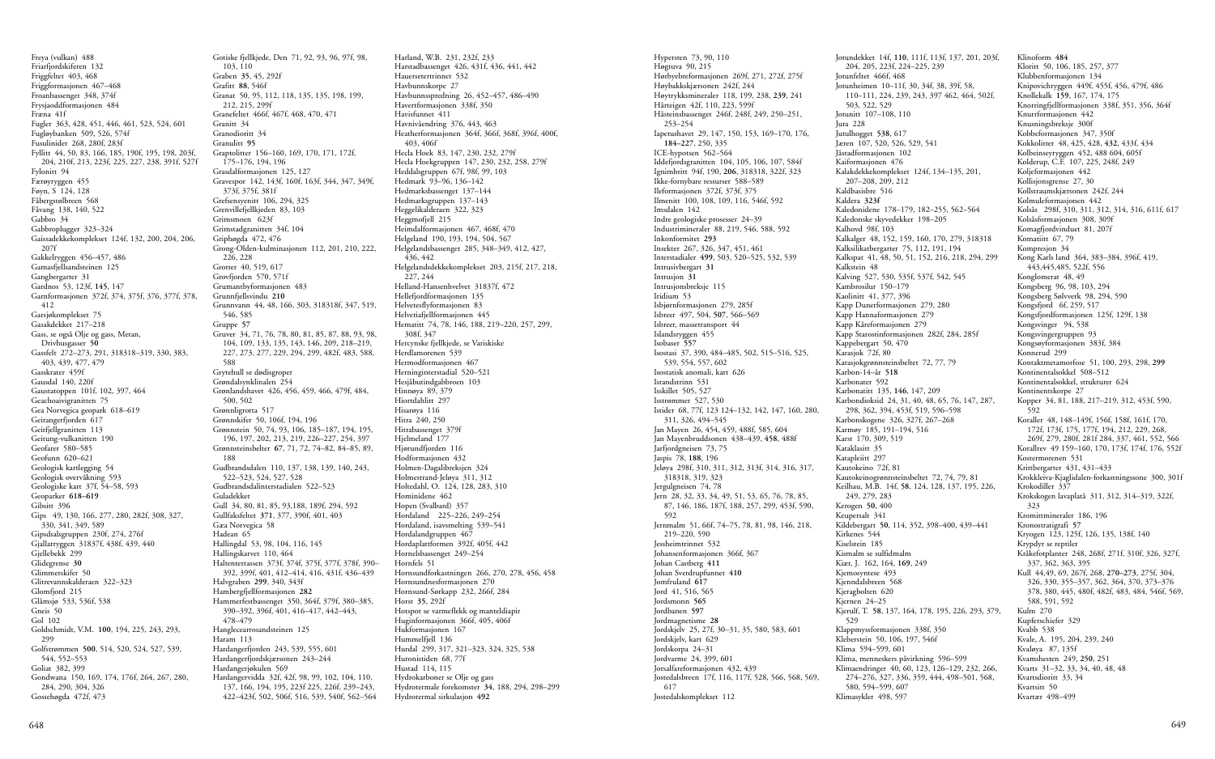Freya (vulkan) 488
Friarfjordskiferen 132
Friggfeltet 403, 468
Friggformasjonen 467–468
Froanbassenget 348, 374f
Frysjaoddformasjonen 484
Fræna 41f
Fugler 363, 428, 451, 446, 461, 523, 524, 601
Fugløybanken 509, 526, 574f
Fusulinider 268, 280f, 283f
Fyllitt 44, 50, 83, 166, 185, 190f, 195, 198, 203f, 204f, 210f, 213, 223f, 225, 227, 238, 391f, 527f
Fylonitt 94
Færøyryggen 455
Føyn, S 124, 128
Fåbergstølbreen 568
Fåvang 138, 140, 522
Gabbro 34
Gabbroplugger 323–324
Gaissadekkekomplekset 124f, 132, 200, 204, 206, 207f
Gakkelryggen 456–457, 486
Garnasfjellsandsteinen 125
Gangbergarter 31
Gardnos 53, 123f, **145**, 147
Garnformasjonen 372f, 374, 375f, 376, 377f, 378, 412
Garsjøkomplekset 75
Gasadekket 217–218
Gass, se også Olje og gass, Metan, Drivhusgasser **50**
Gassfelt 272–273, 291, 318318–319, 330, 383, 403, 439, 477, 479
Gasskrater 459f
Gausdal 140, 220f
Gaustatoppen 101f, 102, 397, 464
Geachoaivigranitten 75
Gea Norvegica geopark 618–619
Geirangerfjorden 617
Geitfjellgranitten 113
Geitung-vulkanitten 190
Geofarer 580–585
Geofunn 620–621
Geologisk kartlegging 54
Geologisk overvåkning 593
Geologiske kart 37f, 54–58, 593
Geoparker **618–619**
Gibsitt 396
Gips 49, 130, 166, 277, 280, 282f, 308, 327, 330, 341, 349, 589
Gipsdsalsgruppen 230f, 274, 276f
Gjallarryggen 31837f, 438f, 439, 440
Gjellebekk 299
Glidegrense **30**
Glimmerskifer 50
Glitrevannskalderaen 322–323
Glomfjord 215
Glåmsjø 533, 536f, 538
Gneis 50
Gol 102
Goldschmidt, V.M. **100**, 194, 225, 243, 293, 299
Golfstrømmen **500**, 514, 520, 524, 527, 539, 544, 552–553
Goliat 382, 399
Gondwana 150, 169, 174, 176f, 264, 267, 280, 284, 290, 304, 326
Gossehøgda 472f, 473

Gotiske fjellkjede, Den 71, 92, 93, 96, 97f, 98, 103, 110
Graben **35**, 45, 292f
Grafitt **88**, 546f
Granat 50, 95, 112, 118, 135, 135, 198, 199, 212, 215, 299f
Granefeltet 466f, 467f, 468, 470, 471
Granitt 34
Granodioritt 34
Granulitt **95**
Graptolitter 156–160, 169, 170, 171, 172f, 175–176, 194, 196
Grasdalformasjonen 125, 127
Gravespor 142, 143f, 160f, 163f, 344, 347, 349f, 373f, 375f, 381f
Grefsensyenitt 106, 294, 325
Grenvillefjellkjeden 83, 103
Grimsmoen 623f
Grimstadgranitten 34f, 104
Griphøgda 472, 476
Grong-Olden-kulminasjonen 112, 201, 210, 222, 226, 228
Grotter 40, 519, 617
Grovfjorden 570, 571f
Grumantbyformasjonen 483
Grunnfjellsvindu **210**
Grunnvann 44, 48, 166, 303, 318318f, 347, 519, 546, 585
Gruppe **57**
Gruver 34, 71, 76, 78, 80, 81, 85, 87, 88, 93, 98, 104, 109, 133, 135, 143, 146, 209, 218–219, 227, 273, 277, 229, 294, 299, 482f, 483, 588, 588
Grytehull se dødisgroper
Grøndalsynklinalen 254
Grønlandshavet 426, 456, 459, 466, 479f, 484, 500, 502
Grønnligrotta 517
Grønnskifer 50, 106f, 194, 196
Grønnstein 50, 74, 93, 106, 185–187, 194, 195, 196, 197, 202, 213, 219, 226–227, 254, 397
Grønnsteinsbelter **67**, 71, 72, 74–82, 84–85, 89, 188
Gudbrandsdalen 110, 137, 138, 139, 140, 243, 522–523, 524, 527, 528
Gudbrandsdalinterstadialen 522–523
Guladekket
Gull 34, 80, 81, 85, 93,188, 189f, 294, 592
Gullfaksfeltet **371**, 377, 390f, 401, 403
Gæa Norvegica 58
Hadean 65
Hallingdal 53, 98, 104, 116, 145
Hallingskarvet 110, 464
Haltenterrassen 373f, 374f, 375f, 377f, 378f, 390–392, 399f, 401, 412–414, 416, 431f, 436–439
Halvgraben **299**, 340, 343f
Hambergfjellformasjonen **282**
Hammerfestbassenget 350, 364f, 379f, 380–385, 390–392, 396f, 401, 416–417, 442–443, 478–479
Hanglecearrosandsteinen 125
Haram 113
Hardangerfjorden 243, 539, 555, 601
Hardangerfjordskjærsonen 243–244
Hardangerjøkulen 569
Hardangervidda 32f, 42f, 98, 99, 102, 104, 110, 137, 166, 194, 195, 223f 225, 226f, 239–243, 422–423f, 502, 506f, 516, 539, 540f, 562–564

Harland, W.B. 231, 232f, 233
Harstadbassenget 426, 431f, 436, 441, 442
Hauersetertrinnet 532
Havbunnskorpe 27
Havbunnsspredning 26, 452–457, 486–490
Havertformasjonen 338f, 350
Havisfunnet 411
Havnivåendring 376, 443, 463
Heatherformasjonen 364f, 366f, 368f, 396f, 400f, 403, 406f
Hecla Hoek 83, 147, 230, 232, 279f
Hecla Hoekgruppen 147, 230, 232, 258, 279f
Heddalsgruppen 67f, 98f, 99, 103
Hedmark 93–96, 136–142
Hedmarksbassenget 137–144
Hedmarksgruppen 137–143
Heggelikalderaen 322, 323
Heggmofjell 215
Heimdalformasjonen 467, 468f, 470
Helgeland 190, 193, 194, 504, 567
Helgelandsbassenget 285, 348–349, 412, 427, 436, 442
Helgelandsdekkekomplekset 203, 215f, 217, 218, 227, 244
Helland-Hansenhvelvet 31837f, 472
Hellefjordformasjonen 135
Helvetesflyformasjonen 83
Helvetiafjellformasjonen 445
Hematitt 74, 78, 146, 188, 219–220, 257, 299, 308f, 347
Hercynske fjellkjede, se Variskiske
Herdlamorenen 539
Hermodformasjonen 467
Herninginterstadial 520–521
Hesjåbutindgabbroen 103
Hinnøya 89, 379
Hiortdahlitt 297
Hisarøya 116
Hitra 240, 250
Hitrabassenget 379f
Hjelmeland 177
Hjørundfjorden 116
Hodformasjonen 432
Holmen-Dagalibreksjen 324
Holmestrand-Jeløya 311, 312
Holtedahl, O. 124, 128, 283, 310
Hominidene 462
Hopen (Svalbard) 357
Hordaland 225–226, 249–254
Hordaland, isavsmelting 539–541
Hordalandgruppen 467
Hordaplattformen 392f, 405f, 442
Hornelsbassenget 249–254
Hornfels 51
Hornsundforkastningen 266, 270, 278, 456, 458
Hornsundnesformasjonen 270
Hornsund-Sørkapp 232, 266f, 284
Horst **35**, 292f
Hotspot se varmeflekk og manteldiapir
Huginformasjonen 366f, 405, 406f
Hukformasjonen 167
Hummelfjell 136
Hurdal 299, 317, 321–323, 324, 325, 538
Huronistiden 68, 77f
Hustad 114, 115
Hydrokarboner se Olje og gass
Hydrotermal forekomster **34**, 188, 294, 298–299
Hydrotermal sirkulasjon **492**

Hypersten 73, 90, 110
Høgtuva 90, 215
Hørbyebreformasjonen 269f, 271, 272f, 275f
Høybakkskjærsonen 242f, 244
Høytrykksmineraler 118, 199, 238, **239**, 241
Hårteigen 42f, 110, 223, 599f
Håsteinsbassenget 246f, 248f, 249, 250–251, 253–254
Iapetushavet 29, 147, 150, 153, 169–170, 176, **184–227**, 250, 335
ICE-hypotesen 562–564
Iddefjordsgranitten 104, 105, 106, 107, 584f
Ignimbritt 94f, 190, **206**, 318318, 322f, 323
Ikke-fornybare ressurser 588–589
Ileformasjonen 372f, 373f, 375
Ilmenitt 100, 108, 109, 116, 546f, 592
Imsdalen 142
Indre geologiske prosesser 24–39
Industrimineraler 88, 219, 546, 588, 592
Inkonformitet **293**
Insekter 267, 326, 347, 451, 461
Interstadialer **499**, 503, 520–525, 532, 539
Intrusivbergart **31**
Intrusjon **31**
Intrusjonsbreksje 115
Iridium 53
Isbjørnformasjonen 279, 285f
Isbreer 497, 504, **507**, 566–569
Isbreer, massetransport 44
Islandsryggen 455
Isobaser **557**
Isostasi 37, 390, 484–485, 502, 515–516, 525, 539, 554, 557, 602
Isostatisk anomali, kart 626
Israndstrinn 531
Isskillet 505, 527
Isstrømmer 527, 530
Istider 68, 77f, 123 124–132, 142, 147, 160, 280, 311, 326, 494–545
Jan Mayen 26, 454, 459, 488f, 585, 604
Jan Mayenbruddsonen 438–439, **458**, 488f
Jarfjordgneisen 73, 75
Jaspis 78, **188**, 196
Jeløya 298f, 310, 311, 312, 313f, 314, 316, 317, 318318, 319, 323
Jergulgneisen 74, 78
Jern 28, 32, 33, 34, 49, 51, 53, 65, 76, 78, 85, 87, 146, 186, 187f, 188, 257, 299, 453f, 590, 592
Jernmalm 51, 66f, 74–75, 78, 81, 98, 146, 218, 219–220, 590
Jessheimtrinnet 532
Johansenformasjonen 366f, 367
Johan Castberg **411**
Johan Sverdrupfunnet **410**
Jomfruland **617**
Jord 41, 516, 565
Jordsmonn **565**
Jordbanen **597**
Jordmagnetisme **28**
Jordskjelv 25, 27f, 30–31, 35, 580, 583, 601
Jordskjelv, kart 629
Jordskorpa 24–31
Jordvarme 24, 399, 601
Jorsalfareformasjonen 432, 439
Jostedalsbreen 17f, 116, 117f, 528, 566, 568, 569, 617
Jostedalskomplekset 112

Jotundekket 14f, **110**, 111f, 113f, 137, 201, 203f, 204, 205, 223f, 224–225, 239
Jotunfeltet 466f, 468
Jotunheimen 10–11f, 30, 34f, 38, 39f, 58, 110–111, 224, 239, 243, 397 462, 464, 502f, 503, 522, 529
Jotunitt 107–108, 110
Jura 228
Jutulhogget **538**, 617
Jæren 107, 520, 526, 529, 541
Jåstadformasjonen 102
Kaiformasjonen 476
Kalakdekkekomplekset 124f, 134–135, 201, 207–208, 209, 212
Kaldbassibre 516
Kaldera **323f**
Kaledonidene 178–179, 182–255, 562–564
Kaledonske skyvedekker 198–205
Kalhovd 98f, 103
Kalkalger 48, 152, 159, 160, 170, 279, 318318
Kalksilikatbergarter 75, 112, 191, 194
Kalkspat 41, 48, 50, 51, 152, 216, 218, 294, 299
Kalkstein 48
Kalving 527, 530, 535f, 537f, 542, 545
Kambrosilur 150–179
Kaolinitt 41, 377, 396
Kapp Dunerformasjonen 279, 280
Kapp Hannaformasjonen 279
Kapp Kåreformasjonen 279
Kapp Starostinformasjonen 282f, 284, 285f
Kappebergart 50, 470
Karasjok 72f, 80
Karasjokgrønnsteinsbeltet 72, 77, 79
Karbon-14–år **518**
Karbonater 592
Karbonatitt 135, **146**, 147, 209
Karbondioksid 24, 31, 40, 48, 65, 76, 147, 287, 298, 362, 394, 453f, 519, 596–598
Karbonskogene 326, 327f, 267–268
Karmøy 185, 191–194, 516
Karst 170, 309, 519
Kataklasitt 35
Katapleiitt 297
Kautokeino 72f, 81
Kautokeinogrønnsteinsbeltet 72, 74, 79, 81
Keilhau, M.B. 14f, **58**, 124, 128, 137, 195, 226, 249, 279, 283
Kerogen **50**, 400
Keupersalt 341
Kildebergart **50**, 114, 352, 398–400, 439–441
Kirkenes 544
Kiselstein 185
Kismalm se sulfidmalm
Kiær, J. 162, 164, **169**, 249
Kjemosyntese 493
Kjenndalsbreen 568
Kjeragbolten 620
Kjernen 24–25
Kjerulf, T. **58**, 137, 164, 178, 195, 226, 293, 379, 529
Klappmyssformasjonen 338f, 350
Kleberstein 50, 106, 197, 546f
Klima 594–599, 601
Klima, menneskers påvirkning 596–599
Klimaendringer 40, 60, 123, 126–129, 232, 266, 274–276, 327, 336, 359, 444, 498–501, 568, 580, 594–599, 607
Klimasykler 498, 597

Klinoform **484**
Kloritt 50, 106, 185, 257, 377
Klubbenformasjonen 134
Knipovichryggen 449f, 455f, 456, 479f, 486
Knollekalk **159**, 167, 174, 175
Knorringfjellformasjonen 338f, 351, 356, 364f
Knurrformasjonen 442
Knusningsbreksje 300f
Kobbeformasjonen 347, 350f
Kokkolitter 48, 425, 428, **432**, 433f, 434
Kolbeinseyryggen 452, 488 604, 605f
Kolderup, C.F. 107, 225, 248f, 249
Koljeformasjonen 442
Kollisjonsgrense 27, 30
Kollstraumskjærsonen 242f, 244
Kolmuleformasjonen 442
Kolsås 298f, 310, 311, 312, 314, 316, 611f, 617
Kolsåsformasjonen 308, 309f
Komagfjordvinduet 81, 207f
Komatiitt 67, 79
Kompresjon 34
Kong Karls land 364, 383–384, 396f, 419, 443,445,485, 522f, 556
Konglomerat 48, 49
Kongsberg 96, 98, 103, 294
Kongsberg Sølvverk 98, 294, 590
Kongsfjord 6f, 259, 517
Kongsfjordformasjonen 125f, 129f, 138
Kongsvinger 94, 538
Kongsvingergruppen 93
Kongsøyformasjonen 383f, 384
Konnerud 299
Kontaktmetamorfose 51, 100, 293, 298, **299**
Kontinentalsokkel 508–512
Kontinentalsokkel, strukturer 624
Kontinentskorpe 27
Kopper 34, 81, 188, 217–219, 312, 453f, 590, 592
Koraller 48, 148–149f, 156f, 158f, 161f, 170, 172f, 173f, 175, 177f, 194, 212, 229, 268, 269f, 279, 280f, 281f 284, 337, 461, 552, 566
Korallrev 49 159–160, 170, 173f, 174f, 176, 552f
Kostermorenen 531
Krittbergarter 431, 431–433
Krokkleiva-Kjaglidalen-forkastningssone 300, 301f
Krokodiller 337
Krokskogen lavaplatå 311, 312, 314–319, 322f, 323
Kromittmineraler 186, 196
Kronostratigrafi **57**
Kryogen 123, 125f, 126, 135, 138f, 140
Krypdyr se reptiler
Kråkefotplanter 248, 268f, 271f, 310f, 326, 327f, 337, 362, 363, 395
Kull 44,49, 69, 267f, 268, **270–273**, 275f, 304, 326, 330, 355–357, 362, 364, 370, 373–376 378, 380, 445, 480f, 482f, 483, 484, 546f, 569, 588, 591, 592
Kulm 270
Kupferschiefer 329
Kvabb 538
Kvale, A. 195, 204, 239, 240
Kvaløya 87, 135f
Kvamshesten 249, **250**, 251
Kvarts 31–32, 33, 34, 40, 48, 48
Kvartsdioritt 33, 34
Kvartsitt 50
Kvartær 498–499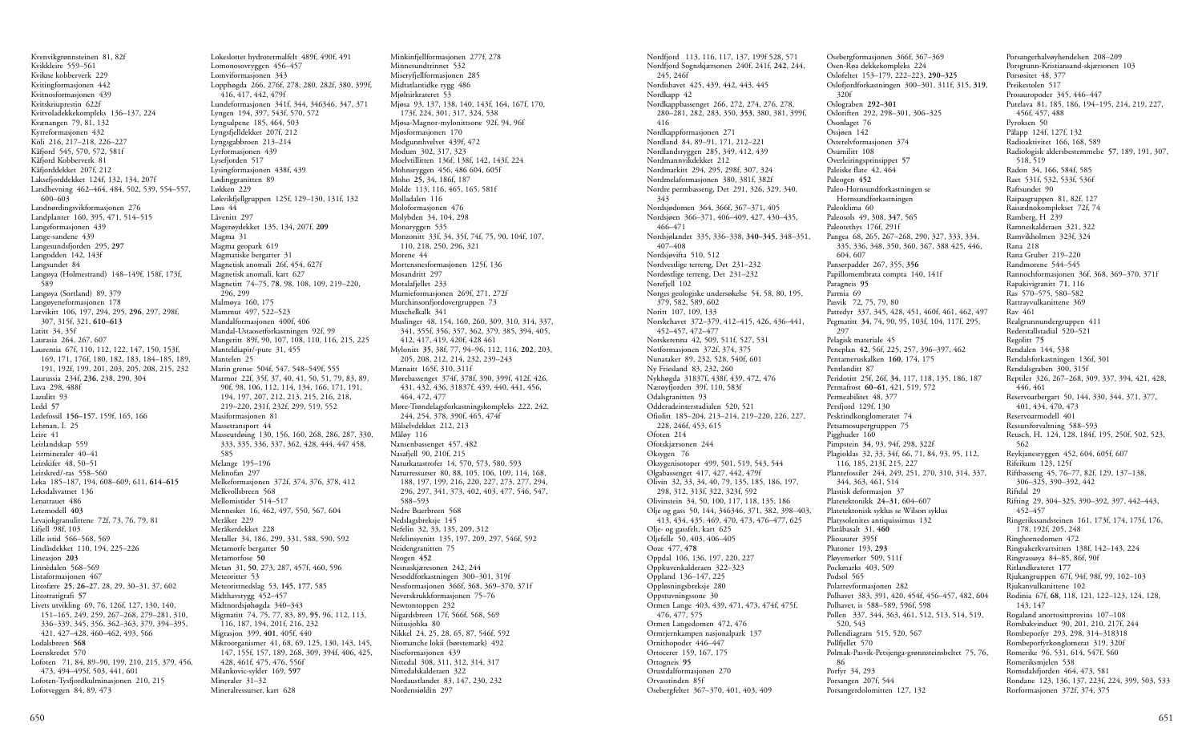Kvenvikgrønnsteinen 81, 82f
Kvikkleire 559–561
Kvikne kobberverk 229
Kvitingformasjonen 442
Kvitnosformasjonen 439
Kvitskriuprestin 622f
Kvitvoladekkekompleks 136–137, 224
Kvænangen 79, 81, 132
Kyrreformasjonen 432
Köli 216, 217–218, 226–227
Kåfjord 545, 570, 572, 581f
Kåfjord Kobberverk 81
Kåfjorddekket 207f, 212
Laksefjorddekket 124f, 132, 134, 207f
Landheving 462–464, 484, 502, 539, 554–557, 600–603
Landnordingsvikformasjonen 276
Landplanter 160, 395, 471, 514–515
Langeformasjonen 439
Lange-sandene 439
Langesundsfjorden 295, **297**
Langodden 142, 143f
Langsundet 84
Langøya (Holmestrand) 148–149f, 158f, 173f, 589
Langøya (Sortland) 89, 379
Langøyeneformasjonen 178
Larvikitt 106, 197, 294, 295, **296**, 297, 298f, 307, 315f, 321, **610–613**
Latitt 34, 35f
Laurasia 264, 267, 607
Laurentia 67f, 110, 112, 122, 147, 150, 153f, 169, 171, 176f, 180, 182, 183, 184–185, 189, 191, 192f, 199, 201, 203, 205, 208, 215, 232
Laurussia 234f, **236**, 238, 290, 304
Lava 298, 488f
Lazulitt 93
Ledd **57**
Ledefossil **156–157**, 159f, 165, 166
Lehmann, I. 25
Leire 41
Leirlandskap 559
Leirmineraler 40–41
Leirskifer 48, 50–51
Leirskred/-ras 558–560
Leka 185–187, 194, 608–609, 611, **614–615**
Leksdalsvatnet 136
Lenatrauet 486
Letemodell **403**
Levajokgranulittene 72f, 73, 76, 79, 81
Lifjell 98f, 103
Lille istid 566–568, 569
Lindåsdekket 110, 194, 225–226
Lineasjon **203**
Linnèdalen 568–569
Listaformasjonen 467
Litosfære **25**, **26–27**, 28, 29, 30–31, 37, 602
Litostratigrafi **57**
Livets utvikling 69, 76, 126f, 127, 130, 140, 151–165, 249, 259, 267–268, 279–281, 310, 336–339, 345, 356, 362–363, 379, 394–395, 421, 427–428, 460–462, 493, 566
Lodalsbreen **568**
Loenskredet 570
Lofoten 71, 84, 89–90, 199, 210, 215, 379, 456, 473, 494–495f, 503, 441, 601
Lofoten-Tysfjordkulminasjonen 210, 215
Lofotveggen 84, 89, 473
Lokeslottet hydrotermalfelt 489f, 490f, 491
Lomonosovryggen 456–457
Lomviformasjonen 343
Lopphøgda 266, 276f, 278, 280, 282f, 380, 399f, 416, 417, 442, 479f
Lundeformasjonen 341f, 344, 346346, 347, 371
Lyngen 194, 397, 543f, 570, 572
Lyngsalpene 185, 464, 503
Lyngsfjelldekket 207f, 212
Lyngsgabbroen 213–214
Lyrformasjonen 439
Lysefjorden 517
Lysingformasjonen 438f, 439
Lødingsgranitten 89
Løkken 229
Løkvikfjellgruppen 125f, 129–130, 131f, 132
Løss 44
Låvenitt 297
Magerøydekket 135, 134, 207f, **209**
Magma 31
Magma geopark 619
Magmatiske bergarter 31
Magnetisk anomali 26f, 454, 627f
Magnetisk anomali, kart 627
Magnetitt 74–75, **78**, 98, 108, 109, 219–220, 296, 299
Malmøya 160, 175
Mammut 497, 522–523
Mandalformasjonen 400f, 406
Mandal-Ustaosetforkastningen 92f, 99
Mangeritt 89f, 90, 107, 108, 110, 116, 215, 225
Manteldiapir/-pute 31, 455
Mantelen 25
Marin grense 504f, 547, 548–549f, 555
Marmor 22f, 35f, 37, 40, 41, 50, 51, 79, 83, 89, 90f, 98, 106, 112, 114, 134, 166, 171, 191, 194, 197, 207, 212, 213, 215, 216, 218, 219–220, 231f, 232f, 299, 519, 552
Masiformasjonen 81
Massetransport 44
Masseutdøing 130, 156, 160, 268, 286, 287, 330, 333, 335, 336, 337, 362, 428, 444, 447 458, 585
Melange 195–196
Melnofan 297
Melkeformasjonen 372f, 374, 376, 378, 412
Melkvollsbreen 568
Mellomistider 514–517
Mennesket 16, 462, 497, 550, 567, 604
Meråker 229
Meråkerdekket 228
Metaller 34, 186, 299, 331, 588, 590, 592
Metamorfe bergarter **50**
Metamorfose **50**
Metan 31, **50**, 273, 287, 457f, 460, 596
Meteoritter 53
Meteorittnedslag 53, **145**, **177**, 585
Midthavsrygg 452–457
Midtnordsjøhøgda 340–343
Migmatitt 74, 75, 77, 83, 89, **95**, 96, 112, 113, 116, 187, 194, 201f, 216, 232
Migrasjon 399, 401, **401**, 405f, 440
Mikroorganismer 41, 68, 69, 125, 130, 143, 145, 147, 155f, 157, 189, 268, 309, 394f, 406, 425, 428, 461f, 475, 476, 556f
Milankovic-sykler 169, **597**
Mineraler 31–32
Mineralressurser, kart 628
Minkinfjellformasjonen 277f, 278
Minnesundtrinnet 532
Miseryfjellformasjonen 285
Midtatlantiske rygg 486
Mjølnirkrateret 53
Mjøsa 93, 137, 138, 140, 143f, 164, 167f, 170, 173f, 224, 301, 317, 324, 538
Mjøsa-Magnor-mylonittsone 92f, 94, 96f
Mjøsformasjonen 170
Modgunnhvelvet 439f, 472
Modum 302, 317, 323
Moelvtillitten 136f, 138f, 142, 143f, 224
Mohnsryggen 456, 486 604, 605f
Moho **25**, 34, 186f, 187
Molde 113, 116, 465, 165, 581f
Molladalen 116
Moloformasjonen 476
Molybden 34, 104, 298
Monaryggen 535
Monzonitt 33f, 34, 35f, 74f, 75, 90, 104f, 107, 110, 218, 250, 296, 321
Morene 44
Mortensnesformasjonen 125f, 136
Mosandritt 297
Motalafjellet 233
Mumieformasjonen 269f, 271, 272f
Murchinsonfjordovergruppen 73
Muschelkalk 341
Muslinger 48, 154, 160, 260, 309, 310, 314, 337, 341, 355f, 356, 357, 362, 379, 385, 394, 405, 412, 417, 419, 420f, 428 461
Mylonitt **35**, 38f, 77, 94–96, 112, 116, **202**, 203, 205, 208, 212, 214, 232, 239–243
Mænaitt 165f, 310, 311f
Mørebassenget 374f, 378f, 390, 399f, 412f, 426, 431, 432, 436, 31837f, 439, 440, 441, 456, 464, 472, 477
Møre-Trøndelagsforkastningskompleks 222, 242, 244, 254, 378, 390f, 465, 474f
Målselvdekket 212, 213
Måløy 116
Nansenbassenget 457, 482
Nasafjell 90, 210f, 215
Naturkatastrofer 14, 570, 573, 580, 593
Naturressurser 80, 88, 105, 106, 109, 114, 168, 188, 197, 199, 216, 220, 227, 273, 277, 294, 296, 297, 341, 373, 402, 403, 477, 546, 547, 588–593
Nedre Buerbreen 568
Nedslagsbreksje 145
Nefelin 32, 33, 135, 209, 312
Nefelinsyenitt 135, 197, 209, 297, 546f, 592
Neidengranitten 75
Neogen **452**
Nesnaskjærsonen 242, 244
Nesoddforkastningen 300–301, 319f
Nessformasjonen 366f, 368, 369–370, 371f
Neverskrukkformasjonen 75–76
Newtontoppen 232
Nigardsbreen 17f, 566f, 568, 569
Niitusjohka 80
Nikkel 24, 25, 28, 65, 87, 546f, 592
Niomanche lokii (børstemark) 492
Niseformasjonen 439
Nittedal 308, 311, 312, 314, 317
Nittedalskalderaen 322
Nordaustlandet 83, 147, 230, 232
Nordensiøldin 297
Nordfjord 113, 116, 117, 137, 199f 528, 571
Nordfjord Sognskjærsonen 240f, 241f, **242**, 244, 245, 246f
Nordishavet 425, 439, 442, 443, 445
Nordkapp 42
Nordkappbassenget 266, 272, 274, 276, 278, 280–281, 282, 283, 350, **353**, 380, 381, 399f, 416
Nordkappformasjonen 271
Nordland 84, 89–91, 171, 212–221
Nordlandsryggen 285, 349, 412, 439
Nordmannvikdekket 212
Nordmarkitt 294, 295, 298f, 307, 324
Nordmelaformasjonen 380, 381f, 382f
Nordre permbasseng, Det 291, 326, 329, 340, 343
Nordsjødomen 364, 366f, 367–371, 405
Nordsjøen 366–371, 406–409, 427, 430–435, 466–471
Nordsjølandet 335, 336–338, **340–345**, 348–351, 407–408
Nordsjøvifta 510, 512
Nordvestlige terreng, Det 231–232
Nordøstlige terreng, Det 231–232
Norefjell 102
Norges geologiske undersøkelse 54, 58, 80, 195, 379, 582, 589, 602
Noritt 107, 109, 133
Norskehavet 372–379, 412–415, 426, 436–441, 452–457, 472–477
Norskerenna 42, 509, 511f, 527, 531
Notformasjonen 372f, 374, 375
Nunataker 89, 232, 528, 540f, 601
Ny Friesland 83, 232, 260
Nykhøgda 31837f, 438f, 439, 472, 476
Nærøyfjorden 39f, 110, 583f
Odalsgranitten 93
Odderadeinterstadialen 520, 521
Ofiolitt 185–204, 213–214, 219–220, 226, 227, 228, 246f, 453, 615
Ofoten 214
Ofotskjærsonen 244
Oksygen 76
Oksygenisotoper 499, 501, 519, 543, 544
Olgabassenget 417, 427, 442, 479f
Olivin 32, 33, 34, 40, 79, 135, 185, 186, 197, 298, 312, 313f, 322, 323f, 592
Olivinstein 34, 50, 100, 117, 118, 135, 186
Olje og gass 50, 144, 346346, 371, 382, 398–403, 413, 434, 435, 469, 470, 473, 476–477, 625
Olje- og gassfelt, kart 625
Oljefelle 50, 403, 406–405
Ooze 477, **478**
Oppdal 106, 136, 197, 220, 227
Oppkuvenkalderaen 322–323
Oppland 136–147, 225
Oppløsningsbreksje 280
Oppstuvningssone 30
Ormen Lange 403, 439, 471, 473, 474f, 475f, 476, 477, 575
Ormen Langedomen 472, 476
Ormtjernkampen nasjonalpark 137
Ornithopoder 446–447
Ortoceer 159, 167, 175
Ortogneis **95**
Orustdalformasjonen 270
Orvasstinden 85f
Osebergfeltet 367–370, 401, 403, 409
Osebergformasjonen 366f, 367–369
Osen-Røa dekkekompleks 224
Oslofeltet 153–179, 222–223, **290–325**
Oslofjordforkastningen 300–301, 311f, 315, **319**, 320f
Oslograben **292–301**
Oslofiften 292, 298–301, 306–325
Osonlaget 76
Ossjøen 142
Osterelvformasjonen 374
Osumilitt 108
Overleiringsprinsippet **57**
Paleiske flate 42, 464
Paleogen **452**
Paleo-Hornsundforkastningen se Hornsundforkastningen
Paleoklima 60
Paleosols 49, 308, **347**, 565
Paleotethys 176f, 291f
Pangea 68, 265, 267–268, 290, 327, 333, 334, 335, 336, 348, 350, 360, 367, 388 425, 446, 604, 607
Panserpadder 267, 355, **356**
Papillomembrata compta 140, 141f
Paragneis **95**
Parmia 69
Pasvik 72, 75, 79, 80
Pattedyr 337, 345, 428, 451, 460f, 461, 462, 497
Pegmatitt **34**, 74, 90, 95, 103f, 104, 117f, 295, 297
Pelagisk materiale 45
Peneplan **42**, 56f, 225, 257, 396–397, 462
Pentameruskalken **160**, 174, 175
Pentlanditt 87
Permeabilitet 48, 377
Persfjord 129f, 130
Peskiindkonglomeratet 74
Petsamosupergruppen 75
Pigghuder 160
Pimpstein **34**, 93, 94f, 298, 322f
Plagioklas 32, 33, 34f, 66, 71, 84, 93, 95, 112, 116, 185, 213f, 215, 227
Plantefossiler 244, 249, 251, 270, 310, 314, 337, 344, 363, 461, 514
Plastisk deformasjon 37
Platetektonikk **24–31**, 604–607
Platetektonisk syklus se Wilson syklus
Platysolenites antiquissimus 132
Platåbasalt 31, **460**
Plesiosaurer 395f
Plutoner 193, **293**
Pløyemerker 509, 511f
Pockmarks 403, 509
Podsol 565
Polarrevformasjonen 282
Polhavet 383, 391, 420, 454f, 456–457, 482, 604
Polhavet, is 588–589, 596f, 598
Pollen 337, 344, 363, 461, 512, 513, 514, 519, 520, 543
Pollendiagram 515, 520, 567
Pollfjellet 570
Polmak-Pasvik-Petsjenga-grønnsteinsbeltet 75, 76, 86
Porfyr 34, 293
Porsangen 207f, 544
Porsangerdolomitten 127, 132
Porsangerhalvøyhendelsen 208–209
Porsgrunn-Kristiansand-skjærsonen 103
Porsøsitet 48, 377
Preikestolen 517
Prosauropoder 345, 446–447
Putelava 81, 185, 186, 194–195, 214, 219, 227, 456f, 457, 488
Pyrokser 50
Pålapp 124f, 127f, 132
Radioaktivitet 166, 168, 589
Radiologisk aldersbestemmelse **57**, 189, 191, 307, 518, 519
Radon 34, 166, 584f, 585
Raet 531f, 532, 533f, 536f
Rafesundet 90
Raipasgruppen 81, 82f, 127
Raisædnokomplekset 72f, 74
Ramberg, H 239
Ramneskalderaen 321, 322
Ramvikholmen 323f, 324
Rana 218
Rana Gruber 219–220
Randmorene 544–545
Rannochformasjonen 36f, 368, 369–370, 371f
Rapakivigranitt **71**, 116
Ras 570–575, 580–582
Ratteravulkanittene 369
Rav 461
Realgrunnundergruppen 411
Rederstallstadial 520–521
Regolitt **75**
Rendalen 144, 538
Rendalsforkastningen 136f, 301
Rendalsgraben 300, 315f
Reptiler 326, 267–268, 309, 337, 394, 421, 428, 446, 461
Reservoarbergart 50, 144, 330, 344, 371, 377, 401, 434, 470, 473
Reservoarmodell 401
Ressursforvaltning 588–593
Reusch, H. 124, 128, 184f, 195, 250f, 502, 523, 562
Reykjanesryggen 452, 604, 605f, 607
Rifeikum 123, 125f
Riftbasseng 45, 76–77, 82f, 129, 137–138, 306–325, 390–392, 442
Riftdal 29
Rifting 29, 304–325, 390–392, 397, 442–443, 452–457
Ringeriksssandsteinen 161, 173f, 174, 175f, 176, 178, 192f, 205, 248
Ringhornedomen 472
Ringsakerkvartsitten 138f, 142–143, 224
Ringvassøya 84–85, 86f, 90f
Ritlandkrateret **177**
Rjukangruppen 67f, 94f, 98f, 99, 102–103
Rjukanvulkanittene 102
Rodinia 67f, **68**, 118, 121, 122–123, 124, 128, 143, 147
Rogaland anortosittprovins 107–108
Rombakvinduet 90, 201, 210, 217f, 244
Rombeporfyr 293, 298, 314–318318
Rombeporfyrkonglomerat 319, 320f
Romerike 96, 531, 614, 547f, 560
Romeriksmjelen 538
Romsdalsfjorden 464, 473, 581
Rondane 123, 136, 137, 223f, 224, 399, 503, 533
Rorformasjonen 372f, 374, 375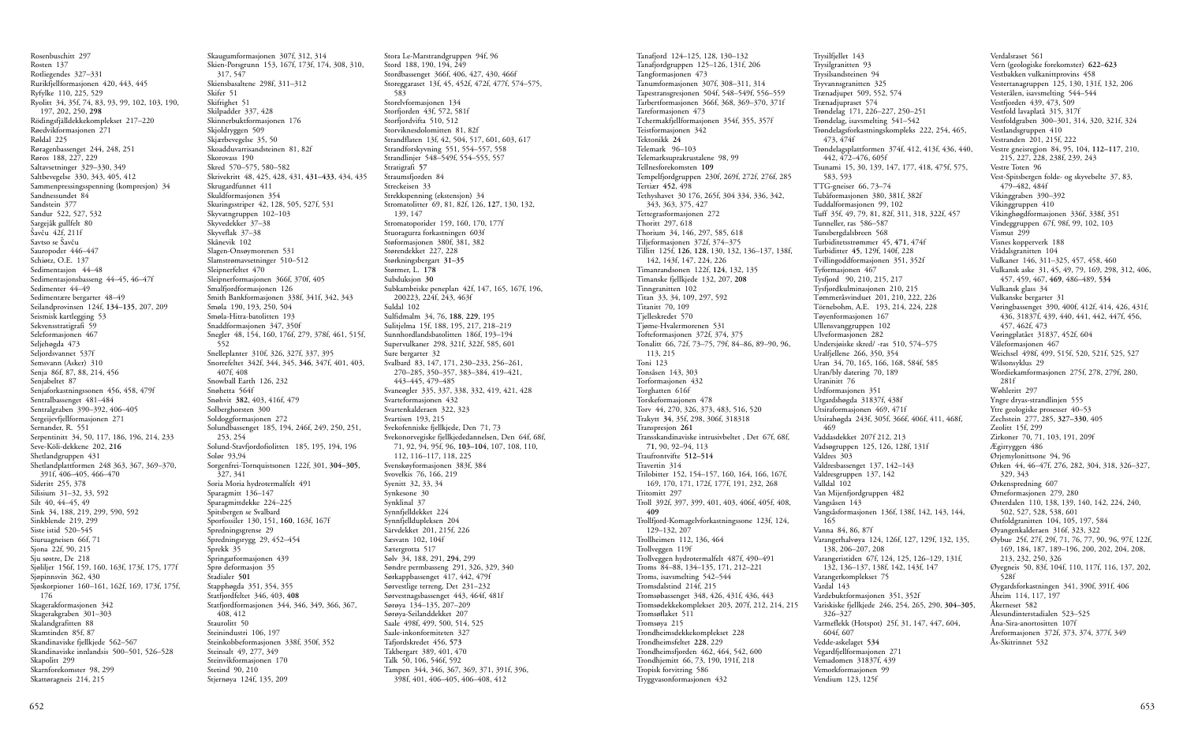Rosenbuschitt 297
Rosten 137
Rotliegendes 327–331
Rurikfjellformasjonen 420, 443, 445
Ryfylke 110, 225, 529
Ryolitt 34, 35f, 74, 83, 93, 99, 102, 103, 190, 197, 202, 250, **298**
Rödingsfjälldekkekomplekset 217–220
Røedvikformasjonen 271
Røldal 225
Røragenbassenget 244, 248, 251
Røros 188, 227, 229
Saltavsetninger 329–330, 349
Saltbevegelse 330, 343, 405, 412
Sammenpressingsspenning (kompresjon) 34
Sandnessundet 84
Sandstein 377
Sandur 522, 527, 532
Sargejåk gullfelt 80
Šavču 42f, 211f
Savtso se Šavču
Sauropoder 446–447
Schiøtz, O.E. 137
Sedimentasjon 44–48
Sedimentasjonsbasseng 44–45, 46–47f
Sedimenter 44–49
Sedimentære bergarter 48–49
Seilandprovinsen 124f, **134–135**, 207, 209
Seismisk kartlegging 53
Sekvensstratigrafi 59
Seleformasjonen 467
Seljehøgda 473
Seljordsvannet 537f
Semsvann (Asker) 310
Senja 86f, 87, 88, 214, 456
Senjabeltet 87
Senjaforkastningssonen 456, 458, 479f
Sentralbassenget 481–484
Sentralgraben 390–392, 406–405
Sergeijevfjellformasjonen 271
Sernander, R. 551
Serpentinitt 34, 50, 117, 186, 196, 214, 233
Seve-Köli-dekkene 202, **216**
Shetlandgruppen 431
Shetlandplattformen 248 363, 367, 369–370, 391f, 406–405, 466–470
Sideritt 255, 378
Silisium 31–32, 33, 592
Silt 40, 44–45, 49
Sink 34, 188, 219, 299, 590, 592
Sinkblende 219, 299
Siste istid 520–545
Siuruagneisen 66f, 71
Sjona 22f, 90, 215
Sju søstre, De 218
Sjøliljer 156f, 159, 160, 163f, 173f, 175, 177f
Sjøpinnsvin 362, 430
Sjøskorpioner 160–161, 162f, 169, 173f, 175f, 176
Skagerakformasjonen 342
Skagerakgraben 301–303
Skalandgrafitten 88
Skamtinden 85f, 87
Skandinaviske fjellkjede 562–567
Skandinaviske innlandsis 500–501, 526–528
Skapolitt 299
Skarnforekomster 98, 299
Skattøragneis 214, 215
Skaugumformasjonen 307f, 312, 314
Skien-Porsgrunn 153, 167f, 173f, 174, 308, 310, 317, 547
Skiensbasaltene 298f, 311–312
Skifer 51
Skifrighet 51
Skilpadder 337, 428
Skinnerbuktformasjonen 176
Skjoldryggen 509
Skjærbevegelse 35, 50
Skoadduvarrisandsteinen 81, 82f
Skorovass 190
Skred 570–575, 580–582
Skrivekritt 48, 425, 428, 431, **431–433**, 434, 435
Skrugardfunnet 411
Skuldformasjonen 354
Skuringsstriper 42, 128, 505, 527f, 531
Skyvatngruppen 102–103
Skyvedekker 37–38
Skyveflak 37–38
Skånevik 102
Slagen-Onsøymorenen 531
Slamstrømavsetninger 510–512
Sleipnerfeltet 470
Sleipnerformasjonen 366f, 370f, 405
Smalfjordformasjonen 126
Smith Bankformasjonen 338f, 341f, 342, 343
Smøla 190, 193, 250, 504
Smøla-Hitra-batolitten 193
Snaddformasjonen 347, 350f
Snegler 48, 154, 160, 176f, 279, 378f, 461, 515f, 552
Snelleplanter 310f, 326, 327f, 337, 395
Snorrefeltet 342f, 344, 345, **346**, 347f, 401, 403, 407f, 408
Snowball Earth 126, 232
Snøhetta 564f
Snøhvit **382**, 403, 416f, 479
Sølberghorsten 300
Søldoggformasjonen 272
Solundbassenget 185, 194, 246f, 249, 250, 251, 253, 254
Solund-Stavfjordofiolitten 185, 195, 194, 196
Solør 93,94
Sorgenfrei-Tornquistsonen 122f, 301, **304–305**, 327, 341
Soria Moria hydrotermalfelt 491
Sparagmitt 136–147
Sparagmittdekke 224–225
Spitsbergen se Svalbard
Sporfossiler 130, 151, **160**, 163f, 167f
Spredningsgrense 29
Spredningsrygg 29, 452–454
Sprekk 35
Springarformasjonen 439
Sprø deformasjon 35
Stadialer **501**
Stapphøgda 351, 354, 355
Statfjordfeltet 346, 403, **408**
Statfjordformasjonen 344, 346, 349, 366, 367, 408, 412
Staurolitt 50
Steinindustri 106, 197
Steinkobbeformasjonen 338f, 350f, 352
Steinsalt 49, 277, 349
Steinvikformasjonen 170
Stetind 90, 210
Stjernøya 124f, 135, 209
Stora Le-Marstrandgruppen 94f, 96
Stord 188, 190, 194, 249
Stordbassenget 366f, 406, 427, 430, 466f
Storeggaraset 13f, 45, 452f, 472f, 477f, 574–575, 583
Storelvformasjonen 134
Storfjorden 43f, 572, 581f
Storfjordvifta 510, 512
Storviknesdolomitten 81, 82f
Strandflaten 13f, 42, 504, 517, 601, 603, 617
Strandforskyvning 551, 554–557, 558
Strandlinjer 548–549f, 554–555, 557
Stratigrafi **57**
Straumsfjorden 84
Streckeisen 33
Strekkspenning (ekstensjon) 34
Stromatolitter 69, 81, 82f, 126, **127**, 130, 132, 139, 147
Stromatoporider 159, 160, 170, 177f
Stuoragurra forkastningen 603f
Støformasjonen 380f, 381, 382
Størendekket 227, 228
Størkningsbergart **31–35**
Størmer, L. **178**
Subduksjon **30**
Subkambriske peneplan 42f, 147, 165, 167f, 196, 200223, 224f, 243, 463f
Suldal 102
Sulfidmalm 34, 76, **188**, **229**, 195
Sulitjelma 15f, 188, 195, 217, 218–219
Sunnhordlandsbatolitten 186f, 193–194
Supervulkaner 298, 321f, 322f, 585, 601
Sure bergarter 32
Svalbard 83, 147, 171, 230–233, 256–261, 270–285, 350–357, 383–384, 419–421, 443–445, 479–485
Svaneøgler 335, 337, 338, 332, 419, 421, 428
Svarteformasjonen 432
Svartenkalderaen 322, 323
Svartisen 193, 215
Svekofenniske fjellkjede, Den 71, 73
Svekonorvegiske fjellkjededannelsen, Den 64f, 68f, 71, 92, 94, 95f, 96, **103–104**, 107, 108, 110, 112, 116–117, 118, 225
Svenskøyformasjonen 383f, 384
Svovelkis 76, 166, 219
Syenitt 32, 33, 34
Synkesone 30
Synklinal 37
Synnfjelldekket 224
Synnfjelldupleksen 204
Särvdekket 201, 215f, 226
Sævatn 102, 104f
Sætergrotta 517
Sølv 34, 188, 291, **294**, 299
Søndre permbasseng 291, 326, 329, 340
Sørkappbassenget 417, 442, 479f
Sørvestlige terreng, Det 231–232
Sørvestnagsbassenget 443, 464f, 481f
Sørøya 134–135, 207–209
Sørøya-Seilanddekket 207
Saale 498f, 499, 500, 514, 525
Saale-inkonformiteten 327
Tafjordskredet 456, 573
Takbergart 389, 401, 470
Talk 50, 106, 546f, 592
Tampen 344, 346, 367, 369, 371, 391f, 396, 398f, 401, 406–405, 406–408, 412
Tanafjord 124–125, 128, 130–132
Tanafjordgruppen 125–126, 131f, 206
Tangformasjonen 473
Tanumformasjonen 307f, 308–311, 314
Tapestransgresjonen 504f, 548–549f, 556–559
Tarbertformasjonen 366f, 368, 369–370, 371f
Tareformasjonen 473
Tchermakfjellformasjonen 354f, 355, 357f
Teistformasjonen 342
Tektonikk **24**
Telemark 96–103
Telemarksuprakrustalene 98, 99
Tellnesforekomsten **109**
Tempelfjordgruppen 230f, 269f, 272f, 276f, 285
Tertiær **452**, 498
Tethyshavet 30 176, 265f, 304 334, 336, 342, 343, 363, 375, 427
Tettegrasformasjonen 272
Thoritt 297, 618
Thorium 34, 146, 297, 585, 618
Tiljeformasjonen 372f, 374–375
Tillitt 125f, **126**, **128**, 130, 132, 136–137, 138f, 142, 143f, 147, 224, 226
Timanrandsonen 122f, **124**, 132, 135
Timanske fjellkjede 132, 207, **208**
Tinngranitten 102
Titan 33, 34, 109, 297, 592
Titanitt 70, 109
Tjelleskredet 570
Tjøme-Hvalermorenen 531
Tofteformasjonen 372f, 374, 375
Tonalitt 66, 72f, 73–75, 79f, 84–86, 89–90, 96, 113, 215
Toni 123
Tonsåsen 143, 303
Torformasjonen 432
Torghatten 616f
Torskeformasjonen 478
Torv 44, 270, 326, 373, 483, 516, 520
Trakytt **34**, 35f, 298, 306f, 318318
Transpresjon **261**
Transskandinaviske intrusivbeltet , Det 67f, 68f, **71**, 90, 92–94, 113
Traufrontvifte **512–514**
Travertin 314
Trilobitter 152, 154–157, 160, 164, 166, 167f, 169, 170, 171, 172f, 177f, 191, 232, 268
Tritomitt 297
Troll 392f, 397, 399, 401, 403, 406f, 405f, 408, **409**
Trollfjord-Komagelvforkastningssone 123f, 124, 129–132, 207
Trollheimen 112, 136, 464
Trollveggen 119f
Trollveggen hydrotermalfelt 487f, 490–491
Troms 84–88, 134–135, 171, 212–221
Troms, isavsmelting 542–544
Tromsdalstind 214f, 215
Tromsøbassenget 348, 426, 431f, 436, 443
Tromsødekkekomplekset 203, 207f, 212, 214, 215
Tromsøflaket 511
Tromsøya 215
Trondheimsdekkekomplekset 228
Trondheimsfeltet **228**, 229
Trondheimsfjorden 462, 464, 542, 600
Trondhjemitt 66, 73, 190, 191f, 218
Tropisk forvitring 586
Tryggvasonformasjonen 432
Trysilfjellet 143
Trysilgranitten 93
Trysilsandsteinen 94
Tryvannsgranitten 325
Trænadjupet 509, 552, 574
Trænadjupraset 574
Trøndelag 171, 226–227, 250–251
Trøndelag, isavsmelting 541–542
Trøndelagsforkastningskompleks 222, 254, 465, 473, 474f
Trøndelagsplattformen 374f, 412, 413f, 436, 440, 442, 472–476, 605f
Tsunami 15, 30, 139, 147, 177, 418, 475f, 575, 583, 593
TTG-gneiser 66, 73–74
Tubåformasjonen 380, 381f, 382f
Tuddalformasjonen 99, 102
Tuff 35f, 49, 79, 81, 82f, 311, 318, 322f, 457
Tunneller, ras 586–587
Tunsbergdalsbreen 568
Turbiditetsstrømmer 45, **471**, 474f
Turbiditter **45**, 129f, 140f, 228
Tvillingoddformasjonen 351, 352f
Tyformasjonen 467
Tysfjord 90, 210, 215, 217
Tysfjordkulminasjonen 210, 215
Tømmerråsvindust 201, 210, 222, 226
Törnebohm, A.E. 193, 214, 224, 228
Tøyenformasjonen 167
Ullensvanggruppen 102
Ulveformasjonen 282
Undersjøiske skred/ -ras 510, 574–575
Uralfjellene 266, 350, 354
Uran 34, 70, 165, 166, 168, 584f, 585
Uran/bly datering 70, 189
Uraninitt 76
Urdformasjonen 351
Utgardshøgda 31837f, 438f
Utsiraformasjonen 469, 471f
Utsirahøgda 243f, 305f, 366f, 406f, 411, 468f, 469
Vaddasdekket 207f 212, 213
Vadsøgruppen 125, 126, 128f, 131f
Valdres 303
Valdresbassenget 137, 142–143
Valdresgruppen 137, 142
Valldal 102
Van Mijenfjordgruppen 482
Vangsåsen 143
Vangsåsformasjonen 136f, 138f, 142, 143, 144, 165
Vanna 84, 86, 87f
Varangerhalvøya 124, 126f, 127, 129f, 132, 135, 138, 206–207, 208
Varangeristiden 67f, 124, 125, 126–129, 131f, 132, 136–137, 138f, 142, 143f, 147
Varangerkomplekset 75
Vardal 143
Vardebuktformasjonen 351, 352f
Variskiske fjellkjede 246, 254, 265, 290, **304–305**, 326–327
Varmeflekk (Hotspot) 25f, 31, 147, 447, 604, 604f, 607
Vedde-askelaget **534**
Vegardfjellformasjonen 271
Vemadomen 31837f, 439
Vemorkformasjonen 99
Vendium 123, 125f
Verdalsraset 561
Vern (geologiske forekomster) **622–623**
Vestbakken vulkanittprovins 458
Vestertanagruppen 125, 130, 131f, 132, 206
Vesterålen, isavsmelting 544–544
Vestfjorden 439, 473, 509
Vestfold lavaplatå 315, 317f
Vestfoldgraben 300–301, 314, 320, 321f, 324
Vestlandsgruppen 410
Vestranden 201, 215f, 222
Vestre gneisregion 84, 95, 104, **112–117**, 210, 215, 227, 228, 238f, 239, 243
Vestre Toten 96
Vest-Spitsbergen folde- og skyvebelte 37, 83, 479–482, 484f
Vikinggraben 390–392
Vikinggruppen 410
Vikinghøgdformasjonen 336f, 338f, 351
Vindeggruppen 67f, 98f, 99, 102, 103
Vismut 299
Visnes kopperverk 188
Vrådalsgranitten 104
Vulkaner 146, 311–325, 457, 458, 460
Vulkansk aske 31, 45, 49, 79, 169, 298, 312, 406, 457, 459, 467, **469**, 486–489, **534**
Vulkansk glass 34
Vulkanske bergarter 31
Vøringbassenget 390, 400f, 412f, 414, 426, 431f, 436, 31837f, 439, 440, 441, 442, 447f, 456, 457, 462f, 473
Vøringplatået 31837, 452f, 604
Våleformasjonen 467
Weichsel 498f, 499, 515f, 520, 521f, 525, 527
Wilsonsyklus 29
Wordiekamformasjonen 275f, 278, 279f, 280, 281f
Wøhleritt 297
Yngre dryas-strandlinjen 555
Ytre geologiske prosesser 40–53
Zechstein 277, 285, **327–330**, 405
Zeolitt 15f, 299
Zirkoner 70, 71, 103, 191, 209f
Ægirryggen 486
Ørjemylonittsone 94, 96
Ørken 44, 46–47f, 276, 282, 304, 318, 326–327, 329, 343
Ørkenspredning 607
Ørneformasjonen 279, 280
Østerdalen 110, 138, 139, 140, 142, 224, 240, 502, 527, 528, 538, 601
Østfoldgranitten 104, 105, 197, 584
Øyangenkalderaen 316f, 323, 322
Øybue 25f, 27f, 29f, 71, 76, 77, 90, 96, 97f, 122f, 169, 184, 187, 189–196, 200, 202, 204, 208, 213, 232, 250, 326
Øyegneis 50, 83f, 104f, 110, 117f, 116, 137, 202, 528f
Øygardsforkastningen 341, 390f, 391f, 406
Åheim 114, 117, 197
Åkerneset 582
Ålesundinterstadialen 523–525
Åna-Sira-anortositten 107f
Åreformasjonen 372f, 373, 374, 377f, 349
Ås-Skitrinnet 532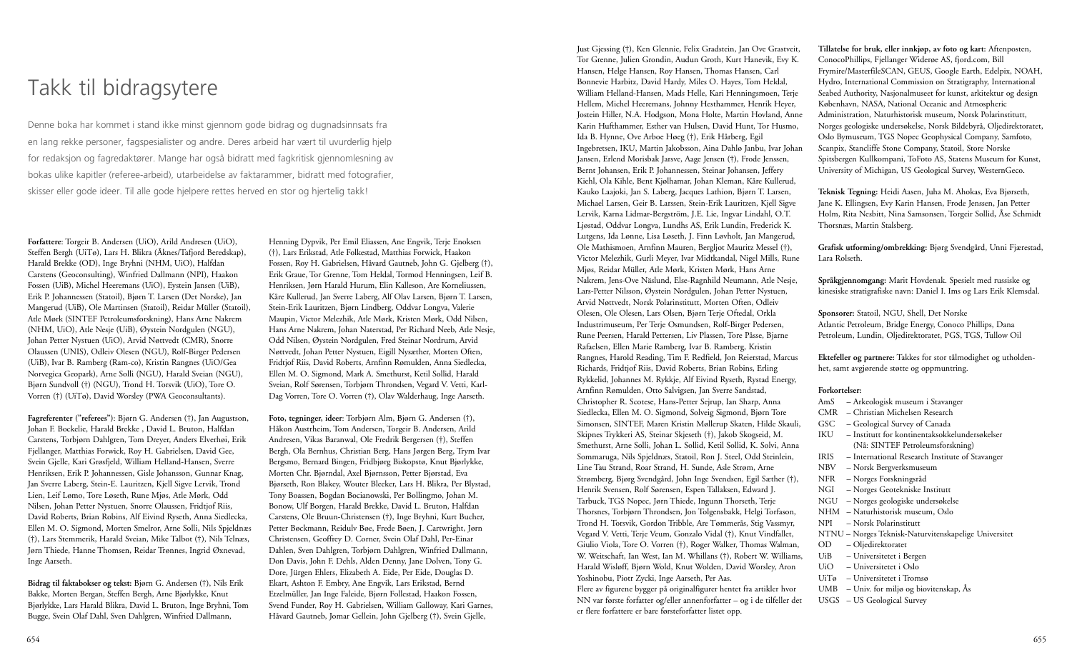# Takk til bidragsytere

Denne boka har kommet i stand ikke minst gjennom gode bidrag og dugnadsinnsats fra en lang rekke personer, fagspesialister og andre. Deres arbeid har vært til uvurderlig hjelp for redaksjon og fagredaktører. Mange har også bidratt med fagkritisk gjennomlesning av bokas ulike kapitler (referee-arbeid), utarbeidelse av faktarammer, bidratt med fotografier, skisser eller gode ideer. Til alle gode hjelpere rettes herved en stor og hjertelig takk!

**Forfattere**: Torgeir B. Andersen (UiO), Arild Andresen (UiO), Steffen Bergh (UiTø), Lars H. Blikra (Åknes/Tafjord Beredskap), Harald Brekke (OD), Inge Bryhni (NHM, UiO), Halfdan Carstens (Geoconsulting), Winfried Dallmann (NPI), Haakon Fossen (UiB), Michel Heeremans (UiO), Eystein Jansen (UiB), Erik P. Johannessen (Statoil), Bjørn T. Larsen (Det Norske), Jan Mangerud (UiB), Ole Martinsen (Statoil), Reidar Müller (Statoil), Atle Mørk (SINTEF Petroleumsforskning), Hans Arne Nakrem (NHM, UiO), Atle Nesje (UiB), Øystein Nordgulen (NGU), Johan Petter Nystuen (UiO), Arvid Nøttvedt (CMR), Snorre Olaussen (UNIS), Odleiv Olesen (NGU), Rolf-Birger Pedersen (UiB), Ivar B. Ramberg (Ram-co), Kristin Rangnes (UiO/Gea Norvegica Geopark), Arne Solli (NGU), Harald Sveian (NGU), Bjørn Sundvoll (†) (NGU), Trond H. Torsvik (UiO), Tore O. Vorren (†) (UiTø), David Worsley (PWA Geoconsultants).

**Fagreferenter ("referees")**: Bjørn G. Andersen (†), Jan Augustson, Johan F. Bockelie, Harald Brekke , David L. Bruton, Halfdan Carstens, Torbjørn Dahlgren, Tom Dreyer, Anders Elverhøi, Erik Fjellanger, Matthias Forwick, Roy H. Gabrielsen, David Gee, Svein Gjelle, Kari Grøsfjeld, William Helland-Hansen, Sverre Henriksen, Erik P. Johannessen, Gisle Johansson, Gunnar Knag, Jan Sverre Laberg, Stein-E. Lauritzen, Kjell Sigve Lervik, Trond Lien, Leif Lømo, Tore Løseth, Rune Mjøs, Atle Mørk, Odd Nilsen, Johan Petter Nystuen, Snorre Olaussen, Fridtjof Riis, David Roberts, Brian Robins, Alf Eivind Ryseth, Anna Siedlecka, Ellen M. O. Sigmond, Morten Smelror, Arne Solli, Nils Spjeldnæs (†), Lars Stemmerik, Harald Sveian, Mike Talbot (†), Nils Telnæs, Jørn Thiede, Hanne Thomsen, Reidar Trønnes, Ingrid Øxnevad, Inge Aarseth.

**Bidrag til faktabokser og tekst:** Bjørn G. Andersen (†), Nils Erik Bakke, Morten Bergan, Steffen Bergh, Arne Bjørlykke, Knut Bjørlykke, Lars Harald Blikra, David L. Bruton, Inge Bryhni, Tom Bugge, Svein Olaf Dahl, Sven Dahlgren, Winfried Dallmann, Henning Dypvik, Per Emil Eliassen, Ane Engvik, Terje Enoksen (†), Lars Erikstad, Atle Folkestad, Matthias Forwick, Haakon Fossen, Roy H. Gabrielsen, Håvard Gautneb, John G. Gjelberg (†), Erik Graue, Tor Grenne, Tom Heldal, Tormod Henningsen, Leif B. Henriksen, Jørn Harald Hurum, Elin Kalleson, Are Korneliussen, Kåre Kullerud, Jan Sverre Laberg, Alf Olav Larsen, Bjørn T. Larsen, Stein-Erik Lauritzen, Bjørn Lindberg, Oddvar Longva, Valerie Maupin, Victor Melezhik, Atle Mørk, Kristen Mørk, Odd Nilsen, Hans Arne Nakrem, Johan Naterstad, Per Richard Neeb, Atle Nesje, Odd Nilsen, Øystein Nordgulen, Fred Steinar Nordrum, Arvid Nøttvedt, Johan Petter Nystuen, Eigill Nysæther, Morten Often, Fridtjof Riis, David Roberts, Arnfinn Rømulden, Anna Siedlecka, Ellen M. O. Sigmond, Mark A. Smethurst, Ketil Sollid, Harald Sveian, Rolf Sørensen, Torbjørn Throndsen, Vegard V. Vetti, Karl-Dag Vorren, Tore O. Vorren (†), Olav Walderhaug, Inge Aarseth.

**Foto, tegninger, ideer**: Torbjørn Alm, Bjørn G. Andersen (†), Håkon Austrheim, Tom Andersen, Torgeir B. Andersen, Arild Andresen, Vikas Baranwal, Ole Fredrik Bergersen (†), Steffen Bergh, Ola Bernhus, Christian Berg, Hans Jørgen Berg, Trym Ivar Bergsmo, Bernard Bingen, Fridbjørg Biskopstø, Knut Bjørlykke, Morten Chr. Bjørndal, Axel Bjørnsson, Petter Bjørstad, Eva Bjørseth, Ron Blakey, Wouter Bleeker, Lars H. Blikra, Per Blystad, Tony Boassen, Bogdan Bocianowski, Per Bollingmo, Johan M. Bonow, Ulf Borgen, Harald Brekke, David L. Bruton, Halfdan Carstens, Ole Bruun-Christensen (†), Inge Bryhni, Kurt Bucher, Petter Bøckmann, Reidulv Bøe, Frede Bøen, J. Cartwright, Jørn Christensen, Geoffrey D. Corner, Svein Olaf Dahl, Per-Einar Dahlen, Sven Dahlgren, Torbjørn Dahlgren, Winfried Dallmann, Don Davis, John F. Dehls, Alden Denny, Jane Dolven, Tony G. Dore, Jürgen Ehlers, Elizabeth A. Eide, Per Eide, Douglas D. Ekart, Ashton F. Embry, Ane Engvik, Lars Erikstad, Bernd Etzelmüller, Jan Inge Faleide, Bjørn Follestad, Haakon Fossen, Svend Funder, Roy H. Gabrielsen, William Galloway, Kari Garnes, Håvard Gautneb, Jomar Gellein, John Gjelberg (†), Svein Gjelle, Just Gjessing (†), Ken Glennie, Felix Gradstein, Jan Ove Grastveit, Tor Grenne, Julien Grondin, Audun Groth, Kurt Hanevik, Evy K. Hansen, Helge Hansen, Roy Hansen, Thomas Hansen, Carl Bonnevie Harbitz, David Hardy, Miles O. Hayes, Tom Heldal, William Helland-Hansen, Mads Helle, Kari Henningsmoen, Terje Hellem, Michel Heeremans, Johnny Hesthammer, Henrik Heyer, Jostein Hiller, N.A. Hodgson, Mona Holte, Martin Hovland, Anne Karin Hufthammer, Esther van Hulsen, David Hunt, Tor Husmo, Ida B. Hynne, Ove Arboe Høeg (†), Erik Hårberg, Egil Ingebretsen, IKU, Martin Jakobsson, Aina Dahlø Janbu, Ivar Johan Jansen, Erlend Morisbak Jarsve, Aage Jensen (†), Frode Jenssen, Bernt Johansen, Erik P. Johannessen, Steinar Johansen, Jeffery Kiehl, Ola Kihle, Bent Kjølhamar, Johan Kleman, Kåre Kullerud, Kauko Laajoki, Jan S. Laberg, Jacques Lathion, Bjørn T. Larsen, Michael Larsen, Geir B. Larssen, Stein-Erik Lauritzen, Kjell Sigve Lervik, Karna Lidmar-Bergström, J.E. Lie, Ingvar Lindahl, O.T. Ljøstad, Oddvar Longva, Lundhs AS, Erik Lundin, Frederick K. Lutgens, Ida Lønne, Lisa Løseth, J. Finn Løvholt, Jan Mangerud, Ole Mathismoen, Arnfinn Mauren, Bergljot Mauritz Messel (†), Victor Melezhik, Gurli Meyer, Ivar Midtkandal, Nigel Mills, Rune Mjøs, Reidar Müller, Atle Mørk, Kristen Mørk, Hans Arne Nakrem, Jens-Ove Näslund, Else-Ragnhild Neumann, Atle Nesje, Lars-Petter Nilsson, Øystein Nordgulen, Johan Petter Nystuen, Arvid Nøttvedt, Norsk Polarinstitutt, Morten Often, Odleiv Olesen, Ole Olesen, Lars Olsen, Bjørn Terje Oftedal, Orkla Industrimuseum, Per Terje Osmundsen, Rolf-Birger Pedersen, Rune Peersen, Harald Pettersen, Liv Plassen, Tore Påsse, Bjarne Rafaelsen, Ellen Marie Ramberg, Ivar B. Ramberg, Kristin Rangnes, Harold Reading, Tim F. Redfield, Jon Reierstad, Marcus Richards, Fridtjof Riis, David Roberts, Brian Robins, Erling Rykkelid, Johannes M. Rykkje, Alf Eivind Ryseth, Rystad Energy, Arnfinn Rømulden, Otto Salvigsen, Jan Sverre Sandstad, Christopher R. Scotese, Hans-Petter Sejrup, Ian Sharp, Anna Siedlecka, Ellen M. O. Sigmond, Solveig Sigmond, Bjørn Tore Simonsen, SINTEF, Maren Kristin Møllerup Skaten, Hilde Skauli, Skipnes Trykkeri AS, Steinar Skjeseth (†), Jakob Skogseid, M. Smethurst, Arne Solli, Johan L. Sollid, Ketil Sollid, K. Solvi, Anna Sommaruga, Nils Spjeldnæs, Statoil, Ron J. Steel, Odd Steinlein, Line Tau Strand, Roar Strand, H. Sunde, Asle Strøm, Arne Strømberg, Bjørg Svendgård, John Inge Svendsen, Egil Sæther (†), Henrik Svensen, Rolf Sørensen, Espen Tallaksen, Edward J. Tarbuck, TGS Nopec, Jørn Thiede, Ingunn Thorseth, Terje Thorsnes, Torbjørn Throndsen, Jon Tolgensbakk, Helgi Torfason, Trond H. Torsvik, Gordon Tribble, Are Tømmerås, Stig Vassmyr, Vegard V. Vetti, Terje Veum, Gonzalo Vidal (†), Knut Vindfallet, Giulio Viola, Tore O. Vorren (†), Roger Walker, Thomas Walman, W. Weitschaft, Ian West, Ian M. Whillans (†), Robert W. Williams, Harald Wisløff, Bjørn Wold, Knut Wolden, David Worsley, Aron Yoshinobu, Piotr Zycki, Inge Aarseth, Per Aas.

Flere av figurene bygger på originalfigurer hentet fra artikler hvor NN var første forfatter og/eller annenforfatter – og i de tilfeller det er flere forfattere er bare førsteforfatter listet opp.

**Tillatelse for bruk, eller innkjøp, av foto og kart:** Aftenposten, ConocoPhillips, Fjellanger Widerøe AS, fjord.com, Bill Frymire/MasterfileSCAN, GEUS, Google Earth, Edelpix, NOAH, Hydro, International Commission on Stratigraphy, International Seabed Authority, Nasjonalmuseet for kunst, arkitektur og design København, NASA, National Oceanic and Atmospheric Administration, Naturhistorisk museum, Norsk Polarinstitutt, Norges geologiske undersøkelse, Norsk Bildebyrå, Oljedirektoratet, Oslo Bymuseum, TGS Nopec Geophysical Company, Samfoto, Scanpix, Stancliffe Stone Company, Statoil, Store Norske Spitsbergen Kullkompani, ToFoto AS, Statens Museum for Kunst, University of Michigan, US Geological Survey, WesternGeco.

**Teknisk Tegning:** Heidi Aasen, Juha M. Ahokas, Eva Bjørseth, Jane K. Ellingsen, Evy Karin Hansen, Frode Jenssen, Jan Petter Holm, Rita Nesbitt, Nina Samsonsen, Torgeir Sollid, Åse Schmidt Thorsnæs, Martin Stalsberg.

**Grafisk utforming/ombrekking:** Bjørg Svendgård, Unni Fjærestad, Lara Rolseth.

**Språkgjennomgang:** Marit Hovdenak. Spesielt med russiske og kinesiske stratigrafiske navn: Daniel I. Ims og Lars Erik Klemsdal.

**Sponsorer:** Statoil, NGU, Shell, Det Norske Atlantic Petroleum, Bridge Energy, Conoco Phillips, Dana Petroleum, Lundin, Oljedirektoratet, PGS, TGS, Tullow Oil

**Ektefeller og partnere:** Takkes for stor tålmodighet og utholdenhet, samt avgjørende støtte og oppmuntring.

**Forkortelser:**

- AmS – Arkeologisk museum i Stavanger
- CMR – Christian Michelsen Research
- GSC – Geological Survey of Canada
- IKU – Institutt for kontinentalsokkelundersøkelser (Nå: SINTEF Petroleumsforskning)
- IRIS – International Research Institute of Stavanger
- NBV – Norsk Bergverksmuseum
- NFR – Norges Forskningsråd
- NGI – Norges Geotekniske Institutt
- NGU – Norges geologiske undersøkelse
- NHM – Naturhistorisk museum, Oslo
- NPI – Norsk Polarinstitutt
- NTNU – Norges Teknisk-Naturvitenskapelige Universitet
- OD – Oljedirektoratet
- UiB – Universitetet i Bergen
- UiO – Universitetet i Oslo
- UiTø – Universitetet i Tromsø
- UMB – Univ. for miljø og biovitenskap, Ås
- USGS – US Geological Survey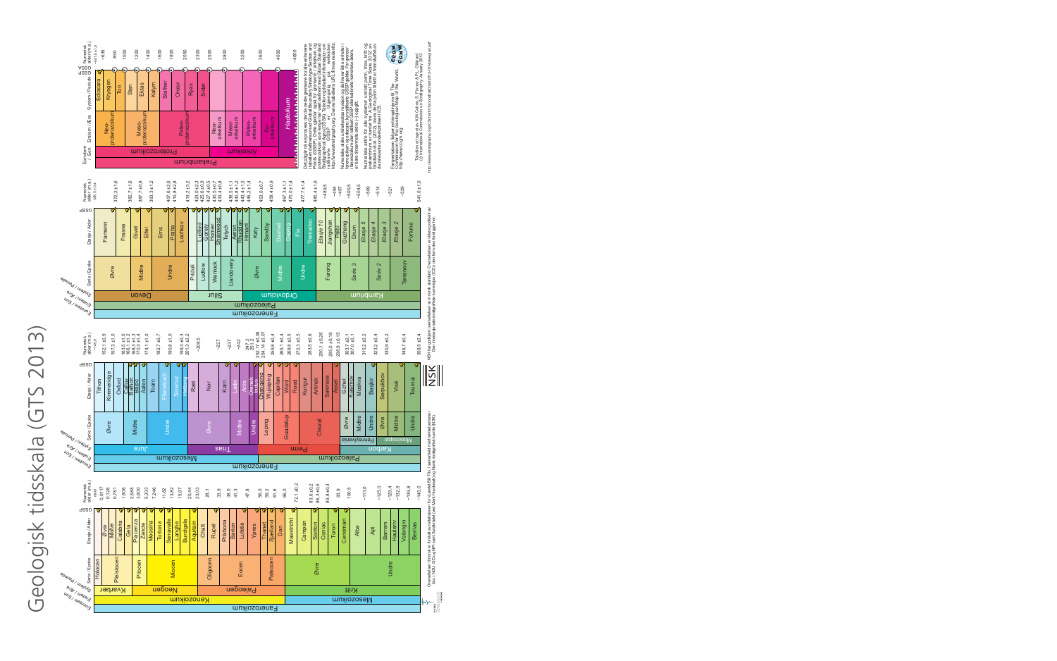# Geologisk tidsskala (GTS 2013)

| Eonotem / Eon | Eratem / Æra | System / Periode | Serie / Epoke | Etasje / Alder | Numerisk alder (m.a.) |
|---|---|---|---|---|---|
| Fanerozoikum | Kenozoikum | Kvartær | Holocen | | 0,0117 |
| | | | Pleistocen | Øvre | 0,126 |
| | | | | Midtre | 0,781 |
| | | | | Calabria | 1,806 |
| | | | | Gela | 2,588 |
| | | Neogen | Pliocen | Piacenza | 3,600 |
| | | | | Zancle | 5,333 |
| | | | Miocen | Messina | 7,246 |
| | | | | Tortona | 11,62 |
| | | | | Serravalle | 13,82 |
| | | | | Langhe | 15,97 |
| | | | | Burdigala | 20,44 |
| | | | | Aquitain | 23,03 |
| | | Paleogen | Oligocen | Chatt | 28,1 |
| | | | | Rupel | 33,9 |
| | | | Eocen | Priabona | 38,0 |
| | | | | Barton | 41,3 |
| | | | | Lutetia | 47,8 |
| | | | | Ypres | 56,0 |
| | | | Paleocen | Thanet | 59,2 |
| | | | | Sjælland | 61,6 |
| | | | | Dan | 66,0 |
| | Mesozoikum | Kritt | Øvre | Maastricht | 72,1 ±0,2 |
| | | | | Campan | 83,6 ±0,2 |
| | | | | Santon | 86,3 ±0,5 |
| | | | | Coniac | 89,8 ±0,3 |
| | | | | Turon | 93,9 |
| | | | | Cenoman | 100,5 |
| | | | Undre | Alba | ~113,0 |
| | | | | Apt | ~125,0 |
| | | | | Barrem | ~129,4 |
| | | | | Hauteriv | ~132,9 |
| | | | | Valangin | ~139,8 |
| | | | | Berrias | ~145,0 |

| Eonotem / Eon | Eratem / Æra | System / Periode | Serie / Epoke | Etasje / Alder | Numerisk alder (m.a.) |
|---|---|---|---|---|---|
| Fanerozoikum | Mesozoikum | Jura | Øvre | Tithon | 152,1 ±0,9 |
| | | | | Kimmeridge | 157,3 ±1,0 |
| | | | | Oxford | 163,5 ±1,0 |
| | | | Midtre | Callov | 166,1 ±1,2 |
| | | | | Bathon | 168,3 ±1,3 |
| | | | | Bajoc | 170,3 ±1,4 |
| | | | | Aalen | 174,1 ±1,0 |
| | | | Undre | Toarc | 182,7 ±0,7 |
| | | | | Pliensbach | 190,8 ±1,0 |
| | | | | Sinemur | 199,3 ±0,3 |
| | | | | Hettang | 201,3 ±0,2 |
| | | Trias | Øvre | Ræt | ~208,5 |
| | | | | Nor | ~227 |
| | | | | Karn | ~237 |
| | | | Midtre | Ladin | ~242 |
| | | | | Anis | 247,2 |
| | | | Undre | Olenek | 251,2 |
| | | | | Indus | 252,17 ±0,06 |
| | Paleozoikum | Perm | Loping | Changhsing | 254,14 ±0,07 |
| | | | | Wuchiaping | 259,8 ±0,4 |
| | | | Guadalup | Capitan | 265,1 ±0,4 |
| | | | | Word | 268,8 ±0,5 |
| | | | | Road | 272,3 ±0,5 |
| | | | Cisural | Kungur | 283,5 ±0,6 |
| | | | | Artinsk | 290,1 ±0,26 |
| | | | | Sakmara | 295,0 ±0,18 |
| | | | | Assel | 298,9 ±0,15 |
| | | Karbon – Pennsylvania | Øvre | Gzhel | 303,7 ±0,1 |
| | | | | Kasimov | 307,0 ±0,1 |
| | | | Midtre | Moskva | 315,2 ±0,2 |
| | | | Undre | Basjkir | 323,2 ±0,4 |
| | | Karbon – Mississippi | Øvre | Serpukhov | 330,9 ±0,2 |
| | | | Midtre | Visé | 346,7 ±0,4 |
| | | | Undre | Tournai | 358,9 ±0,4 |

| Eonotem / Eon | Eratem / Æra | System / Periode | Serie / Epoke | Etasje / Alder | Numerisk alder (m.a.) |
|---|---|---|---|---|---|
| Fanerozoikum | Paleozoikum | Devon | Øvre | Famenn | 372,2 ±1,6 |
| | | | | Frasne | 382,7 ±1,6 |
| | | | Midtre | Givet | 387,7 ±0,8 |
| | | | | Eifel | 393,3 ±1,2 |
| | | | Undre | Ems | 407,6 ±2,6 |
| | | | | Praha | 410,8 ±2,8 |
| | | | | Lochkov | 419,2 ±3,2 |
| | | Silur | Pridoli | | 423,0 ±2,3 |
| | | | Ludlow | Ludford | 425,6 ±0,9 |
| | | | | Gorsty | 427,4 ±0,5 |
| | | | Wenlock | Homer | 430,5 ±0,7 |
| | | | | Sheinwood | 433,4 ±0,8 |
| | | | Llandovery | Telych | 438,5 ±1,1 |
| | | | | Aeron | 440,8 ±1,2 |
| | | | | Rhuddan | 443,4 ±1,5 |
| | | Ordovicium | Øvre | Hirnant | 445,2 ±1,4 |
| | | | | Katy | 453,0 ±0,7 |
| | | | | Sandby | 458,4 ±0,9 |
| | | | Midtre | Darriwil | 467,3 ±1,1 |
| | | | | Daping | 470,0 ±1,4 |
| | | | Undre | Flo | 477,7 ±1,4 |
| | | | | Tremadoc | 485,4 ±1,9 |
| | | Kambrium | Furong | Etasje 10 | ~489,5 |
| | | | | Jiangshan | ~494 |
| | | | | Paibi | ~497 |
| | | | Serie 3 | Guzhang | ~500,5 |
| | | | | Drum | ~504,5 |
| | | | | Etasje 5 | ~509 |
| | | | Serie 2 | Etasje 4 | ~514 |
| | | | | Etasje 3 | ~521 |
| | | | Terreneuv | Etasje 2 | ~529 |
| | | | | Fortune | 541,0 ±1,0 |

| Eonotem / Eon | Eratem / Æra | System / Periode | Numerisk alder (m.a.) |
|---|---|---|---|
| Prekambrium – Proterozoikum | Neoproterozoikum | Ediacara | ~635 |
| | | Kryogen | 850 |
| | | Ton | 1000 |
| | Mesoproterozoikum | Sten | 1200 |
| | | Ektas | 1400 |
| | | Kalym | 1600 |
| | Paleoproterozoikum | Stather | 1800 |
| | | Orosir | 2050 |
| | | Ryax | 2300 |
| | | Sider | 2500 |
| Prekambrium – Arkeikum | Neoarkeikum | | 2800 |
| | Mesoarkeikum | | 3200 |
| | Paleoarkeikum | | 3600 |
| | Eoarkeikum | | 4000 |
| Hadeikum | | | ~4600 |

Det gjøres nå anstrengelser for å definere den nedre grensen for alle enhetene i tabellen definert med Global Boundary Stratotype Section and Points (GSSP). Dette gjelder også for grensene i arkeikum og proterozoikum som lenge har vært definert med Global Standard Stratigraphic Ages (GSSA). Tabeller og detaljert informasjon om ratifiserte GSSP-er er tilgjengelig på websiden http://www.stratigraphy.org.

Numeriske aldre undersøkes revisjon og definerer ikke enheter i fanerozoikum og ediacara; kun definerte GSSP-er gjør. For grenser i fanerozoikum uten ratifisert GSSP eller nøyaktig numerisk alder, er en tilnærmet alder (~) oppgitt.

Numeriske aldre for alle systemer unntatt perm, trias, kritt og prekambrium er hentet fra "A Geological Time Scale 2012" av Gradstein et al. (2012); mens for perm, trias og kritt er hentet fra de relevante underkomiteer (ICS).

Fargeskalaen følger retningslinjene til The Commission for the Geological Map of the World. http://www.ccgm.org

Tabellen er tegnet av K.M.Cohen, S.Finney & P.L.Gibbard (c) International Commission on Stratigraphy, January 2013

http://www.stratigraphy.org/ICSchart/ChronostratChart2013-01Norwegian.pdf

Oversettelsen til norsk er foretatt av redaksjonen for «Landet Blir Til», i samarbeid med Norsk Geologisk forening og Norsk stratigrafisk komité (NSK).

NSK har godkjent oversettelsen som norsk standard. Oversettelsen er videreutviklet av Den internasjonale stratigrafiske kommisjon (ICS) i den form den foreligger her.

NSK